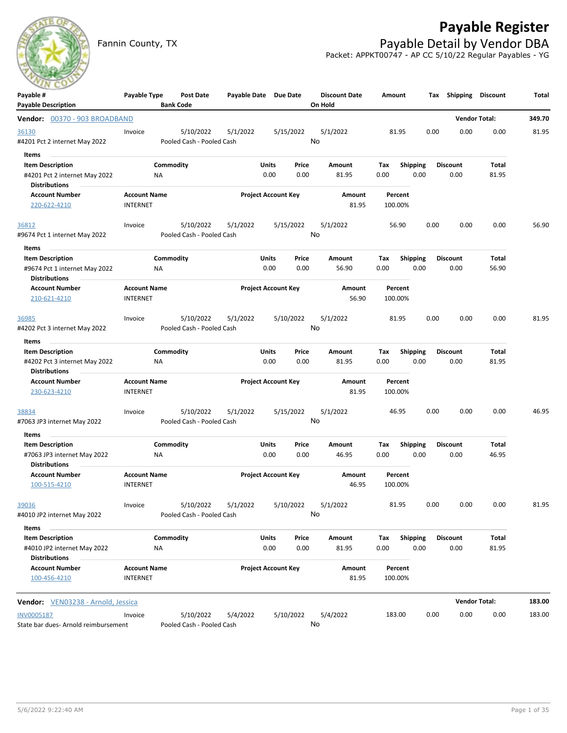# Payable Register

Fannin County, TX

## Payable Detail by Vendor DBA

Packet: APPKT00747 - AP CC 5/10/22 Regular Payables - YG

| Payable # / Payable Description | Payable Type | Post Date / Bank Code | Payable Date | Due Date | Discount Date / On Hold | Amount | Tax | Shipping | Discount | Total |
|---|---|---|---|---|---|---|---|---|---|---|

**Vendor: 00370 - 903 BROADBAND** — Vendor Total: **349.70**

| Payable # | Payable Type | Post Date | Payable Date | Due Date | Discount Date | Amount | Tax | Shipping | Discount | Total |
|---|---|---|---|---|---|---|---|---|---|---|
| 36130 | Invoice | 5/10/2022 | 5/1/2022 | 5/15/2022 | 5/1/2022 | 81.95 | 0.00 | 0.00 | 0.00 | 81.95 |

#4201 Pct 2 internet May 2022 — Pooled Cash - Pooled Cash — On Hold: No

Items

| Item Description | Commodity | Units | Price | Amount | Tax | Shipping | Discount | Total |
|---|---|---|---|---|---|---|---|---|
| #4201 Pct 2 internet May 2022 | NA | 0.00 | 0.00 | 81.95 | 0.00 | 0.00 | 0.00 | 81.95 |

Distributions

| Account Number | Account Name | Project Account Key | Amount | Percent |
|---|---|---|---|---|
| 220-622-4210 | INTERNET | | 81.95 | 100.00% |

| Payable # | Payable Type | Post Date | Payable Date | Due Date | Discount Date | Amount | Tax | Shipping | Discount | Total |
|---|---|---|---|---|---|---|---|---|---|---|
| 36812 | Invoice | 5/10/2022 | 5/1/2022 | 5/15/2022 | 5/1/2022 | 56.90 | 0.00 | 0.00 | 0.00 | 56.90 |

#9674 Pct 1 internet May 2022 — Pooled Cash - Pooled Cash — On Hold: No

Items

| Item Description | Commodity | Units | Price | Amount | Tax | Shipping | Discount | Total |
|---|---|---|---|---|---|---|---|---|
| #9674 Pct 1 internet May 2022 | NA | 0.00 | 0.00 | 56.90 | 0.00 | 0.00 | 0.00 | 56.90 |

Distributions

| Account Number | Account Name | Project Account Key | Amount | Percent |
|---|---|---|---|---|
| 210-621-4210 | INTERNET | | 56.90 | 100.00% |

| Payable # | Payable Type | Post Date | Payable Date | Due Date | Discount Date | Amount | Tax | Shipping | Discount | Total |
|---|---|---|---|---|---|---|---|---|---|---|
| 36985 | Invoice | 5/10/2022 | 5/1/2022 | 5/10/2022 | 5/1/2022 | 81.95 | 0.00 | 0.00 | 0.00 | 81.95 |

#4202 Pct 3 internet May 2022 — Pooled Cash - Pooled Cash — On Hold: No

Items

| Item Description | Commodity | Units | Price | Amount | Tax | Shipping | Discount | Total |
|---|---|---|---|---|---|---|---|---|
| #4202 Pct 3 internet May 2022 | NA | 0.00 | 0.00 | 81.95 | 0.00 | 0.00 | 0.00 | 81.95 |

Distributions

| Account Number | Account Name | Project Account Key | Amount | Percent |
|---|---|---|---|---|
| 230-623-4210 | INTERNET | | 81.95 | 100.00% |

| Payable # | Payable Type | Post Date | Payable Date | Due Date | Discount Date | Amount | Tax | Shipping | Discount | Total |
|---|---|---|---|---|---|---|---|---|---|---|
| 38834 | Invoice | 5/10/2022 | 5/1/2022 | 5/15/2022 | 5/1/2022 | 46.95 | 0.00 | 0.00 | 0.00 | 46.95 |

#7063 JP3 internet May 2022 — Pooled Cash - Pooled Cash — On Hold: No

Items

| Item Description | Commodity | Units | Price | Amount | Tax | Shipping | Discount | Total |
|---|---|---|---|---|---|---|---|---|
| #7063 JP3 internet May 2022 | NA | 0.00 | 0.00 | 46.95 | 0.00 | 0.00 | 0.00 | 46.95 |

Distributions

| Account Number | Account Name | Project Account Key | Amount | Percent |
|---|---|---|---|---|
| 100-515-4210 | INTERNET | | 46.95 | 100.00% |

| Payable # | Payable Type | Post Date | Payable Date | Due Date | Discount Date | Amount | Tax | Shipping | Discount | Total |
|---|---|---|---|---|---|---|---|---|---|---|
| 39036 | Invoice | 5/10/2022 | 5/1/2022 | 5/10/2022 | 5/1/2022 | 81.95 | 0.00 | 0.00 | 0.00 | 81.95 |

#4010 JP2 internet May 2022 — Pooled Cash - Pooled Cash — On Hold: No

Items

| Item Description | Commodity | Units | Price | Amount | Tax | Shipping | Discount | Total |
|---|---|---|---|---|---|---|---|---|
| #4010 JP2 internet May 2022 | NA | 0.00 | 0.00 | 81.95 | 0.00 | 0.00 | 0.00 | 81.95 |

Distributions

| Account Number | Account Name | Project Account Key | Amount | Percent |
|---|---|---|---|---|
| 100-456-4210 | INTERNET | | 81.95 | 100.00% |

**Vendor: VEN03238 - Arnold, Jessica** — Vendor Total: **183.00**

| Payable # | Payable Type | Post Date | Payable Date | Due Date | Discount Date | Amount | Tax | Shipping | Discount | Total |
|---|---|---|---|---|---|---|---|---|---|---|
| INV0005187 | Invoice | 5/10/2022 | 5/4/2022 | 5/10/2022 | 5/4/2022 | 183.00 | 0.00 | 0.00 | 0.00 | 183.00 |

State bar dues- Arnold reimbursement — Pooled Cash - Pooled Cash — On Hold: No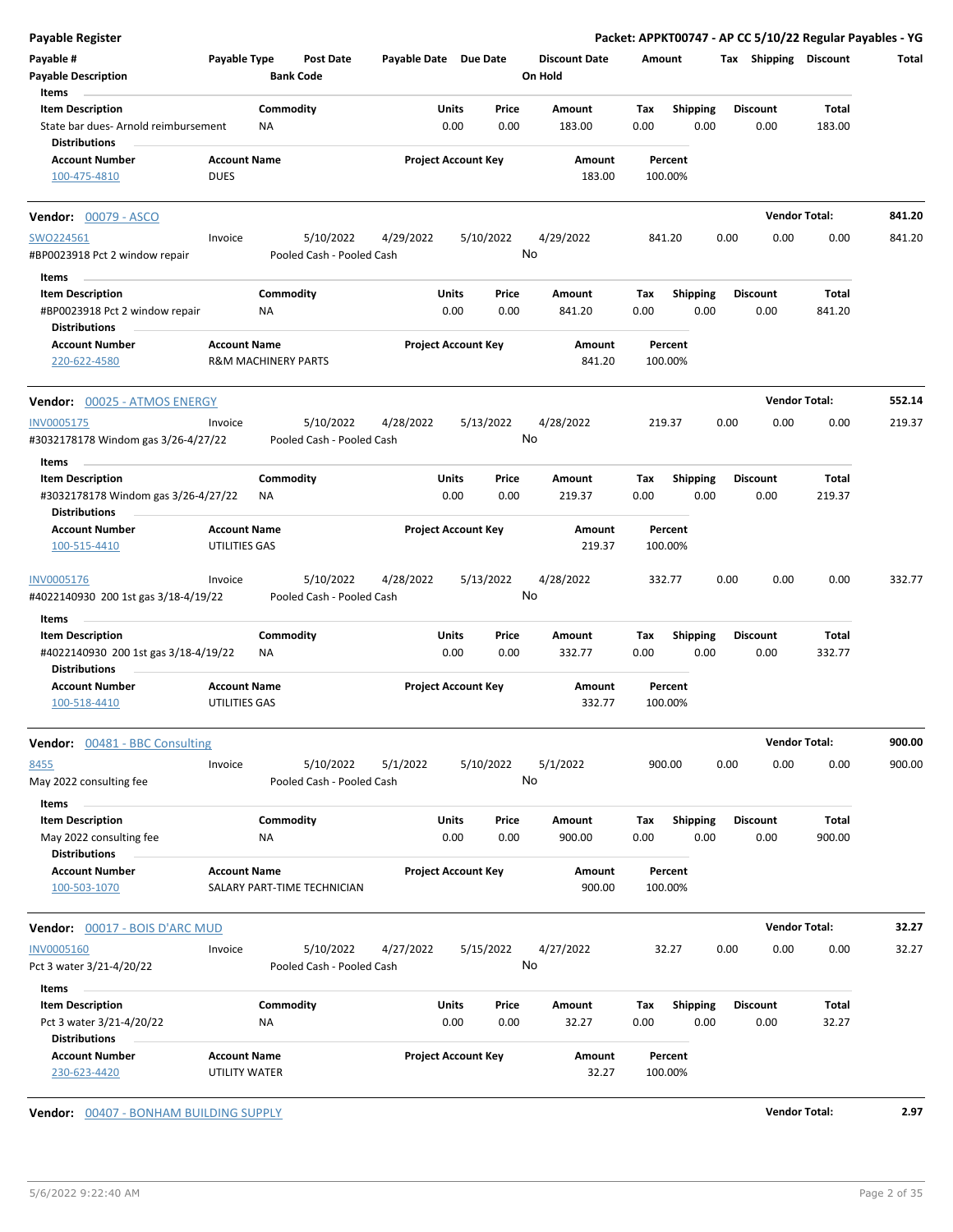## Payable Register

**Packet: APPKT00747 - AP CC 5/10/22 Regular Payables - YG**

| Payable # | Payable Type | Post Date | Payable Date | Due Date | Discount Date | Amount | Tax | Shipping | Discount | Total |
|---|---|---|---|---|---|---|---|---|---|---|
| Payable Description | | Bank Code | | | On Hold | | | | | |

Items

| Item Description | Commodity | Units | Price | Amount | Tax | Shipping | Discount | Total |
|---|---|---|---|---|---|---|---|---|
| State bar dues- Arnold reimbursement | NA | 0.00 | 0.00 | 183.00 | 0.00 | 0.00 | 0.00 | 183.00 |

Distributions

| Account Number | Account Name | Project Account Key | Amount | Percent |
|---|---|---|---|---|
| 100-475-4810 | DUES | | 183.00 | 100.00% |

---

**Vendor: 00079 - ASCO** — Vendor Total: **841.20**

| Payable # | Payable Type | Post Date | Payable Date | Due Date | Discount Date | Amount | Tax | Shipping | Discount | Total |
|---|---|---|---|---|---|---|---|---|---|---|
| SWO224561 | Invoice | 5/10/2022 | 4/29/2022 | 5/10/2022 | 4/29/2022 | 841.20 | 0.00 | 0.00 | 0.00 | 841.20 |
| #BP0023918 Pct 2 window repair | | Pooled Cash - Pooled Cash | | | No | | | | | |

Items

| Item Description | Commodity | Units | Price | Amount | Tax | Shipping | Discount | Total |
|---|---|---|---|---|---|---|---|---|
| #BP0023918 Pct 2 window repair | NA | 0.00 | 0.00 | 841.20 | 0.00 | 0.00 | 0.00 | 841.20 |

Distributions

| Account Number | Account Name | Project Account Key | Amount | Percent |
|---|---|---|---|---|
| 220-622-4580 | R&M MACHINERY PARTS | | 841.20 | 100.00% |

---

**Vendor: 00025 - ATMOS ENERGY** — Vendor Total: **552.14**

| Payable # | Payable Type | Post Date | Payable Date | Due Date | Discount Date | Amount | Tax | Shipping | Discount | Total |
|---|---|---|---|---|---|---|---|---|---|---|
| INV0005175 | Invoice | 5/10/2022 | 4/28/2022 | 5/13/2022 | 4/28/2022 | 219.37 | 0.00 | 0.00 | 0.00 | 219.37 |
| #3032178178 Windom gas 3/26-4/27/22 | | Pooled Cash - Pooled Cash | | | No | | | | | |

Items

| Item Description | Commodity | Units | Price | Amount | Tax | Shipping | Discount | Total |
|---|---|---|---|---|---|---|---|---|
| #3032178178 Windom gas 3/26-4/27/22 | NA | 0.00 | 0.00 | 219.37 | 0.00 | 0.00 | 0.00 | 219.37 |

Distributions

| Account Number | Account Name | Project Account Key | Amount | Percent |
|---|---|---|---|---|
| 100-515-4410 | UTILITIES GAS | | 219.37 | 100.00% |

| Payable # | Payable Type | Post Date | Payable Date | Due Date | Discount Date | Amount | Tax | Shipping | Discount | Total |
|---|---|---|---|---|---|---|---|---|---|---|
| INV0005176 | Invoice | 5/10/2022 | 4/28/2022 | 5/13/2022 | 4/28/2022 | 332.77 | 0.00 | 0.00 | 0.00 | 332.77 |
| #4022140930 200 1st gas 3/18-4/19/22 | | Pooled Cash - Pooled Cash | | | No | | | | | |

Items

| Item Description | Commodity | Units | Price | Amount | Tax | Shipping | Discount | Total |
|---|---|---|---|---|---|---|---|---|
| #4022140930 200 1st gas 3/18-4/19/22 | NA | 0.00 | 0.00 | 332.77 | 0.00 | 0.00 | 0.00 | 332.77 |

Distributions

| Account Number | Account Name | Project Account Key | Amount | Percent |
|---|---|---|---|---|
| 100-518-4410 | UTILITIES GAS | | 332.77 | 100.00% |

---

**Vendor: 00481 - BBC Consulting** — Vendor Total: **900.00**

| Payable # | Payable Type | Post Date | Payable Date | Due Date | Discount Date | Amount | Tax | Shipping | Discount | Total |
|---|---|---|---|---|---|---|---|---|---|---|
| 8455 | Invoice | 5/10/2022 | 5/1/2022 | 5/10/2022 | 5/1/2022 | 900.00 | 0.00 | 0.00 | 0.00 | 900.00 |
| May 2022 consulting fee | | Pooled Cash - Pooled Cash | | | No | | | | | |

Items

| Item Description | Commodity | Units | Price | Amount | Tax | Shipping | Discount | Total |
|---|---|---|---|---|---|---|---|---|
| May 2022 consulting fee | NA | 0.00 | 0.00 | 900.00 | 0.00 | 0.00 | 0.00 | 900.00 |

Distributions

| Account Number | Account Name | Project Account Key | Amount | Percent |
|---|---|---|---|---|
| 100-503-1070 | SALARY PART-TIME TECHNICIAN | | 900.00 | 100.00% |

---

**Vendor: 00017 - BOIS D'ARC MUD** — Vendor Total: **32.27**

| Payable # | Payable Type | Post Date | Payable Date | Due Date | Discount Date | Amount | Tax | Shipping | Discount | Total |
|---|---|---|---|---|---|---|---|---|---|---|
| INV0005160 | Invoice | 5/10/2022 | 4/27/2022 | 5/15/2022 | 4/27/2022 | 32.27 | 0.00 | 0.00 | 0.00 | 32.27 |
| Pct 3 water 3/21-4/20/22 | | Pooled Cash - Pooled Cash | | | No | | | | | |

Items

| Item Description | Commodity | Units | Price | Amount | Tax | Shipping | Discount | Total |
|---|---|---|---|---|---|---|---|---|
| Pct 3 water 3/21-4/20/22 | NA | 0.00 | 0.00 | 32.27 | 0.00 | 0.00 | 0.00 | 32.27 |

Distributions

| Account Number | Account Name | Project Account Key | Amount | Percent |
|---|---|---|---|---|
| 230-623-4420 | UTILITY WATER | | 32.27 | 100.00% |

---

**Vendor: 00407 - BONHAM BUILDING SUPPLY** — Vendor Total: **2.97**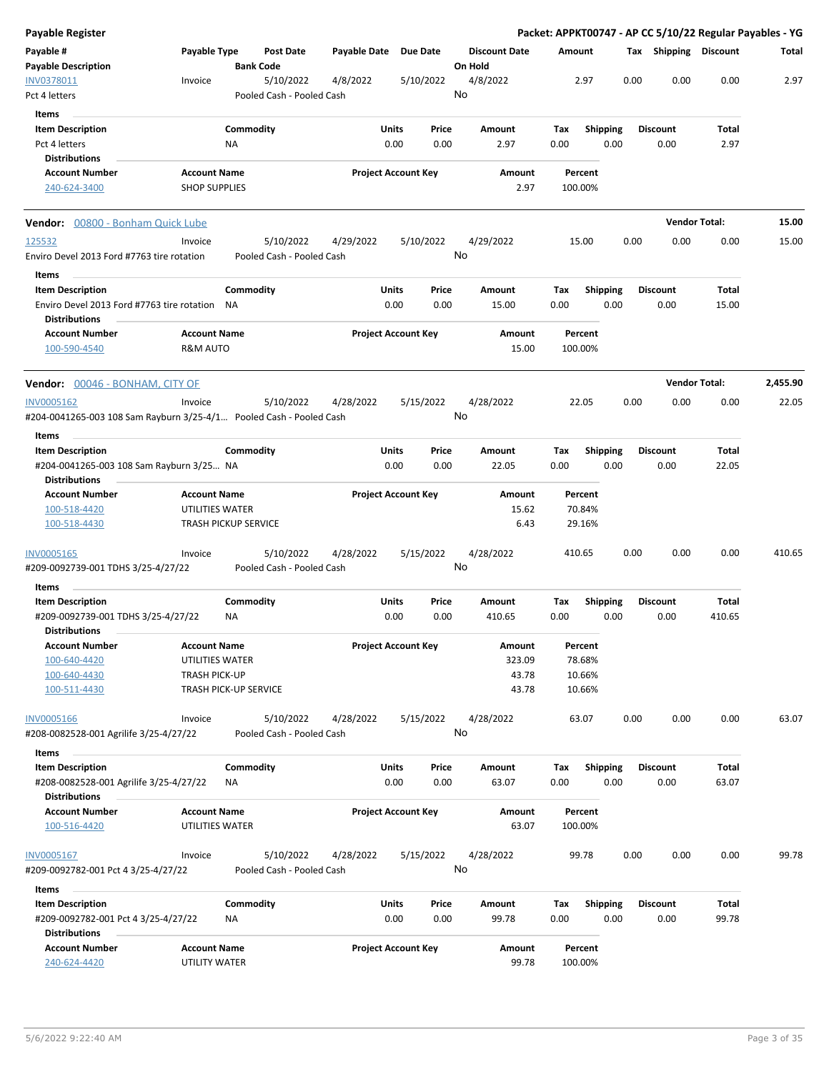## Payable Register

**Packet: APPKT00747 - AP CC 5/10/22 Regular Payables - YG**

| Payable # / Payable Description | Payable Type | Post Date / Bank Code | Payable Date | Due Date | Discount Date / On Hold | Amount | Tax | Shipping | Discount | Total |
|---|---|---|---|---|---|---|---|---|---|---|
| INV0378011 | Invoice | 5/10/2022 | 4/8/2022 | 5/10/2022 | 4/8/2022 | 2.97 | 0.00 | 0.00 | 0.00 | 2.97 |
| Pct 4 letters | | Pooled Cash - Pooled Cash | | | No | | | | | |

**Items**

| Item Description | Commodity | Units | Price | Amount | Tax | Shipping | Discount | Total |
|---|---|---|---|---|---|---|---|---|
| Pct 4 letters | NA | 0.00 | 0.00 | 2.97 | 0.00 | 0.00 | 0.00 | 2.97 |

**Distributions**

| Account Number | Account Name | Project Account Key | Amount | Percent |
|---|---|---|---|---|
| 240-624-3400 | SHOP SUPPLIES | | 2.97 | 100.00% |

### Vendor: 00800 - Bonham Quick Lube — Vendor Total: 15.00

| Payable # / Payable Description | Payable Type | Post Date / Bank Code | Payable Date | Due Date | Discount Date / On Hold | Amount | Tax | Shipping | Discount | Total |
|---|---|---|---|---|---|---|---|---|---|---|
| 125532 | Invoice | 5/10/2022 | 4/29/2022 | 5/10/2022 | 4/29/2022 | 15.00 | 0.00 | 0.00 | 0.00 | 15.00 |
| Enviro Devel 2013 Ford #7763 tire rotation | | Pooled Cash - Pooled Cash | | | No | | | | | |

**Items**

| Item Description | Commodity | Units | Price | Amount | Tax | Shipping | Discount | Total |
|---|---|---|---|---|---|---|---|---|
| Enviro Devel 2013 Ford #7763 tire rotation | NA | 0.00 | 0.00 | 15.00 | 0.00 | 0.00 | 0.00 | 15.00 |

**Distributions**

| Account Number | Account Name | Project Account Key | Amount | Percent |
|---|---|---|---|---|
| 100-590-4540 | R&M AUTO | | 15.00 | 100.00% |

### Vendor: 00046 - BONHAM, CITY OF — Vendor Total: 2,455.90

| Payable # / Payable Description | Payable Type | Post Date / Bank Code | Payable Date | Due Date | Discount Date / On Hold | Amount | Tax | Shipping | Discount | Total |
|---|---|---|---|---|---|---|---|---|---|---|
| INV0005162 | Invoice | 5/10/2022 | 4/28/2022 | 5/15/2022 | 4/28/2022 | 22.05 | 0.00 | 0.00 | 0.00 | 22.05 |
| #204-0041265-003 108 Sam Rayburn 3/25-4/1… | | Pooled Cash - Pooled Cash | | | No | | | | | |

**Items**

| Item Description | Commodity | Units | Price | Amount | Tax | Shipping | Discount | Total |
|---|---|---|---|---|---|---|---|---|
| #204-0041265-003 108 Sam Rayburn 3/25… | NA | 0.00 | 0.00 | 22.05 | 0.00 | 0.00 | 0.00 | 22.05 |

**Distributions**

| Account Number | Account Name | Project Account Key | Amount | Percent |
|---|---|---|---|---|
| 100-518-4420 | UTILITIES WATER | | 15.62 | 70.84% |
| 100-518-4430 | TRASH PICKUP SERVICE | | 6.43 | 29.16% |

| Payable # / Payable Description | Payable Type | Post Date / Bank Code | Payable Date | Due Date | Discount Date / On Hold | Amount | Tax | Shipping | Discount | Total |
|---|---|---|---|---|---|---|---|---|---|---|
| INV0005165 | Invoice | 5/10/2022 | 4/28/2022 | 5/15/2022 | 4/28/2022 | 410.65 | 0.00 | 0.00 | 0.00 | 410.65 |
| #209-0092739-001 TDHS 3/25-4/27/22 | | Pooled Cash - Pooled Cash | | | No | | | | | |

**Items**

| Item Description | Commodity | Units | Price | Amount | Tax | Shipping | Discount | Total |
|---|---|---|---|---|---|---|---|---|
| #209-0092739-001 TDHS 3/25-4/27/22 | NA | 0.00 | 0.00 | 410.65 | 0.00 | 0.00 | 0.00 | 410.65 |

**Distributions**

| Account Number | Account Name | Project Account Key | Amount | Percent |
|---|---|---|---|---|
| 100-640-4420 | UTILITIES WATER | | 323.09 | 78.68% |
| 100-640-4430 | TRASH PICK-UP | | 43.78 | 10.66% |
| 100-511-4430 | TRASH PICK-UP SERVICE | | 43.78 | 10.66% |

| Payable # / Payable Description | Payable Type | Post Date / Bank Code | Payable Date | Due Date | Discount Date / On Hold | Amount | Tax | Shipping | Discount | Total |
|---|---|---|---|---|---|---|---|---|---|---|
| INV0005166 | Invoice | 5/10/2022 | 4/28/2022 | 5/15/2022 | 4/28/2022 | 63.07 | 0.00 | 0.00 | 0.00 | 63.07 |
| #208-0082528-001 Agrilife 3/25-4/27/22 | | Pooled Cash - Pooled Cash | | | No | | | | | |

**Items**

| Item Description | Commodity | Units | Price | Amount | Tax | Shipping | Discount | Total |
|---|---|---|---|---|---|---|---|---|
| #208-0082528-001 Agrilife 3/25-4/27/22 | NA | 0.00 | 0.00 | 63.07 | 0.00 | 0.00 | 0.00 | 63.07 |

**Distributions**

| Account Number | Account Name | Project Account Key | Amount | Percent |
|---|---|---|---|---|
| 100-516-4420 | UTILITIES WATER | | 63.07 | 100.00% |

| Payable # / Payable Description | Payable Type | Post Date / Bank Code | Payable Date | Due Date | Discount Date / On Hold | Amount | Tax | Shipping | Discount | Total |
|---|---|---|---|---|---|---|---|---|---|---|
| INV0005167 | Invoice | 5/10/2022 | 4/28/2022 | 5/15/2022 | 4/28/2022 | 99.78 | 0.00 | 0.00 | 0.00 | 99.78 |
| #209-0092782-001 Pct 4 3/25-4/27/22 | | Pooled Cash - Pooled Cash | | | No | | | | | |

**Items**

| Item Description | Commodity | Units | Price | Amount | Tax | Shipping | Discount | Total |
|---|---|---|---|---|---|---|---|---|
| #209-0092782-001 Pct 4 3/25-4/27/22 | NA | 0.00 | 0.00 | 99.78 | 0.00 | 0.00 | 0.00 | 99.78 |

**Distributions**

| Account Number | Account Name | Project Account Key | Amount | Percent |
|---|---|---|---|---|
| 240-624-4420 | UTILITY WATER | | 99.78 | 100.00% |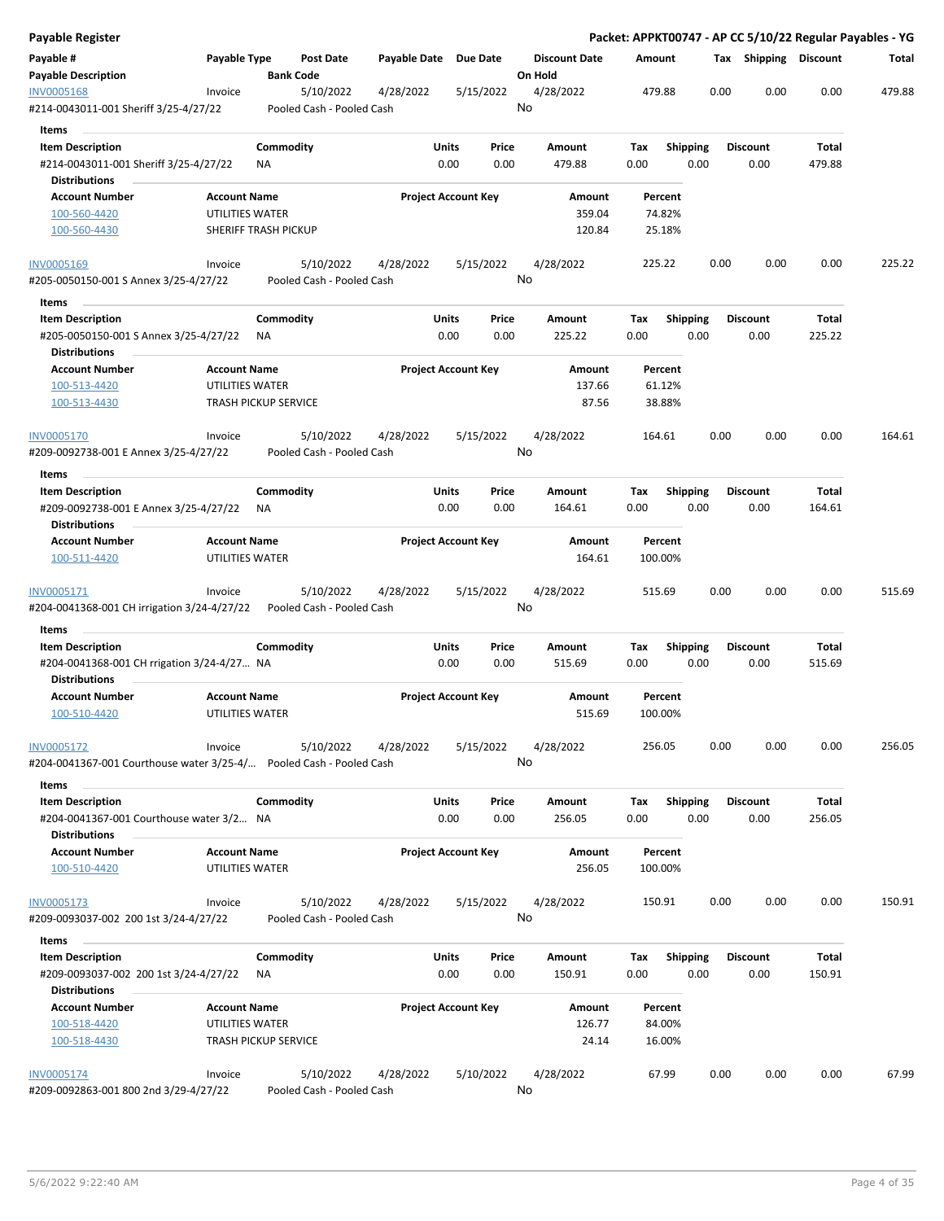**Payable Register** — **Packet: APPKT00747 - AP CC 5/10/22 Regular Payables - YG**

| Payable # / Payable Description | Payable Type | Post Date / Bank Code | Payable Date | Due Date | Discount Date / On Hold | Amount | Tax | Shipping | Discount | Total |
|---|---|---|---|---|---|---|---|---|---|---|
| INV0005168 | Invoice | 5/10/2022 | 4/28/2022 | 5/15/2022 | 4/28/2022 | 479.88 | 0.00 | 0.00 | 0.00 | 479.88 |
| #214-0043011-001 Sheriff 3/25-4/27/22 | | Pooled Cash - Pooled Cash | | | No | | | | | |

**Items**

| Item Description | Commodity | Units | Price | Amount | Tax | Shipping | Discount | Total |
|---|---|---|---|---|---|---|---|---|
| #214-0043011-001 Sheriff 3/25-4/27/22 | NA | 0.00 | 0.00 | 479.88 | 0.00 | 0.00 | 0.00 | 479.88 |

**Distributions**

| Account Number | Account Name | Project Account Key | Amount | Percent |
|---|---|---|---|---|
| 100-560-4420 | UTILITIES WATER | | 359.04 | 74.82% |
| 100-560-4430 | SHERIFF TRASH PICKUP | | 120.84 | 25.18% |

| Payable # / Payable Description | Payable Type | Post Date / Bank Code | Payable Date | Due Date | Discount Date / On Hold | Amount | Tax | Shipping | Discount | Total |
|---|---|---|---|---|---|---|---|---|---|---|
| INV0005169 | Invoice | 5/10/2022 | 4/28/2022 | 5/15/2022 | 4/28/2022 | 225.22 | 0.00 | 0.00 | 0.00 | 225.22 |
| #205-0050150-001 S Annex 3/25-4/27/22 | | Pooled Cash - Pooled Cash | | | No | | | | | |

**Items**

| Item Description | Commodity | Units | Price | Amount | Tax | Shipping | Discount | Total |
|---|---|---|---|---|---|---|---|---|
| #205-0050150-001 S Annex 3/25-4/27/22 | NA | 0.00 | 0.00 | 225.22 | 0.00 | 0.00 | 0.00 | 225.22 |

**Distributions**

| Account Number | Account Name | Project Account Key | Amount | Percent |
|---|---|---|---|---|
| 100-513-4420 | UTILITIES WATER | | 137.66 | 61.12% |
| 100-513-4430 | TRASH PICKUP SERVICE | | 87.56 | 38.88% |

| Payable # / Payable Description | Payable Type | Post Date / Bank Code | Payable Date | Due Date | Discount Date / On Hold | Amount | Tax | Shipping | Discount | Total |
|---|---|---|---|---|---|---|---|---|---|---|
| INV0005170 | Invoice | 5/10/2022 | 4/28/2022 | 5/15/2022 | 4/28/2022 | 164.61 | 0.00 | 0.00 | 0.00 | 164.61 |
| #209-0092738-001 E Annex 3/25-4/27/22 | | Pooled Cash - Pooled Cash | | | No | | | | | |

**Items**

| Item Description | Commodity | Units | Price | Amount | Tax | Shipping | Discount | Total |
|---|---|---|---|---|---|---|---|---|
| #209-0092738-001 E Annex 3/25-4/27/22 | NA | 0.00 | 0.00 | 164.61 | 0.00 | 0.00 | 0.00 | 164.61 |

**Distributions**

| Account Number | Account Name | Project Account Key | Amount | Percent |
|---|---|---|---|---|
| 100-511-4420 | UTILITIES WATER | | 164.61 | 100.00% |

| Payable # / Payable Description | Payable Type | Post Date / Bank Code | Payable Date | Due Date | Discount Date / On Hold | Amount | Tax | Shipping | Discount | Total |
|---|---|---|---|---|---|---|---|---|---|---|
| INV0005171 | Invoice | 5/10/2022 | 4/28/2022 | 5/15/2022 | 4/28/2022 | 515.69 | 0.00 | 0.00 | 0.00 | 515.69 |
| #204-0041368-001 CH irrigation 3/24-4/27/22 | | Pooled Cash - Pooled Cash | | | No | | | | | |

**Items**

| Item Description | Commodity | Units | Price | Amount | Tax | Shipping | Discount | Total |
|---|---|---|---|---|---|---|---|---|
| #204-0041368-001 CH rrigation 3/24-4/27... | NA | 0.00 | 0.00 | 515.69 | 0.00 | 0.00 | 0.00 | 515.69 |

**Distributions**

| Account Number | Account Name | Project Account Key | Amount | Percent |
|---|---|---|---|---|
| 100-510-4420 | UTILITIES WATER | | 515.69 | 100.00% |

| Payable # / Payable Description | Payable Type | Post Date / Bank Code | Payable Date | Due Date | Discount Date / On Hold | Amount | Tax | Shipping | Discount | Total |
|---|---|---|---|---|---|---|---|---|---|---|
| INV0005172 | Invoice | 5/10/2022 | 4/28/2022 | 5/15/2022 | 4/28/2022 | 256.05 | 0.00 | 0.00 | 0.00 | 256.05 |
| #204-0041367-001 Courthouse water 3/25-4/... | | Pooled Cash - Pooled Cash | | | No | | | | | |

**Items**

| Item Description | Commodity | Units | Price | Amount | Tax | Shipping | Discount | Total |
|---|---|---|---|---|---|---|---|---|
| #204-0041367-001 Courthouse water 3/2... | NA | 0.00 | 0.00 | 256.05 | 0.00 | 0.00 | 0.00 | 256.05 |

**Distributions**

| Account Number | Account Name | Project Account Key | Amount | Percent |
|---|---|---|---|---|
| 100-510-4420 | UTILITIES WATER | | 256.05 | 100.00% |

| Payable # / Payable Description | Payable Type | Post Date / Bank Code | Payable Date | Due Date | Discount Date / On Hold | Amount | Tax | Shipping | Discount | Total |
|---|---|---|---|---|---|---|---|---|---|---|
| INV0005173 | Invoice | 5/10/2022 | 4/28/2022 | 5/15/2022 | 4/28/2022 | 150.91 | 0.00 | 0.00 | 0.00 | 150.91 |
| #209-0093037-002 200 1st 3/24-4/27/22 | | Pooled Cash - Pooled Cash | | | No | | | | | |

**Items**

| Item Description | Commodity | Units | Price | Amount | Tax | Shipping | Discount | Total |
|---|---|---|---|---|---|---|---|---|
| #209-0093037-002 200 1st 3/24-4/27/22 | NA | 0.00 | 0.00 | 150.91 | 0.00 | 0.00 | 0.00 | 150.91 |

**Distributions**

| Account Number | Account Name | Project Account Key | Amount | Percent |
|---|---|---|---|---|
| 100-518-4420 | UTILITIES WATER | | 126.77 | 84.00% |
| 100-518-4430 | TRASH PICKUP SERVICE | | 24.14 | 16.00% |

| Payable # / Payable Description | Payable Type | Post Date / Bank Code | Payable Date | Due Date | Discount Date / On Hold | Amount | Tax | Shipping | Discount | Total |
|---|---|---|---|---|---|---|---|---|---|---|
| INV0005174 | Invoice | 5/10/2022 | 4/28/2022 | 5/10/2022 | 4/28/2022 | 67.99 | 0.00 | 0.00 | 0.00 | 67.99 |
| #209-0092863-001 800 2nd 3/29-4/27/22 | | Pooled Cash - Pooled Cash | | | No | | | | | |

5/6/2022 9:22:40 AM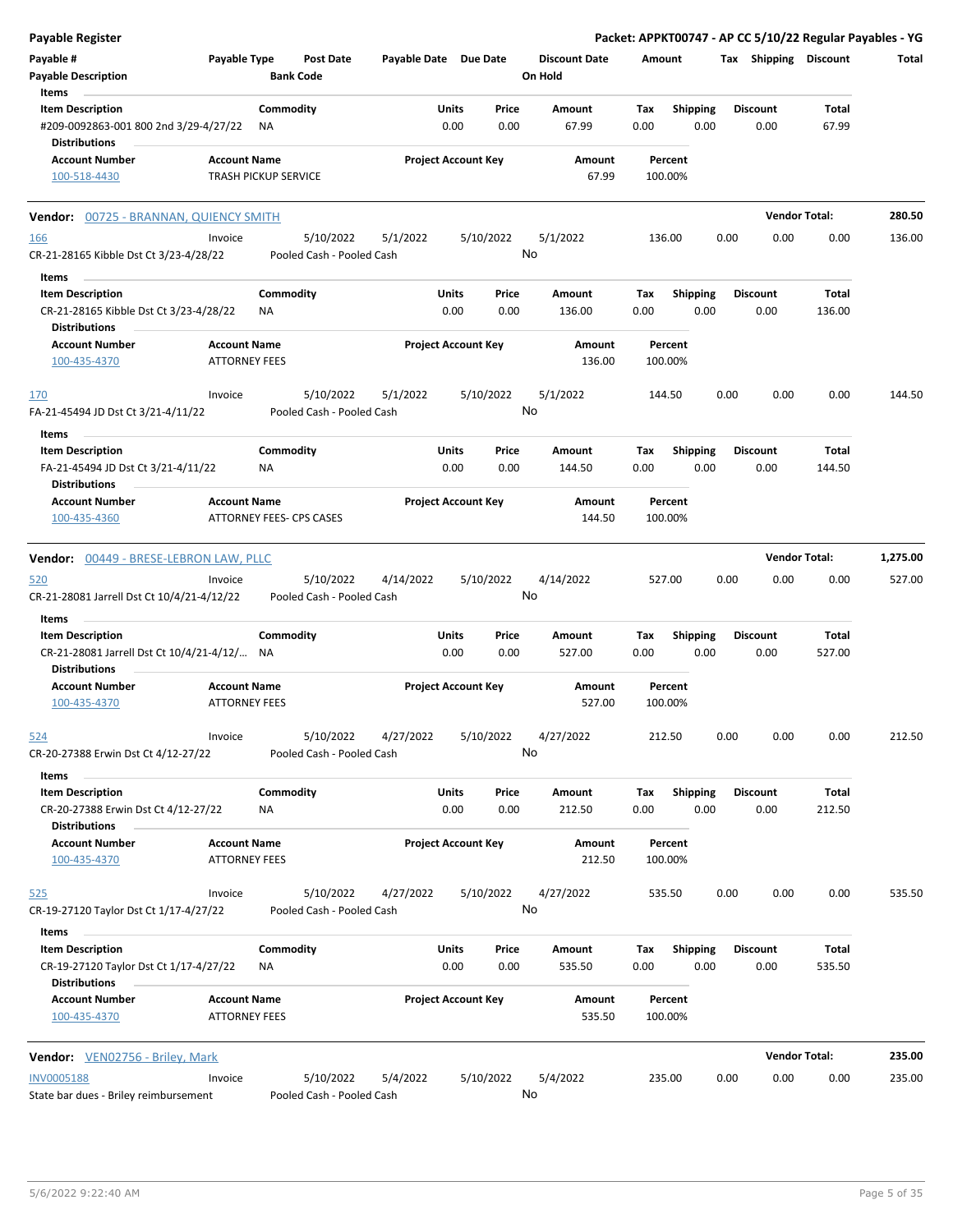**Payable Register** — Packet: APPKT00747 - AP CC 5/10/22 Regular Payables - YG

| Payable # / Payable Description | Payable Type | Post Date / Bank Code | Payable Date | Due Date | Discount Date / On Hold | Amount | Tax | Shipping | Discount | Total |
|---|---|---|---|---|---|---|---|---|---|---|

**Items**

| Item Description | Commodity | Units | Price | Amount | Tax | Shipping | Discount | Total |
|---|---|---|---|---|---|---|---|---|
| #209-0092863-001 800 2nd 3/29-4/27/22 | NA | 0.00 | 0.00 | 67.99 | 0.00 | 0.00 | 0.00 | 67.99 |

**Distributions**

| Account Number | Account Name | Project Account Key | Amount | Percent |
|---|---|---|---|---|
| 100-518-4430 | TRASH PICKUP SERVICE | | 67.99 | 100.00% |

---

## Vendor: 00725 - BRANNAN, QUIENCY SMITH — Vendor Total: 280.50

| Payable # | Payable Type | Post Date | Payable Date | Due Date | Discount Date | Amount | Tax | Shipping | Discount | Total |
|---|---|---|---|---|---|---|---|---|---|---|
| 166 | Invoice | 5/10/2022 | 5/1/2022 | 5/10/2022 | 5/1/2022 | 136.00 | 0.00 | 0.00 | 0.00 | 136.00 |

CR-21-28165 Kibble Dst Ct 3/23-4/28/22 — Pooled Cash - Pooled Cash — On Hold: No

**Items**

| Item Description | Commodity | Units | Price | Amount | Tax | Shipping | Discount | Total |
|---|---|---|---|---|---|---|---|---|
| CR-21-28165 Kibble Dst Ct 3/23-4/28/22 | NA | 0.00 | 0.00 | 136.00 | 0.00 | 0.00 | 0.00 | 136.00 |

**Distributions**

| Account Number | Account Name | Project Account Key | Amount | Percent |
|---|---|---|---|---|
| 100-435-4370 | ATTORNEY FEES | | 136.00 | 100.00% |

| Payable # | Payable Type | Post Date | Payable Date | Due Date | Discount Date | Amount | Tax | Shipping | Discount | Total |
|---|---|---|---|---|---|---|---|---|---|---|
| 170 | Invoice | 5/10/2022 | 5/1/2022 | 5/10/2022 | 5/1/2022 | 144.50 | 0.00 | 0.00 | 0.00 | 144.50 |

FA-21-45494 JD Dst Ct 3/21-4/11/22 — Pooled Cash - Pooled Cash — On Hold: No

**Items**

| Item Description | Commodity | Units | Price | Amount | Tax | Shipping | Discount | Total |
|---|---|---|---|---|---|---|---|---|
| FA-21-45494 JD Dst Ct 3/21-4/11/22 | NA | 0.00 | 0.00 | 144.50 | 0.00 | 0.00 | 0.00 | 144.50 |

**Distributions**

| Account Number | Account Name | Project Account Key | Amount | Percent |
|---|---|---|---|---|
| 100-435-4360 | ATTORNEY FEES- CPS CASES | | 144.50 | 100.00% |

---

## Vendor: 00449 - BRESE-LEBRON LAW, PLLC — Vendor Total: 1,275.00

| Payable # | Payable Type | Post Date | Payable Date | Due Date | Discount Date | Amount | Tax | Shipping | Discount | Total |
|---|---|---|---|---|---|---|---|---|---|---|
| 520 | Invoice | 5/10/2022 | 4/14/2022 | 5/10/2022 | 4/14/2022 | 527.00 | 0.00 | 0.00 | 0.00 | 527.00 |

CR-21-28081 Jarrell Dst Ct 10/4/21-4/12/22 — Pooled Cash - Pooled Cash — On Hold: No

**Items**

| Item Description | Commodity | Units | Price | Amount | Tax | Shipping | Discount | Total |
|---|---|---|---|---|---|---|---|---|
| CR-21-28081 Jarrell Dst Ct 10/4/21-4/12/... | NA | 0.00 | 0.00 | 527.00 | 0.00 | 0.00 | 0.00 | 527.00 |

**Distributions**

| Account Number | Account Name | Project Account Key | Amount | Percent |
|---|---|---|---|---|
| 100-435-4370 | ATTORNEY FEES | | 527.00 | 100.00% |

| Payable # | Payable Type | Post Date | Payable Date | Due Date | Discount Date | Amount | Tax | Shipping | Discount | Total |
|---|---|---|---|---|---|---|---|---|---|---|
| 524 | Invoice | 5/10/2022 | 4/27/2022 | 5/10/2022 | 4/27/2022 | 212.50 | 0.00 | 0.00 | 0.00 | 212.50 |

CR-20-27388 Erwin Dst Ct 4/12-27/22 — Pooled Cash - Pooled Cash — On Hold: No

**Items**

| Item Description | Commodity | Units | Price | Amount | Tax | Shipping | Discount | Total |
|---|---|---|---|---|---|---|---|---|
| CR-20-27388 Erwin Dst Ct 4/12-27/22 | NA | 0.00 | 0.00 | 212.50 | 0.00 | 0.00 | 0.00 | 212.50 |

**Distributions**

| Account Number | Account Name | Project Account Key | Amount | Percent |
|---|---|---|---|---|
| 100-435-4370 | ATTORNEY FEES | | 212.50 | 100.00% |

| Payable # | Payable Type | Post Date | Payable Date | Due Date | Discount Date | Amount | Tax | Shipping | Discount | Total |
|---|---|---|---|---|---|---|---|---|---|---|
| 525 | Invoice | 5/10/2022 | 4/27/2022 | 5/10/2022 | 4/27/2022 | 535.50 | 0.00 | 0.00 | 0.00 | 535.50 |

CR-19-27120 Taylor Dst Ct 1/17-4/27/22 — Pooled Cash - Pooled Cash — On Hold: No

**Items**

| Item Description | Commodity | Units | Price | Amount | Tax | Shipping | Discount | Total |
|---|---|---|---|---|---|---|---|---|
| CR-19-27120 Taylor Dst Ct 1/17-4/27/22 | NA | 0.00 | 0.00 | 535.50 | 0.00 | 0.00 | 0.00 | 535.50 |

**Distributions**

| Account Number | Account Name | Project Account Key | Amount | Percent |
|---|---|---|---|---|
| 100-435-4370 | ATTORNEY FEES | | 535.50 | 100.00% |

---

## Vendor: VEN02756 - Briley, Mark — Vendor Total: 235.00

| Payable # | Payable Type | Post Date | Payable Date | Due Date | Discount Date | Amount | Tax | Shipping | Discount | Total |
|---|---|---|---|---|---|---|---|---|---|---|
| INV0005188 | Invoice | 5/10/2022 | 5/4/2022 | 5/10/2022 | 5/4/2022 | 235.00 | 0.00 | 0.00 | 0.00 | 235.00 |

State bar dues - Briley reimbursement — Pooled Cash - Pooled Cash — On Hold: No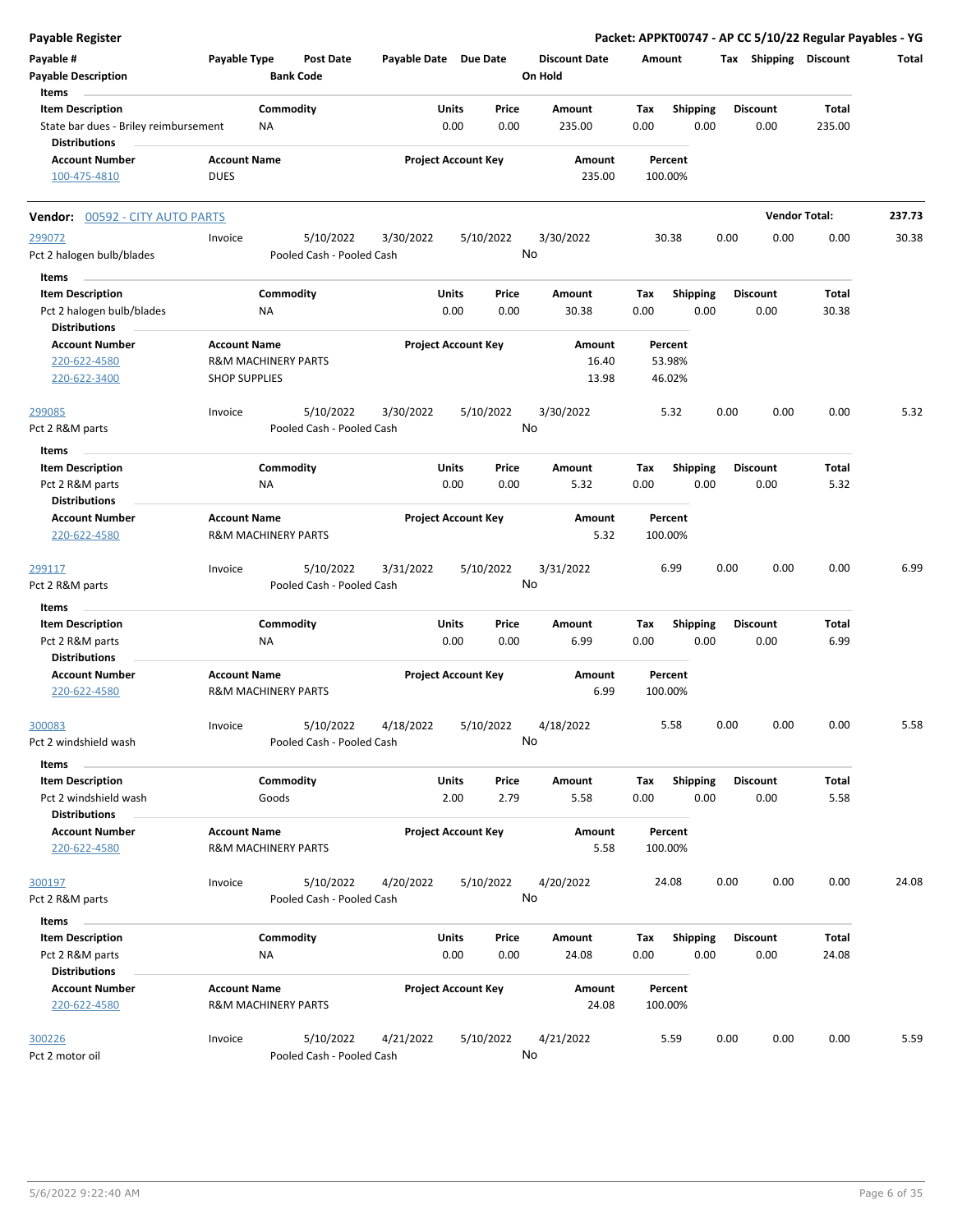| Payable # | Payable Type | Post Date | Payable Date | Due Date | Discount Date | Amount | Tax | Shipping | Discount | Total |
|---|---|---|---|---|---|---|---|---|---|---|
| Payable Description | | Bank Code | | | On Hold | | | | | |

**Items**

| Item Description | Commodity | Units | Price | Amount | Tax | Shipping | Discount | Total |
|---|---|---|---|---|---|---|---|---|
| State bar dues - Briley reimbursement | NA | 0.00 | 0.00 | 235.00 | 0.00 | 0.00 | 0.00 | 235.00 |

**Distributions**

| Account Number | Account Name | Project Account Key | Amount | Percent |
|---|---|---|---|---|
| 100-475-4810 | DUES | | 235.00 | 100.00% |

**Vendor Total: 237.73**

## Vendor: 00592 - CITY AUTO PARTS

| Payable # | Payable Type | Post Date | Payable Date | Due Date | Discount Date | Amount | Tax | Shipping | Discount | Total |
|---|---|---|---|---|---|---|---|---|---|---|
| 299072 | Invoice | 5/10/2022 | 3/30/2022 | 5/10/2022 | 3/30/2022 | 30.38 | 0.00 | 0.00 | 0.00 | 30.38 |
| Pct 2 halogen bulb/blades | | Pooled Cash - Pooled Cash | | | No | | | | | |

**Items**

| Item Description | Commodity | Units | Price | Amount | Tax | Shipping | Discount | Total |
|---|---|---|---|---|---|---|---|---|
| Pct 2 halogen bulb/blades | NA | 0.00 | 0.00 | 30.38 | 0.00 | 0.00 | 0.00 | 30.38 |

**Distributions**

| Account Number | Account Name | Project Account Key | Amount | Percent |
|---|---|---|---|---|
| 220-622-4580 | R&M MACHINERY PARTS | | 16.40 | 53.98% |
| 220-622-3400 | SHOP SUPPLIES | | 13.98 | 46.02% |

| Payable # | Payable Type | Post Date | Payable Date | Due Date | Discount Date | Amount | Tax | Shipping | Discount | Total |
|---|---|---|---|---|---|---|---|---|---|---|
| 299085 | Invoice | 5/10/2022 | 3/30/2022 | 5/10/2022 | 3/30/2022 | 5.32 | 0.00 | 0.00 | 0.00 | 5.32 |
| Pct 2 R&M parts | | Pooled Cash - Pooled Cash | | | No | | | | | |

**Items**

| Item Description | Commodity | Units | Price | Amount | Tax | Shipping | Discount | Total |
|---|---|---|---|---|---|---|---|---|
| Pct 2 R&M parts | NA | 0.00 | 0.00 | 5.32 | 0.00 | 0.00 | 0.00 | 5.32 |

**Distributions**

| Account Number | Account Name | Project Account Key | Amount | Percent |
|---|---|---|---|---|
| 220-622-4580 | R&M MACHINERY PARTS | | 5.32 | 100.00% |

| Payable # | Payable Type | Post Date | Payable Date | Due Date | Discount Date | Amount | Tax | Shipping | Discount | Total |
|---|---|---|---|---|---|---|---|---|---|---|
| 299117 | Invoice | 5/10/2022 | 3/31/2022 | 5/10/2022 | 3/31/2022 | 6.99 | 0.00 | 0.00 | 0.00 | 6.99 |
| Pct 2 R&M parts | | Pooled Cash - Pooled Cash | | | No | | | | | |

**Items**

| Item Description | Commodity | Units | Price | Amount | Tax | Shipping | Discount | Total |
|---|---|---|---|---|---|---|---|---|
| Pct 2 R&M parts | NA | 0.00 | 0.00 | 6.99 | 0.00 | 0.00 | 0.00 | 6.99 |

**Distributions**

| Account Number | Account Name | Project Account Key | Amount | Percent |
|---|---|---|---|---|
| 220-622-4580 | R&M MACHINERY PARTS | | 6.99 | 100.00% |

| Payable # | Payable Type | Post Date | Payable Date | Due Date | Discount Date | Amount | Tax | Shipping | Discount | Total |
|---|---|---|---|---|---|---|---|---|---|---|
| 300083 | Invoice | 5/10/2022 | 4/18/2022 | 5/10/2022 | 4/18/2022 | 5.58 | 0.00 | 0.00 | 0.00 | 5.58 |
| Pct 2 windshield wash | | Pooled Cash - Pooled Cash | | | No | | | | | |

**Items**

| Item Description | Commodity | Units | Price | Amount | Tax | Shipping | Discount | Total |
|---|---|---|---|---|---|---|---|---|
| Pct 2 windshield wash | Goods | 2.00 | 2.79 | 5.58 | 0.00 | 0.00 | 0.00 | 5.58 |

**Distributions**

| Account Number | Account Name | Project Account Key | Amount | Percent |
|---|---|---|---|---|
| 220-622-4580 | R&M MACHINERY PARTS | | 5.58 | 100.00% |

| Payable # | Payable Type | Post Date | Payable Date | Due Date | Discount Date | Amount | Tax | Shipping | Discount | Total |
|---|---|---|---|---|---|---|---|---|---|---|
| 300197 | Invoice | 5/10/2022 | 4/20/2022 | 5/10/2022 | 4/20/2022 | 24.08 | 0.00 | 0.00 | 0.00 | 24.08 |
| Pct 2 R&M parts | | Pooled Cash - Pooled Cash | | | No | | | | | |

**Items**

| Item Description | Commodity | Units | Price | Amount | Tax | Shipping | Discount | Total |
|---|---|---|---|---|---|---|---|---|
| Pct 2 R&M parts | NA | 0.00 | 0.00 | 24.08 | 0.00 | 0.00 | 0.00 | 24.08 |

**Distributions**

| Account Number | Account Name | Project Account Key | Amount | Percent |
|---|---|---|---|---|
| 220-622-4580 | R&M MACHINERY PARTS | | 24.08 | 100.00% |

| Payable # | Payable Type | Post Date | Payable Date | Due Date | Discount Date | Amount | Tax | Shipping | Discount | Total |
|---|---|---|---|---|---|---|---|---|---|---|
| 300226 | Invoice | 5/10/2022 | 4/21/2022 | 5/10/2022 | 4/21/2022 | 5.59 | 0.00 | 0.00 | 0.00 | 5.59 |
| Pct 2 motor oil | | Pooled Cash - Pooled Cash | | | No | | | | | |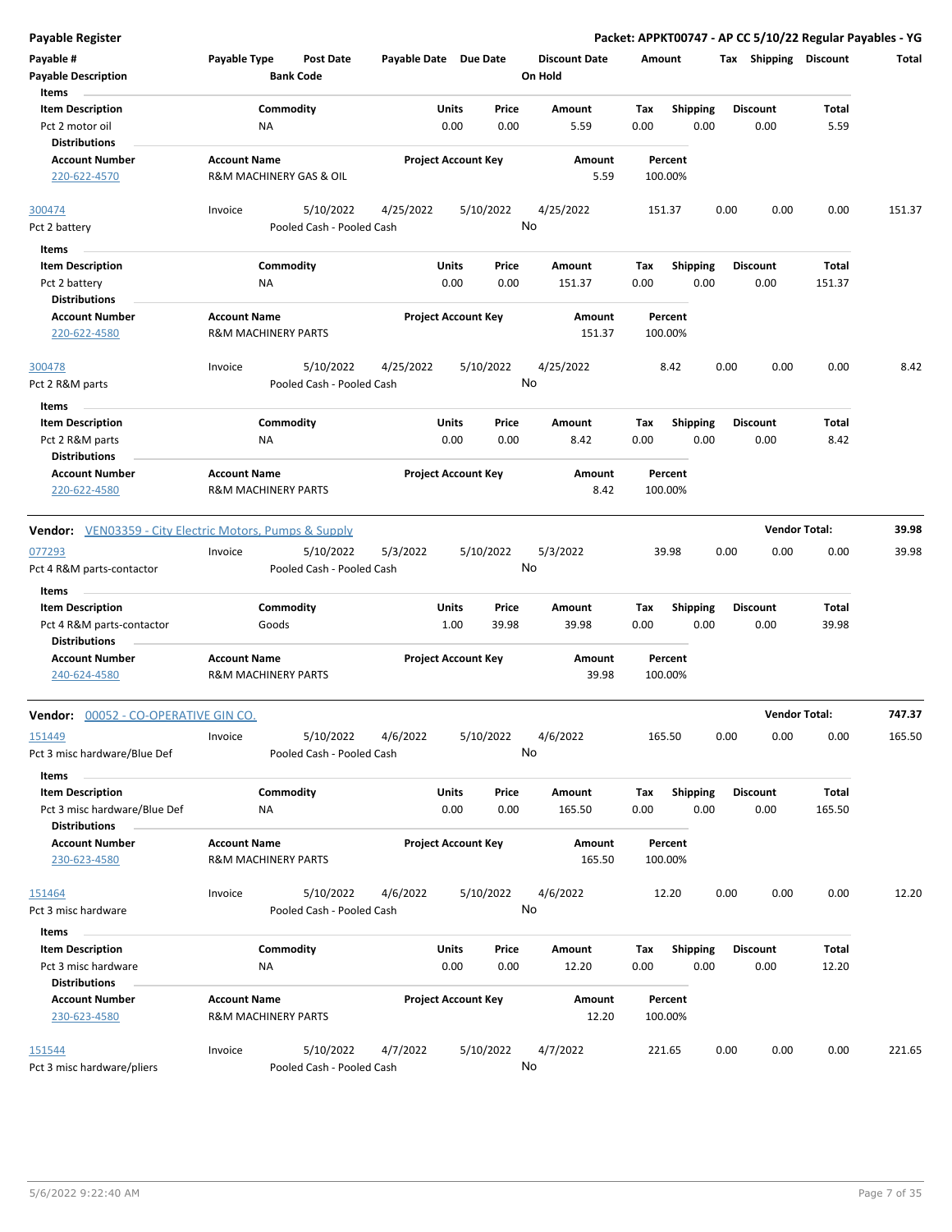**Payable Register** — **Packet: APPKT00747 - AP CC 5/10/22 Regular Payables - YG**

| Payable # | Payable Type | Post Date | Payable Date | Due Date | Discount Date | Amount | Tax | Shipping | Discount | Total |
|---|---|---|---|---|---|---|---|---|---|---|
| **Payable Description** | | **Bank Code** | | | **On Hold** | | | | | |

**Items**

| Item Description | Commodity | Units | Price | Amount | Tax | Shipping | Discount | Total |
|---|---|---|---|---|---|---|---|---|
| Pct 2 motor oil | NA | 0.00 | 0.00 | 5.59 | 0.00 | 0.00 | 0.00 | 5.59 |

**Distributions**

| Account Number | Account Name | Project Account Key | Amount | Percent |
|---|---|---|---|---|
| 220-622-4570 | R&M MACHINERY GAS & OIL | | 5.59 | 100.00% |

| Payable # | Payable Type | Post Date | Payable Date | Due Date | Discount Date | Amount | Tax | Shipping | Discount | Total |
|---|---|---|---|---|---|---|---|---|---|---|
| 300474 | Invoice | 5/10/2022 | 4/25/2022 | 5/10/2022 | 4/25/2022 | 151.37 | 0.00 | 0.00 | 0.00 | 151.37 |
| Pct 2 battery | | Pooled Cash - Pooled Cash | | | No | | | | | |

**Items**

| Item Description | Commodity | Units | Price | Amount | Tax | Shipping | Discount | Total |
|---|---|---|---|---|---|---|---|---|
| Pct 2 battery | NA | 0.00 | 0.00 | 151.37 | 0.00 | 0.00 | 0.00 | 151.37 |

**Distributions**

| Account Number | Account Name | Project Account Key | Amount | Percent |
|---|---|---|---|---|
| 220-622-4580 | R&M MACHINERY PARTS | | 151.37 | 100.00% |

| Payable # | Payable Type | Post Date | Payable Date | Due Date | Discount Date | Amount | Tax | Shipping | Discount | Total |
|---|---|---|---|---|---|---|---|---|---|---|
| 300478 | Invoice | 5/10/2022 | 4/25/2022 | 5/10/2022 | 4/25/2022 | 8.42 | 0.00 | 0.00 | 0.00 | 8.42 |
| Pct 2 R&M parts | | Pooled Cash - Pooled Cash | | | No | | | | | |

**Items**

| Item Description | Commodity | Units | Price | Amount | Tax | Shipping | Discount | Total |
|---|---|---|---|---|---|---|---|---|
| Pct 2 R&M parts | NA | 0.00 | 0.00 | 8.42 | 0.00 | 0.00 | 0.00 | 8.42 |

**Distributions**

| Account Number | Account Name | Project Account Key | Amount | Percent |
|---|---|---|---|---|
| 220-622-4580 | R&M MACHINERY PARTS | | 8.42 | 100.00% |

**Vendor:** VEN03359 - City Electric Motors, Pumps & Supply — **Vendor Total: 39.98**

| Payable # | Payable Type | Post Date | Payable Date | Due Date | Discount Date | Amount | Tax | Shipping | Discount | Total |
|---|---|---|---|---|---|---|---|---|---|---|
| 077293 | Invoice | 5/10/2022 | 5/3/2022 | 5/10/2022 | 5/3/2022 | 39.98 | 0.00 | 0.00 | 0.00 | 39.98 |
| Pct 4 R&M parts-contactor | | Pooled Cash - Pooled Cash | | | No | | | | | |

**Items**

| Item Description | Commodity | Units | Price | Amount | Tax | Shipping | Discount | Total |
|---|---|---|---|---|---|---|---|---|
| Pct 4 R&M parts-contactor | Goods | 1.00 | 39.98 | 39.98 | 0.00 | 0.00 | 0.00 | 39.98 |

**Distributions**

| Account Number | Account Name | Project Account Key | Amount | Percent |
|---|---|---|---|---|
| 240-624-4580 | R&M MACHINERY PARTS | | 39.98 | 100.00% |

**Vendor:** 00052 - CO-OPERATIVE GIN CO. — **Vendor Total: 747.37**

| Payable # | Payable Type | Post Date | Payable Date | Due Date | Discount Date | Amount | Tax | Shipping | Discount | Total |
|---|---|---|---|---|---|---|---|---|---|---|
| 151449 | Invoice | 5/10/2022 | 4/6/2022 | 5/10/2022 | 4/6/2022 | 165.50 | 0.00 | 0.00 | 0.00 | 165.50 |
| Pct 3 misc hardware/Blue Def | | Pooled Cash - Pooled Cash | | | No | | | | | |

**Items**

| Item Description | Commodity | Units | Price | Amount | Tax | Shipping | Discount | Total |
|---|---|---|---|---|---|---|---|---|
| Pct 3 misc hardware/Blue Def | NA | 0.00 | 0.00 | 165.50 | 0.00 | 0.00 | 0.00 | 165.50 |

**Distributions**

| Account Number | Account Name | Project Account Key | Amount | Percent |
|---|---|---|---|---|
| 230-623-4580 | R&M MACHINERY PARTS | | 165.50 | 100.00% |

| Payable # | Payable Type | Post Date | Payable Date | Due Date | Discount Date | Amount | Tax | Shipping | Discount | Total |
|---|---|---|---|---|---|---|---|---|---|---|
| 151464 | Invoice | 5/10/2022 | 4/6/2022 | 5/10/2022 | 4/6/2022 | 12.20 | 0.00 | 0.00 | 0.00 | 12.20 |
| Pct 3 misc hardware | | Pooled Cash - Pooled Cash | | | No | | | | | |

**Items**

| Item Description | Commodity | Units | Price | Amount | Tax | Shipping | Discount | Total |
|---|---|---|---|---|---|---|---|---|
| Pct 3 misc hardware | NA | 0.00 | 0.00 | 12.20 | 0.00 | 0.00 | 0.00 | 12.20 |

**Distributions**

| Account Number | Account Name | Project Account Key | Amount | Percent |
|---|---|---|---|---|
| 230-623-4580 | R&M MACHINERY PARTS | | 12.20 | 100.00% |

| Payable # | Payable Type | Post Date | Payable Date | Due Date | Discount Date | Amount | Tax | Shipping | Discount | Total |
|---|---|---|---|---|---|---|---|---|---|---|
| 151544 | Invoice | 5/10/2022 | 4/7/2022 | 5/10/2022 | 4/7/2022 | 221.65 | 0.00 | 0.00 | 0.00 | 221.65 |
| Pct 3 misc hardware/pliers | | Pooled Cash - Pooled Cash | | | No | | | | | |

5/6/2022 9:22:40 AM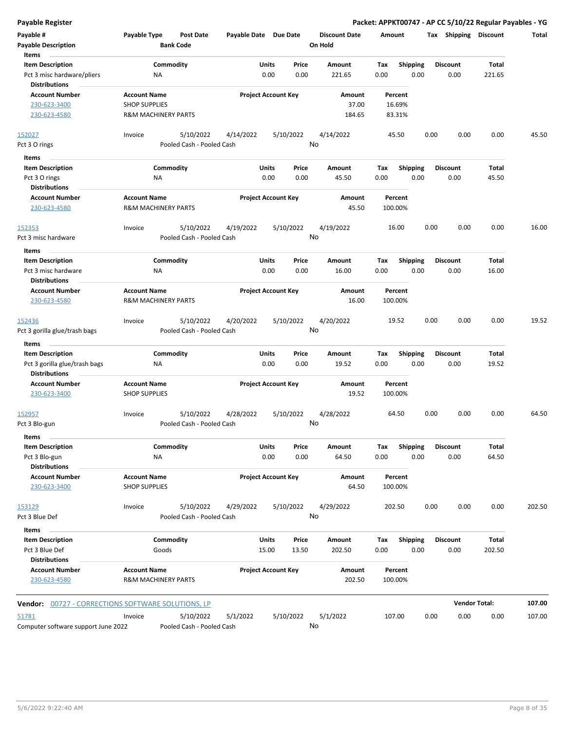**Payable Register** — Packet: APPKT00747 - AP CC 5/10/22 Regular Payables - YG

| Payable # / Payable Description | Payable Type | Post Date / Bank Code | Payable Date | Due Date | Discount Date / On Hold | Amount | Tax | Shipping | Discount | Total |
|---|---|---|---|---|---|---|---|---|---|---|

**Items**

| Item Description | Commodity | Units | Price | Amount | Tax | Shipping | Discount | Total |
|---|---|---|---|---|---|---|---|---|
| Pct 3 misc hardware/pliers | NA | 0.00 | 0.00 | 221.65 | 0.00 | 0.00 | 0.00 | 221.65 |

**Distributions**

| Account Number | Account Name | Project Account Key | Amount | Percent |
|---|---|---|---|---|
| 230-623-3400 | SHOP SUPPLIES | | 37.00 | 16.69% |
| 230-623-4580 | R&M MACHINERY PARTS | | 184.65 | 83.31% |

| Payable # | Payable Type | Post Date | Payable Date | Due Date | Discount Date | Amount | Tax | Shipping | Discount | Total |
|---|---|---|---|---|---|---|---|---|---|---|
| 152027 | Invoice | 5/10/2022 | 4/14/2022 | 5/10/2022 | 4/14/2022 | 45.50 | 0.00 | 0.00 | 0.00 | 45.50 |

Pct 3 O rings — Pooled Cash - Pooled Cash — On Hold: No

**Items**

| Item Description | Commodity | Units | Price | Amount | Tax | Shipping | Discount | Total |
|---|---|---|---|---|---|---|---|---|
| Pct 3 O rings | NA | 0.00 | 0.00 | 45.50 | 0.00 | 0.00 | 0.00 | 45.50 |

**Distributions**

| Account Number | Account Name | Project Account Key | Amount | Percent |
|---|---|---|---|---|
| 230-623-4580 | R&M MACHINERY PARTS | | 45.50 | 100.00% |

| Payable # | Payable Type | Post Date | Payable Date | Due Date | Discount Date | Amount | Tax | Shipping | Discount | Total |
|---|---|---|---|---|---|---|---|---|---|---|
| 152353 | Invoice | 5/10/2022 | 4/19/2022 | 5/10/2022 | 4/19/2022 | 16.00 | 0.00 | 0.00 | 0.00 | 16.00 |

Pct 3 misc hardware — Pooled Cash - Pooled Cash — On Hold: No

**Items**

| Item Description | Commodity | Units | Price | Amount | Tax | Shipping | Discount | Total |
|---|---|---|---|---|---|---|---|---|
| Pct 3 misc hardware | NA | 0.00 | 0.00 | 16.00 | 0.00 | 0.00 | 0.00 | 16.00 |

**Distributions**

| Account Number | Account Name | Project Account Key | Amount | Percent |
|---|---|---|---|---|
| 230-623-4580 | R&M MACHINERY PARTS | | 16.00 | 100.00% |

| Payable # | Payable Type | Post Date | Payable Date | Due Date | Discount Date | Amount | Tax | Shipping | Discount | Total |
|---|---|---|---|---|---|---|---|---|---|---|
| 152436 | Invoice | 5/10/2022 | 4/20/2022 | 5/10/2022 | 4/20/2022 | 19.52 | 0.00 | 0.00 | 0.00 | 19.52 |

Pct 3 gorilla glue/trash bags — Pooled Cash - Pooled Cash — On Hold: No

**Items**

| Item Description | Commodity | Units | Price | Amount | Tax | Shipping | Discount | Total |
|---|---|---|---|---|---|---|---|---|
| Pct 3 gorilla glue/trash bags | NA | 0.00 | 0.00 | 19.52 | 0.00 | 0.00 | 0.00 | 19.52 |

**Distributions**

| Account Number | Account Name | Project Account Key | Amount | Percent |
|---|---|---|---|---|
| 230-623-3400 | SHOP SUPPLIES | | 19.52 | 100.00% |

| Payable # | Payable Type | Post Date | Payable Date | Due Date | Discount Date | Amount | Tax | Shipping | Discount | Total |
|---|---|---|---|---|---|---|---|---|---|---|
| 152957 | Invoice | 5/10/2022 | 4/28/2022 | 5/10/2022 | 4/28/2022 | 64.50 | 0.00 | 0.00 | 0.00 | 64.50 |

Pct 3 Blo-gun — Pooled Cash - Pooled Cash — On Hold: No

**Items**

| Item Description | Commodity | Units | Price | Amount | Tax | Shipping | Discount | Total |
|---|---|---|---|---|---|---|---|---|
| Pct 3 Blo-gun | NA | 0.00 | 0.00 | 64.50 | 0.00 | 0.00 | 0.00 | 64.50 |

**Distributions**

| Account Number | Account Name | Project Account Key | Amount | Percent |
|---|---|---|---|---|
| 230-623-3400 | SHOP SUPPLIES | | 64.50 | 100.00% |

| Payable # | Payable Type | Post Date | Payable Date | Due Date | Discount Date | Amount | Tax | Shipping | Discount | Total |
|---|---|---|---|---|---|---|---|---|---|---|
| 153129 | Invoice | 5/10/2022 | 4/29/2022 | 5/10/2022 | 4/29/2022 | 202.50 | 0.00 | 0.00 | 0.00 | 202.50 |

Pct 3 Blue Def — Pooled Cash - Pooled Cash — On Hold: No

**Items**

| Item Description | Commodity | Units | Price | Amount | Tax | Shipping | Discount | Total |
|---|---|---|---|---|---|---|---|---|
| Pct 3 Blue Def | Goods | 15.00 | 13.50 | 202.50 | 0.00 | 0.00 | 0.00 | 202.50 |

**Distributions**

| Account Number | Account Name | Project Account Key | Amount | Percent |
|---|---|---|---|---|
| 230-623-4580 | R&M MACHINERY PARTS | | 202.50 | 100.00% |

**Vendor:** 00727 - CORRECTIONS SOFTWARE SOLUTIONS, LP — **Vendor Total: 107.00**

| Payable # | Payable Type | Post Date | Payable Date | Due Date | Discount Date | Amount | Tax | Shipping | Discount | Total |
|---|---|---|---|---|---|---|---|---|---|---|
| 51781 | Invoice | 5/10/2022 | 5/1/2022 | 5/10/2022 | 5/1/2022 | 107.00 | 0.00 | 0.00 | 0.00 | 107.00 |

Computer software support June 2022 — Pooled Cash - Pooled Cash — On Hold: No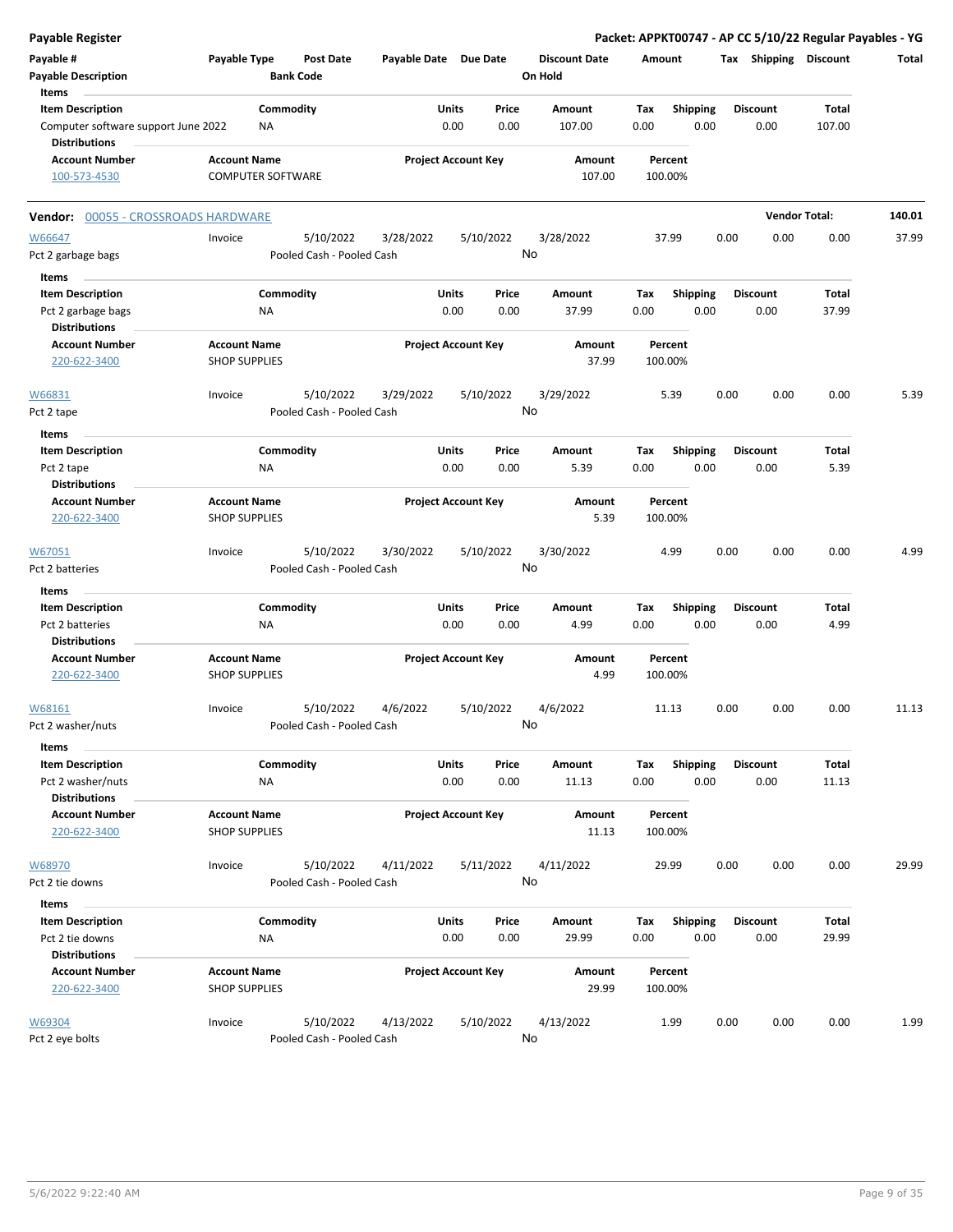| Payable # | Payable Type | Post Date | Payable Date | Due Date | Discount Date | Amount | Tax | Shipping | Discount | Total |
|---|---|---|---|---|---|---|---|---|---|---|
| Payable Description | | Bank Code | | | On Hold | | | | | |

**Items**

| Item Description | Commodity | Units | Price | Amount | Tax | Shipping | Discount | Total |
|---|---|---|---|---|---|---|---|---|
| Computer software support June 2022 | NA | 0.00 | 0.00 | 107.00 | 0.00 | 0.00 | 0.00 | 107.00 |

**Distributions**

| Account Number | Account Name | Project Account Key | Amount | Percent |
|---|---|---|---|---|
| 100-573-4530 | COMPUTER SOFTWARE | | 107.00 | 100.00% |

**Vendor:** 00055 - CROSSROADS HARDWARE — **Vendor Total:** 140.01

| Payable # | Payable Type | Post Date | Payable Date | Due Date | Discount Date | Amount | Tax | Shipping | Discount | Total |
|---|---|---|---|---|---|---|---|---|---|---|
| W66647 | Invoice | 5/10/2022 | 3/28/2022 | 5/10/2022 | 3/28/2022 | 37.99 | 0.00 | 0.00 | 0.00 | 37.99 |
| Pct 2 garbage bags | | Pooled Cash - Pooled Cash | | | No | | | | | |

**Items**

| Item Description | Commodity | Units | Price | Amount | Tax | Shipping | Discount | Total |
|---|---|---|---|---|---|---|---|---|
| Pct 2 garbage bags | NA | 0.00 | 0.00 | 37.99 | 0.00 | 0.00 | 0.00 | 37.99 |

**Distributions**

| Account Number | Account Name | Project Account Key | Amount | Percent |
|---|---|---|---|---|
| 220-622-3400 | SHOP SUPPLIES | | 37.99 | 100.00% |

| Payable # | Payable Type | Post Date | Payable Date | Due Date | Discount Date | Amount | Tax | Shipping | Discount | Total |
|---|---|---|---|---|---|---|---|---|---|---|
| W66831 | Invoice | 5/10/2022 | 3/29/2022 | 5/10/2022 | 3/29/2022 | 5.39 | 0.00 | 0.00 | 0.00 | 5.39 |
| Pct 2 tape | | Pooled Cash - Pooled Cash | | | No | | | | | |

**Items**

| Item Description | Commodity | Units | Price | Amount | Tax | Shipping | Discount | Total |
|---|---|---|---|---|---|---|---|---|
| Pct 2 tape | NA | 0.00 | 0.00 | 5.39 | 0.00 | 0.00 | 0.00 | 5.39 |

**Distributions**

| Account Number | Account Name | Project Account Key | Amount | Percent |
|---|---|---|---|---|
| 220-622-3400 | SHOP SUPPLIES | | 5.39 | 100.00% |

| Payable # | Payable Type | Post Date | Payable Date | Due Date | Discount Date | Amount | Tax | Shipping | Discount | Total |
|---|---|---|---|---|---|---|---|---|---|---|
| W67051 | Invoice | 5/10/2022 | 3/30/2022 | 5/10/2022 | 3/30/2022 | 4.99 | 0.00 | 0.00 | 0.00 | 4.99 |
| Pct 2 batteries | | Pooled Cash - Pooled Cash | | | No | | | | | |

**Items**

| Item Description | Commodity | Units | Price | Amount | Tax | Shipping | Discount | Total |
|---|---|---|---|---|---|---|---|---|
| Pct 2 batteries | NA | 0.00 | 0.00 | 4.99 | 0.00 | 0.00 | 0.00 | 4.99 |

**Distributions**

| Account Number | Account Name | Project Account Key | Amount | Percent |
|---|---|---|---|---|
| 220-622-3400 | SHOP SUPPLIES | | 4.99 | 100.00% |

| Payable # | Payable Type | Post Date | Payable Date | Due Date | Discount Date | Amount | Tax | Shipping | Discount | Total |
|---|---|---|---|---|---|---|---|---|---|---|
| W68161 | Invoice | 5/10/2022 | 4/6/2022 | 5/10/2022 | 4/6/2022 | 11.13 | 0.00 | 0.00 | 0.00 | 11.13 |
| Pct 2 washer/nuts | | Pooled Cash - Pooled Cash | | | No | | | | | |

**Items**

| Item Description | Commodity | Units | Price | Amount | Tax | Shipping | Discount | Total |
|---|---|---|---|---|---|---|---|---|
| Pct 2 washer/nuts | NA | 0.00 | 0.00 | 11.13 | 0.00 | 0.00 | 0.00 | 11.13 |

**Distributions**

| Account Number | Account Name | Project Account Key | Amount | Percent |
|---|---|---|---|---|
| 220-622-3400 | SHOP SUPPLIES | | 11.13 | 100.00% |

| Payable # | Payable Type | Post Date | Payable Date | Due Date | Discount Date | Amount | Tax | Shipping | Discount | Total |
|---|---|---|---|---|---|---|---|---|---|---|
| W68970 | Invoice | 5/10/2022 | 4/11/2022 | 5/11/2022 | 4/11/2022 | 29.99 | 0.00 | 0.00 | 0.00 | 29.99 |
| Pct 2 tie downs | | Pooled Cash - Pooled Cash | | | No | | | | | |

**Items**

| Item Description | Commodity | Units | Price | Amount | Tax | Shipping | Discount | Total |
|---|---|---|---|---|---|---|---|---|
| Pct 2 tie downs | NA | 0.00 | 0.00 | 29.99 | 0.00 | 0.00 | 0.00 | 29.99 |

**Distributions**

| Account Number | Account Name | Project Account Key | Amount | Percent |
|---|---|---|---|---|
| 220-622-3400 | SHOP SUPPLIES | | 29.99 | 100.00% |

| Payable # | Payable Type | Post Date | Payable Date | Due Date | Discount Date | Amount | Tax | Shipping | Discount | Total |
|---|---|---|---|---|---|---|---|---|---|---|
| W69304 | Invoice | 5/10/2022 | 4/13/2022 | 5/10/2022 | 4/13/2022 | 1.99 | 0.00 | 0.00 | 0.00 | 1.99 |
| Pct 2 eye bolts | | Pooled Cash - Pooled Cash | | | No | | | | | |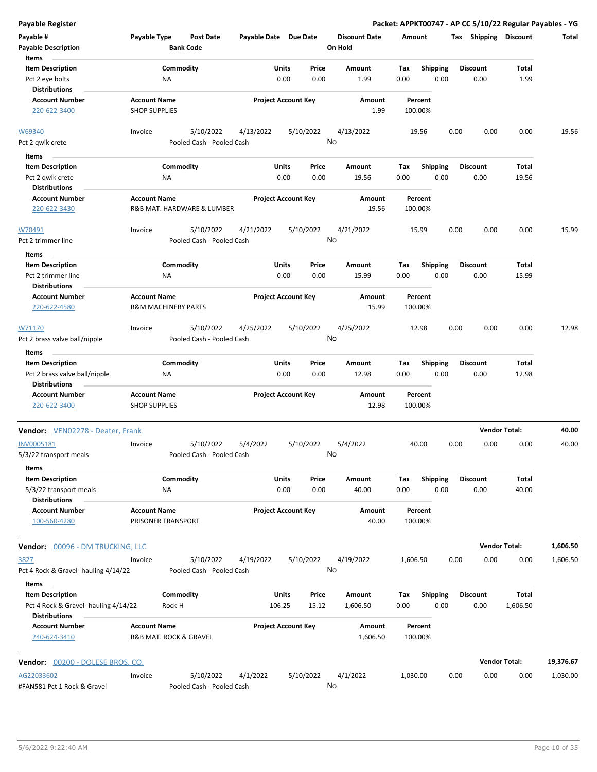# Payable Register

**Packet: APPKT00747 - AP CC 5/10/22 Regular Payables - YG**

| Payable # | Payable Type | Post Date | Payable Date | Due Date | Discount Date | Amount | Tax | Shipping | Discount | Total |
|---|---|---|---|---|---|---|---|---|---|---|
| Payable Description | | Bank Code | | | On Hold | | | | | |

**Items**

| Item Description | Commodity | Units | Price | Amount | Tax | Shipping | Discount | Total |
|---|---|---|---|---|---|---|---|---|
| Pct 2 eye bolts | NA | 0.00 | 0.00 | 1.99 | 0.00 | 0.00 | 0.00 | 1.99 |

**Distributions**

| Account Number | Account Name | Project Account Key | Amount | Percent |
|---|---|---|---|---|
| 220-622-3400 | SHOP SUPPLIES | | 1.99 | 100.00% |

| Payable # | Payable Type | Post Date | Payable Date | Due Date | Discount Date | Amount | Tax | Shipping | Discount | Total |
|---|---|---|---|---|---|---|---|---|---|---|
| W69340 | Invoice | 5/10/2022 | 4/13/2022 | 5/10/2022 | 4/13/2022 | 19.56 | 0.00 | 0.00 | 0.00 | 19.56 |
| Pct 2 qwik crete | | Pooled Cash - Pooled Cash | | | No | | | | | |

**Items**

| Item Description | Commodity | Units | Price | Amount | Tax | Shipping | Discount | Total |
|---|---|---|---|---|---|---|---|---|
| Pct 2 qwik crete | NA | 0.00 | 0.00 | 19.56 | 0.00 | 0.00 | 0.00 | 19.56 |

**Distributions**

| Account Number | Account Name | Project Account Key | Amount | Percent |
|---|---|---|---|---|
| 220-622-3430 | R&B MAT. HARDWARE & LUMBER | | 19.56 | 100.00% |

| Payable # | Payable Type | Post Date | Payable Date | Due Date | Discount Date | Amount | Tax | Shipping | Discount | Total |
|---|---|---|---|---|---|---|---|---|---|---|
| W70491 | Invoice | 5/10/2022 | 4/21/2022 | 5/10/2022 | 4/21/2022 | 15.99 | 0.00 | 0.00 | 0.00 | 15.99 |
| Pct 2 trimmer line | | Pooled Cash - Pooled Cash | | | No | | | | | |

**Items**

| Item Description | Commodity | Units | Price | Amount | Tax | Shipping | Discount | Total |
|---|---|---|---|---|---|---|---|---|
| Pct 2 trimmer line | NA | 0.00 | 0.00 | 15.99 | 0.00 | 0.00 | 0.00 | 15.99 |

**Distributions**

| Account Number | Account Name | Project Account Key | Amount | Percent |
|---|---|---|---|---|
| 220-622-4580 | R&M MACHINERY PARTS | | 15.99 | 100.00% |

| Payable # | Payable Type | Post Date | Payable Date | Due Date | Discount Date | Amount | Tax | Shipping | Discount | Total |
|---|---|---|---|---|---|---|---|---|---|---|
| W71170 | Invoice | 5/10/2022 | 4/25/2022 | 5/10/2022 | 4/25/2022 | 12.98 | 0.00 | 0.00 | 0.00 | 12.98 |
| Pct 2 brass valve ball/nipple | | Pooled Cash - Pooled Cash | | | No | | | | | |

**Items**

| Item Description | Commodity | Units | Price | Amount | Tax | Shipping | Discount | Total |
|---|---|---|---|---|---|---|---|---|
| Pct 2 brass valve ball/nipple | NA | 0.00 | 0.00 | 12.98 | 0.00 | 0.00 | 0.00 | 12.98 |

**Distributions**

| Account Number | Account Name | Project Account Key | Amount | Percent |
|---|---|---|---|---|
| 220-622-3400 | SHOP SUPPLIES | | 12.98 | 100.00% |

## Vendor: VEN02278 - Deater, Frank

**Vendor Total: 40.00**

| Payable # | Payable Type | Post Date | Payable Date | Due Date | Discount Date | Amount | Tax | Shipping | Discount | Total |
|---|---|---|---|---|---|---|---|---|---|---|
| INV0005181 | Invoice | 5/10/2022 | 5/4/2022 | 5/10/2022 | 5/4/2022 | 40.00 | 0.00 | 0.00 | 0.00 | 40.00 |
| 5/3/22 transport meals | | Pooled Cash - Pooled Cash | | | No | | | | | |

**Items**

| Item Description | Commodity | Units | Price | Amount | Tax | Shipping | Discount | Total |
|---|---|---|---|---|---|---|---|---|
| 5/3/22 transport meals | NA | 0.00 | 0.00 | 40.00 | 0.00 | 0.00 | 0.00 | 40.00 |

**Distributions**

| Account Number | Account Name | Project Account Key | Amount | Percent |
|---|---|---|---|---|
| 100-560-4280 | PRISONER TRANSPORT | | 40.00 | 100.00% |

## Vendor: 00096 - DM TRUCKING, LLC

**Vendor Total: 1,606.50**

| Payable # | Payable Type | Post Date | Payable Date | Due Date | Discount Date | Amount | Tax | Shipping | Discount | Total |
|---|---|---|---|---|---|---|---|---|---|---|
| 3827 | Invoice | 5/10/2022 | 4/19/2022 | 5/10/2022 | 4/19/2022 | 1,606.50 | 0.00 | 0.00 | 0.00 | 1,606.50 |
| Pct 4 Rock & Gravel- hauling 4/14/22 | | Pooled Cash - Pooled Cash | | | No | | | | | |

**Items**

| Item Description | Commodity | Units | Price | Amount | Tax | Shipping | Discount | Total |
|---|---|---|---|---|---|---|---|---|
| Pct 4 Rock & Gravel- hauling 4/14/22 | Rock-H | 106.25 | 15.12 | 1,606.50 | 0.00 | 0.00 | 0.00 | 1,606.50 |

**Distributions**

| Account Number | Account Name | Project Account Key | Amount | Percent |
|---|---|---|---|---|
| 240-624-3410 | R&B MAT. ROCK & GRAVEL | | 1,606.50 | 100.00% |

## Vendor: 00200 - DOLESE BROS. CO.

**Vendor Total: 19,376.67**

| Payable # | Payable Type | Post Date | Payable Date | Due Date | Discount Date | Amount | Tax | Shipping | Discount | Total |
|---|---|---|---|---|---|---|---|---|---|---|
| AG22033602 | Invoice | 5/10/2022 | 4/1/2022 | 5/10/2022 | 4/1/2022 | 1,030.00 | 0.00 | 0.00 | 0.00 | 1,030.00 |
| #FAN581 Pct 1 Rock & Gravel | | Pooled Cash - Pooled Cash | | | No | | | | | |

5/6/2022 9:22:40 AM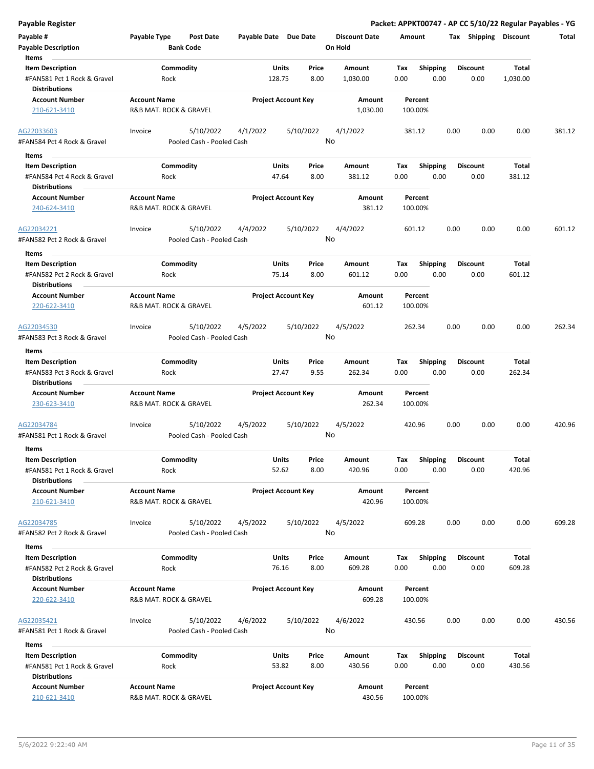## Payable Register

**Packet: APPKT00747 - AP CC 5/10/22 Regular Payables - YG**

| Payable # | Payable Type | Post Date | Payable Date | Due Date | Discount Date | Amount | Tax | Shipping | Discount | Total |
|---|---|---|---|---|---|---|---|---|---|---|
| Payable Description | | Bank Code | | | On Hold | | | | | |

**Items**

| Item Description | Commodity | Units | Price | Amount | Tax | Shipping | Discount | Total |
|---|---|---|---|---|---|---|---|---|
| #FAN581 Pct 1 Rock & Gravel | Rock | 128.75 | 8.00 | 1,030.00 | 0.00 | 0.00 | 0.00 | 1,030.00 |

**Distributions**

| Account Number | Account Name | Project Account Key | Amount | Percent |
|---|---|---|---|---|
| 210-621-3410 | R&B MAT. ROCK & GRAVEL | | 1,030.00 | 100.00% |

---

| Payable # | Payable Type | Post Date | Payable Date | Due Date | Discount Date | Amount | Tax | Shipping | Discount | Total |
|---|---|---|---|---|---|---|---|---|---|---|
| AG22033603 | Invoice | 5/10/2022 | 4/1/2022 | 5/10/2022 | 4/1/2022 | 381.12 | 0.00 | 0.00 | 0.00 | 381.12 |
| #FAN584 Pct 4 Rock & Gravel | | Pooled Cash - Pooled Cash | | | No | | | | | |

**Items**

| Item Description | Commodity | Units | Price | Amount | Tax | Shipping | Discount | Total |
|---|---|---|---|---|---|---|---|---|
| #FAN584 Pct 4 Rock & Gravel | Rock | 47.64 | 8.00 | 381.12 | 0.00 | 0.00 | 0.00 | 381.12 |

**Distributions**

| Account Number | Account Name | Project Account Key | Amount | Percent |
|---|---|---|---|---|
| 240-624-3410 | R&B MAT. ROCK & GRAVEL | | 381.12 | 100.00% |

---

| Payable # | Payable Type | Post Date | Payable Date | Due Date | Discount Date | Amount | Tax | Shipping | Discount | Total |
|---|---|---|---|---|---|---|---|---|---|---|
| AG22034221 | Invoice | 5/10/2022 | 4/4/2022 | 5/10/2022 | 4/4/2022 | 601.12 | 0.00 | 0.00 | 0.00 | 601.12 |
| #FAN582 Pct 2 Rock & Gravel | | Pooled Cash - Pooled Cash | | | No | | | | | |

**Items**

| Item Description | Commodity | Units | Price | Amount | Tax | Shipping | Discount | Total |
|---|---|---|---|---|---|---|---|---|
| #FAN582 Pct 2 Rock & Gravel | Rock | 75.14 | 8.00 | 601.12 | 0.00 | 0.00 | 0.00 | 601.12 |

**Distributions**

| Account Number | Account Name | Project Account Key | Amount | Percent |
|---|---|---|---|---|
| 220-622-3410 | R&B MAT. ROCK & GRAVEL | | 601.12 | 100.00% |

---

| Payable # | Payable Type | Post Date | Payable Date | Due Date | Discount Date | Amount | Tax | Shipping | Discount | Total |
|---|---|---|---|---|---|---|---|---|---|---|
| AG22034530 | Invoice | 5/10/2022 | 4/5/2022 | 5/10/2022 | 4/5/2022 | 262.34 | 0.00 | 0.00 | 0.00 | 262.34 |
| #FAN583 Pct 3 Rock & Gravel | | Pooled Cash - Pooled Cash | | | No | | | | | |

**Items**

| Item Description | Commodity | Units | Price | Amount | Tax | Shipping | Discount | Total |
|---|---|---|---|---|---|---|---|---|
| #FAN583 Pct 3 Rock & Gravel | Rock | 27.47 | 9.55 | 262.34 | 0.00 | 0.00 | 0.00 | 262.34 |

**Distributions**

| Account Number | Account Name | Project Account Key | Amount | Percent |
|---|---|---|---|---|
| 230-623-3410 | R&B MAT. ROCK & GRAVEL | | 262.34 | 100.00% |

---

| Payable # | Payable Type | Post Date | Payable Date | Due Date | Discount Date | Amount | Tax | Shipping | Discount | Total |
|---|---|---|---|---|---|---|---|---|---|---|
| AG22034784 | Invoice | 5/10/2022 | 4/5/2022 | 5/10/2022 | 4/5/2022 | 420.96 | 0.00 | 0.00 | 0.00 | 420.96 |
| #FAN581 Pct 1 Rock & Gravel | | Pooled Cash - Pooled Cash | | | No | | | | | |

**Items**

| Item Description | Commodity | Units | Price | Amount | Tax | Shipping | Discount | Total |
|---|---|---|---|---|---|---|---|---|
| #FAN581 Pct 1 Rock & Gravel | Rock | 52.62 | 8.00 | 420.96 | 0.00 | 0.00 | 0.00 | 420.96 |

**Distributions**

| Account Number | Account Name | Project Account Key | Amount | Percent |
|---|---|---|---|---|
| 210-621-3410 | R&B MAT. ROCK & GRAVEL | | 420.96 | 100.00% |

---

| Payable # | Payable Type | Post Date | Payable Date | Due Date | Discount Date | Amount | Tax | Shipping | Discount | Total |
|---|---|---|---|---|---|---|---|---|---|---|
| AG22034785 | Invoice | 5/10/2022 | 4/5/2022 | 5/10/2022 | 4/5/2022 | 609.28 | 0.00 | 0.00 | 0.00 | 609.28 |
| #FAN582 Pct 2 Rock & Gravel | | Pooled Cash - Pooled Cash | | | No | | | | | |

**Items**

| Item Description | Commodity | Units | Price | Amount | Tax | Shipping | Discount | Total |
|---|---|---|---|---|---|---|---|---|
| #FAN582 Pct 2 Rock & Gravel | Rock | 76.16 | 8.00 | 609.28 | 0.00 | 0.00 | 0.00 | 609.28 |

**Distributions**

| Account Number | Account Name | Project Account Key | Amount | Percent |
|---|---|---|---|---|
| 220-622-3410 | R&B MAT. ROCK & GRAVEL | | 609.28 | 100.00% |

---

| Payable # | Payable Type | Post Date | Payable Date | Due Date | Discount Date | Amount | Tax | Shipping | Discount | Total |
|---|---|---|---|---|---|---|---|---|---|---|
| AG22035421 | Invoice | 5/10/2022 | 4/6/2022 | 5/10/2022 | 4/6/2022 | 430.56 | 0.00 | 0.00 | 0.00 | 430.56 |
| #FAN581 Pct 1 Rock & Gravel | | Pooled Cash - Pooled Cash | | | No | | | | | |

**Items**

| Item Description | Commodity | Units | Price | Amount | Tax | Shipping | Discount | Total |
|---|---|---|---|---|---|---|---|---|
| #FAN581 Pct 1 Rock & Gravel | Rock | 53.82 | 8.00 | 430.56 | 0.00 | 0.00 | 0.00 | 430.56 |

**Distributions**

| Account Number | Account Name | Project Account Key | Amount | Percent |
|---|---|---|---|---|
| 210-621-3410 | R&B MAT. ROCK & GRAVEL | | 430.56 | 100.00% |

5/6/2022 9:22:40 AM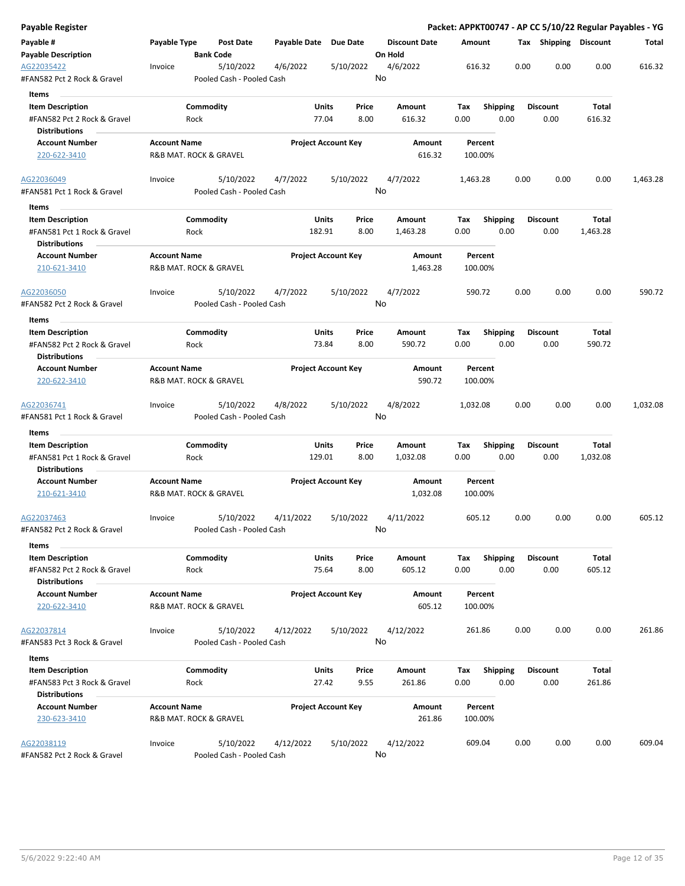## Payable Register

**Packet: APPKT00747 - AP CC 5/10/22 Regular Payables - YG**

| Payable # | Payable Type | Post Date | Payable Date | Due Date | Discount Date | Amount | Tax | Shipping | Discount | Total |
|---|---|---|---|---|---|---|---|---|---|---|
| **Payable Description** | | **Bank Code** | | | **On Hold** | | | | | |
| AG22035422 | Invoice | 5/10/2022 | 4/6/2022 | 5/10/2022 | 4/6/2022 | 616.32 | 0.00 | 0.00 | 0.00 | 616.32 |
| #FAN582 Pct 2 Rock & Gravel | | Pooled Cash - Pooled Cash | | | No | | | | | |

**Items**

| Item Description | Commodity | Units | Price | Amount | Tax | Shipping | Discount | Total |
|---|---|---|---|---|---|---|---|---|
| #FAN582 Pct 2 Rock & Gravel | Rock | 77.04 | 8.00 | 616.32 | 0.00 | 0.00 | 0.00 | 616.32 |

**Distributions**

| Account Number | Account Name | Project Account Key | Amount | Percent |
|---|---|---|---|---|
| 220-622-3410 | R&B MAT. ROCK & GRAVEL | | 616.32 | 100.00% |

| Payable # | Payable Type | Post Date | Payable Date | Due Date | Discount Date | Amount | Tax | Shipping | Discount | Total |
|---|---|---|---|---|---|---|---|---|---|---|
| AG22036049 | Invoice | 5/10/2022 | 4/7/2022 | 5/10/2022 | 4/7/2022 | 1,463.28 | 0.00 | 0.00 | 0.00 | 1,463.28 |
| #FAN581 Pct 1 Rock & Gravel | | Pooled Cash - Pooled Cash | | | No | | | | | |

**Items**

| Item Description | Commodity | Units | Price | Amount | Tax | Shipping | Discount | Total |
|---|---|---|---|---|---|---|---|---|
| #FAN581 Pct 1 Rock & Gravel | Rock | 182.91 | 8.00 | 1,463.28 | 0.00 | 0.00 | 0.00 | 1,463.28 |

**Distributions**

| Account Number | Account Name | Project Account Key | Amount | Percent |
|---|---|---|---|---|
| 210-621-3410 | R&B MAT. ROCK & GRAVEL | | 1,463.28 | 100.00% |

| Payable # | Payable Type | Post Date | Payable Date | Due Date | Discount Date | Amount | Tax | Shipping | Discount | Total |
|---|---|---|---|---|---|---|---|---|---|---|
| AG22036050 | Invoice | 5/10/2022 | 4/7/2022 | 5/10/2022 | 4/7/2022 | 590.72 | 0.00 | 0.00 | 0.00 | 590.72 |
| #FAN582 Pct 2 Rock & Gravel | | Pooled Cash - Pooled Cash | | | No | | | | | |

**Items**

| Item Description | Commodity | Units | Price | Amount | Tax | Shipping | Discount | Total |
|---|---|---|---|---|---|---|---|---|
| #FAN582 Pct 2 Rock & Gravel | Rock | 73.84 | 8.00 | 590.72 | 0.00 | 0.00 | 0.00 | 590.72 |

**Distributions**

| Account Number | Account Name | Project Account Key | Amount | Percent |
|---|---|---|---|---|
| 220-622-3410 | R&B MAT. ROCK & GRAVEL | | 590.72 | 100.00% |

| Payable # | Payable Type | Post Date | Payable Date | Due Date | Discount Date | Amount | Tax | Shipping | Discount | Total |
|---|---|---|---|---|---|---|---|---|---|---|
| AG22036741 | Invoice | 5/10/2022 | 4/8/2022 | 5/10/2022 | 4/8/2022 | 1,032.08 | 0.00 | 0.00 | 0.00 | 1,032.08 |
| #FAN581 Pct 1 Rock & Gravel | | Pooled Cash - Pooled Cash | | | No | | | | | |

**Items**

| Item Description | Commodity | Units | Price | Amount | Tax | Shipping | Discount | Total |
|---|---|---|---|---|---|---|---|---|
| #FAN581 Pct 1 Rock & Gravel | Rock | 129.01 | 8.00 | 1,032.08 | 0.00 | 0.00 | 0.00 | 1,032.08 |

**Distributions**

| Account Number | Account Name | Project Account Key | Amount | Percent |
|---|---|---|---|---|
| 210-621-3410 | R&B MAT. ROCK & GRAVEL | | 1,032.08 | 100.00% |

| Payable # | Payable Type | Post Date | Payable Date | Due Date | Discount Date | Amount | Tax | Shipping | Discount | Total |
|---|---|---|---|---|---|---|---|---|---|---|
| AG22037463 | Invoice | 5/10/2022 | 4/11/2022 | 5/10/2022 | 4/11/2022 | 605.12 | 0.00 | 0.00 | 0.00 | 605.12 |
| #FAN582 Pct 2 Rock & Gravel | | Pooled Cash - Pooled Cash | | | No | | | | | |

**Items**

| Item Description | Commodity | Units | Price | Amount | Tax | Shipping | Discount | Total |
|---|---|---|---|---|---|---|---|---|
| #FAN582 Pct 2 Rock & Gravel | Rock | 75.64 | 8.00 | 605.12 | 0.00 | 0.00 | 0.00 | 605.12 |

**Distributions**

| Account Number | Account Name | Project Account Key | Amount | Percent |
|---|---|---|---|---|
| 220-622-3410 | R&B MAT. ROCK & GRAVEL | | 605.12 | 100.00% |

| Payable # | Payable Type | Post Date | Payable Date | Due Date | Discount Date | Amount | Tax | Shipping | Discount | Total |
|---|---|---|---|---|---|---|---|---|---|---|
| AG22037814 | Invoice | 5/10/2022 | 4/12/2022 | 5/10/2022 | 4/12/2022 | 261.86 | 0.00 | 0.00 | 0.00 | 261.86 |
| #FAN583 Pct 3 Rock & Gravel | | Pooled Cash - Pooled Cash | | | No | | | | | |

**Items**

| Item Description | Commodity | Units | Price | Amount | Tax | Shipping | Discount | Total |
|---|---|---|---|---|---|---|---|---|
| #FAN583 Pct 3 Rock & Gravel | Rock | 27.42 | 9.55 | 261.86 | 0.00 | 0.00 | 0.00 | 261.86 |

**Distributions**

| Account Number | Account Name | Project Account Key | Amount | Percent |
|---|---|---|---|---|
| 230-623-3410 | R&B MAT. ROCK & GRAVEL | | 261.86 | 100.00% |

| Payable # | Payable Type | Post Date | Payable Date | Due Date | Discount Date | Amount | Tax | Shipping | Discount | Total |
|---|---|---|---|---|---|---|---|---|---|---|
| AG22038119 | Invoice | 5/10/2022 | 4/12/2022 | 5/10/2022 | 4/12/2022 | 609.04 | 0.00 | 0.00 | 0.00 | 609.04 |
| #FAN582 Pct 2 Rock & Gravel | | Pooled Cash - Pooled Cash | | | No | | | | | |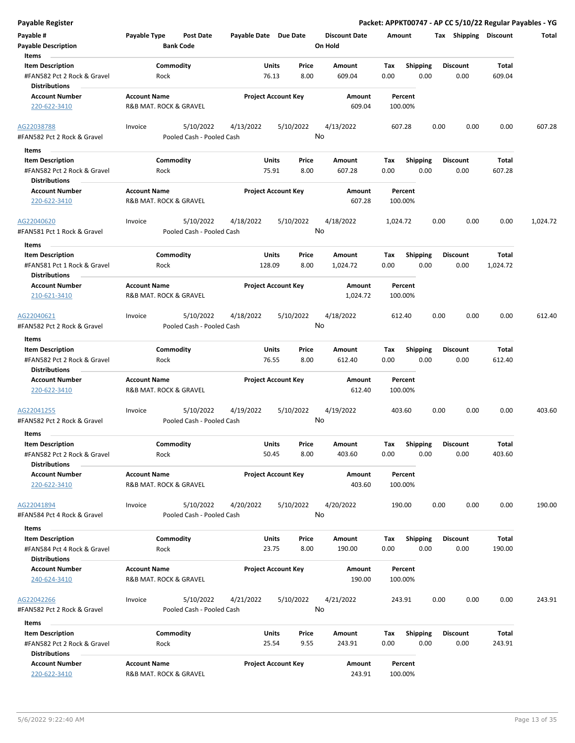## Payable Register

**Packet: APPKT00747 - AP CC 5/10/22 Regular Payables - YG**

| Payable # | Payable Type | Post Date | Payable Date | Due Date | Discount Date | Amount | Tax | Shipping | Discount | Total |
|---|---|---|---|---|---|---|---|---|---|---|
| Payable Description | | Bank Code | | | On Hold | | | | | |

**Items**

| Item Description | Commodity | Units | Price | Amount | Tax | Shipping | Discount | Total |
|---|---|---|---|---|---|---|---|---|
| #FAN582 Pct 2 Rock & Gravel | Rock | 76.13 | 8.00 | 609.04 | 0.00 | 0.00 | 0.00 | 609.04 |

**Distributions**

| Account Number | Account Name | Project Account Key | Amount | Percent |
|---|---|---|---|---|
| 220-622-3410 | R&B MAT. ROCK & GRAVEL | | 609.04 | 100.00% |

---

| Payable # | Payable Type | Post Date | Payable Date | Due Date | Discount Date | Amount | Tax | Shipping | Discount | Total |
|---|---|---|---|---|---|---|---|---|---|---|
| AG22038788 | Invoice | 5/10/2022 | 4/13/2022 | 5/10/2022 | 4/13/2022 | 607.28 | 0.00 | 0.00 | 0.00 | 607.28 |
| #FAN582 Pct 2 Rock & Gravel | | Pooled Cash - Pooled Cash | | | No | | | | | |

**Items**

| Item Description | Commodity | Units | Price | Amount | Tax | Shipping | Discount | Total |
|---|---|---|---|---|---|---|---|---|
| #FAN582 Pct 2 Rock & Gravel | Rock | 75.91 | 8.00 | 607.28 | 0.00 | 0.00 | 0.00 | 607.28 |

**Distributions**

| Account Number | Account Name | Project Account Key | Amount | Percent |
|---|---|---|---|---|
| 220-622-3410 | R&B MAT. ROCK & GRAVEL | | 607.28 | 100.00% |

---

| Payable # | Payable Type | Post Date | Payable Date | Due Date | Discount Date | Amount | Tax | Shipping | Discount | Total |
|---|---|---|---|---|---|---|---|---|---|---|
| AG22040620 | Invoice | 5/10/2022 | 4/18/2022 | 5/10/2022 | 4/18/2022 | 1,024.72 | 0.00 | 0.00 | 0.00 | 1,024.72 |
| #FAN581 Pct 1 Rock & Gravel | | Pooled Cash - Pooled Cash | | | No | | | | | |

**Items**

| Item Description | Commodity | Units | Price | Amount | Tax | Shipping | Discount | Total |
|---|---|---|---|---|---|---|---|---|
| #FAN581 Pct 1 Rock & Gravel | Rock | 128.09 | 8.00 | 1,024.72 | 0.00 | 0.00 | 0.00 | 1,024.72 |

**Distributions**

| Account Number | Account Name | Project Account Key | Amount | Percent |
|---|---|---|---|---|
| 210-621-3410 | R&B MAT. ROCK & GRAVEL | | 1,024.72 | 100.00% |

---

| Payable # | Payable Type | Post Date | Payable Date | Due Date | Discount Date | Amount | Tax | Shipping | Discount | Total |
|---|---|---|---|---|---|---|---|---|---|---|
| AG22040621 | Invoice | 5/10/2022 | 4/18/2022 | 5/10/2022 | 4/18/2022 | 612.40 | 0.00 | 0.00 | 0.00 | 612.40 |
| #FAN582 Pct 2 Rock & Gravel | | Pooled Cash - Pooled Cash | | | No | | | | | |

**Items**

| Item Description | Commodity | Units | Price | Amount | Tax | Shipping | Discount | Total |
|---|---|---|---|---|---|---|---|---|
| #FAN582 Pct 2 Rock & Gravel | Rock | 76.55 | 8.00 | 612.40 | 0.00 | 0.00 | 0.00 | 612.40 |

**Distributions**

| Account Number | Account Name | Project Account Key | Amount | Percent |
|---|---|---|---|---|
| 220-622-3410 | R&B MAT. ROCK & GRAVEL | | 612.40 | 100.00% |

---

| Payable # | Payable Type | Post Date | Payable Date | Due Date | Discount Date | Amount | Tax | Shipping | Discount | Total |
|---|---|---|---|---|---|---|---|---|---|---|
| AG22041255 | Invoice | 5/10/2022 | 4/19/2022 | 5/10/2022 | 4/19/2022 | 403.60 | 0.00 | 0.00 | 0.00 | 403.60 |
| #FAN582 Pct 2 Rock & Gravel | | Pooled Cash - Pooled Cash | | | No | | | | | |

**Items**

| Item Description | Commodity | Units | Price | Amount | Tax | Shipping | Discount | Total |
|---|---|---|---|---|---|---|---|---|
| #FAN582 Pct 2 Rock & Gravel | Rock | 50.45 | 8.00 | 403.60 | 0.00 | 0.00 | 0.00 | 403.60 |

**Distributions**

| Account Number | Account Name | Project Account Key | Amount | Percent |
|---|---|---|---|---|
| 220-622-3410 | R&B MAT. ROCK & GRAVEL | | 403.60 | 100.00% |

---

| Payable # | Payable Type | Post Date | Payable Date | Due Date | Discount Date | Amount | Tax | Shipping | Discount | Total |
|---|---|---|---|---|---|---|---|---|---|---|
| AG22041894 | Invoice | 5/10/2022 | 4/20/2022 | 5/10/2022 | 4/20/2022 | 190.00 | 0.00 | 0.00 | 0.00 | 190.00 |
| #FAN584 Pct 4 Rock & Gravel | | Pooled Cash - Pooled Cash | | | No | | | | | |

**Items**

| Item Description | Commodity | Units | Price | Amount | Tax | Shipping | Discount | Total |
|---|---|---|---|---|---|---|---|---|
| #FAN584 Pct 4 Rock & Gravel | Rock | 23.75 | 8.00 | 190.00 | 0.00 | 0.00 | 0.00 | 190.00 |

**Distributions**

| Account Number | Account Name | Project Account Key | Amount | Percent |
|---|---|---|---|---|
| 240-624-3410 | R&B MAT. ROCK & GRAVEL | | 190.00 | 100.00% |

---

| Payable # | Payable Type | Post Date | Payable Date | Due Date | Discount Date | Amount | Tax | Shipping | Discount | Total |
|---|---|---|---|---|---|---|---|---|---|---|
| AG22042266 | Invoice | 5/10/2022 | 4/21/2022 | 5/10/2022 | 4/21/2022 | 243.91 | 0.00 | 0.00 | 0.00 | 243.91 |
| #FAN582 Pct 2 Rock & Gravel | | Pooled Cash - Pooled Cash | | | No | | | | | |

**Items**

| Item Description | Commodity | Units | Price | Amount | Tax | Shipping | Discount | Total |
|---|---|---|---|---|---|---|---|---|
| #FAN582 Pct 2 Rock & Gravel | Rock | 25.54 | 9.55 | 243.91 | 0.00 | 0.00 | 0.00 | 243.91 |

**Distributions**

| Account Number | Account Name | Project Account Key | Amount | Percent |
|---|---|---|---|---|
| 220-622-3410 | R&B MAT. ROCK & GRAVEL | | 243.91 | 100.00% |

5/6/2022 9:22:40 AM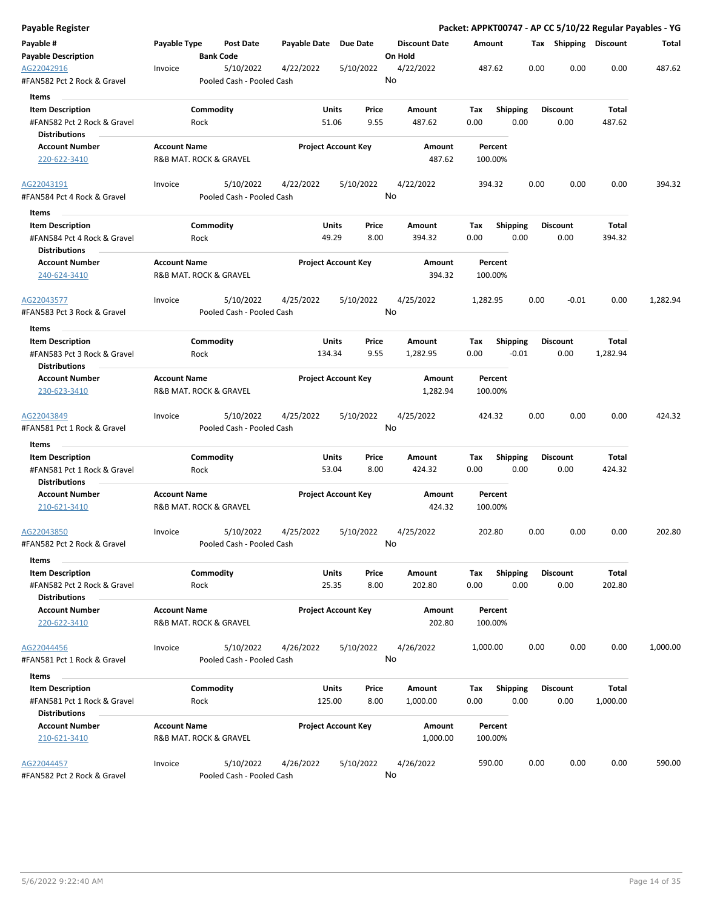## Payable Register

**Packet: APPKT00747 - AP CC 5/10/22 Regular Payables - YG**

| Payable # | Payable Type | Post Date | Payable Date | Due Date | Discount Date | Amount | Tax | Shipping | Discount | Total |
|---|---|---|---|---|---|---|---|---|---|---|
| **Payable Description** | | **Bank Code** | | | **On Hold** | | | | | |
| AG22042916 | Invoice | 5/10/2022 | 4/22/2022 | 5/10/2022 | 4/22/2022 | 487.62 | 0.00 | 0.00 | 0.00 | 487.62 |
| #FAN582 Pct 2 Rock & Gravel | | Pooled Cash - Pooled Cash | | | No | | | | | |

**Items**

| Item Description | Commodity | Units | Price | Amount | Tax | Shipping | Discount | Total |
|---|---|---|---|---|---|---|---|---|
| #FAN582 Pct 2 Rock & Gravel | Rock | 51.06 | 9.55 | 487.62 | 0.00 | 0.00 | 0.00 | 487.62 |

**Distributions**

| Account Number | Account Name | Project Account Key | Amount | Percent |
|---|---|---|---|---|
| 220-622-3410 | R&B MAT. ROCK & GRAVEL | | 487.62 | 100.00% |

| Payable # | Payable Type | Post Date | Payable Date | Due Date | Discount Date | Amount | Tax | Shipping | Discount | Total |
|---|---|---|---|---|---|---|---|---|---|---|
| AG22043191 | Invoice | 5/10/2022 | 4/22/2022 | 5/10/2022 | 4/22/2022 | 394.32 | 0.00 | 0.00 | 0.00 | 394.32 |
| #FAN584 Pct 4 Rock & Gravel | | Pooled Cash - Pooled Cash | | | No | | | | | |

**Items**

| Item Description | Commodity | Units | Price | Amount | Tax | Shipping | Discount | Total |
|---|---|---|---|---|---|---|---|---|
| #FAN584 Pct 4 Rock & Gravel | Rock | 49.29 | 8.00 | 394.32 | 0.00 | 0.00 | 0.00 | 394.32 |

**Distributions**

| Account Number | Account Name | Project Account Key | Amount | Percent |
|---|---|---|---|---|
| 240-624-3410 | R&B MAT. ROCK & GRAVEL | | 394.32 | 100.00% |

| Payable # | Payable Type | Post Date | Payable Date | Due Date | Discount Date | Amount | Tax | Shipping | Discount | Total |
|---|---|---|---|---|---|---|---|---|---|---|
| AG22043577 | Invoice | 5/10/2022 | 4/25/2022 | 5/10/2022 | 4/25/2022 | 1,282.95 | 0.00 | -0.01 | 0.00 | 1,282.94 |
| #FAN583 Pct 3 Rock & Gravel | | Pooled Cash - Pooled Cash | | | No | | | | | |

**Items**

| Item Description | Commodity | Units | Price | Amount | Tax | Shipping | Discount | Total |
|---|---|---|---|---|---|---|---|---|
| #FAN583 Pct 3 Rock & Gravel | Rock | 134.34 | 9.55 | 1,282.95 | 0.00 | -0.01 | 0.00 | 1,282.94 |

**Distributions**

| Account Number | Account Name | Project Account Key | Amount | Percent |
|---|---|---|---|---|
| 230-623-3410 | R&B MAT. ROCK & GRAVEL | | 1,282.94 | 100.00% |

| Payable # | Payable Type | Post Date | Payable Date | Due Date | Discount Date | Amount | Tax | Shipping | Discount | Total |
|---|---|---|---|---|---|---|---|---|---|---|
| AG22043849 | Invoice | 5/10/2022 | 4/25/2022 | 5/10/2022 | 4/25/2022 | 424.32 | 0.00 | 0.00 | 0.00 | 424.32 |
| #FAN581 Pct 1 Rock & Gravel | | Pooled Cash - Pooled Cash | | | No | | | | | |

**Items**

| Item Description | Commodity | Units | Price | Amount | Tax | Shipping | Discount | Total |
|---|---|---|---|---|---|---|---|---|
| #FAN581 Pct 1 Rock & Gravel | Rock | 53.04 | 8.00 | 424.32 | 0.00 | 0.00 | 0.00 | 424.32 |

**Distributions**

| Account Number | Account Name | Project Account Key | Amount | Percent |
|---|---|---|---|---|
| 210-621-3410 | R&B MAT. ROCK & GRAVEL | | 424.32 | 100.00% |

| Payable # | Payable Type | Post Date | Payable Date | Due Date | Discount Date | Amount | Tax | Shipping | Discount | Total |
|---|---|---|---|---|---|---|---|---|---|---|
| AG22043850 | Invoice | 5/10/2022 | 4/25/2022 | 5/10/2022 | 4/25/2022 | 202.80 | 0.00 | 0.00 | 0.00 | 202.80 |
| #FAN582 Pct 2 Rock & Gravel | | Pooled Cash - Pooled Cash | | | No | | | | | |

**Items**

| Item Description | Commodity | Units | Price | Amount | Tax | Shipping | Discount | Total |
|---|---|---|---|---|---|---|---|---|
| #FAN582 Pct 2 Rock & Gravel | Rock | 25.35 | 8.00 | 202.80 | 0.00 | 0.00 | 0.00 | 202.80 |

**Distributions**

| Account Number | Account Name | Project Account Key | Amount | Percent |
|---|---|---|---|---|
| 220-622-3410 | R&B MAT. ROCK & GRAVEL | | 202.80 | 100.00% |

| Payable # | Payable Type | Post Date | Payable Date | Due Date | Discount Date | Amount | Tax | Shipping | Discount | Total |
|---|---|---|---|---|---|---|---|---|---|---|
| AG22044456 | Invoice | 5/10/2022 | 4/26/2022 | 5/10/2022 | 4/26/2022 | 1,000.00 | 0.00 | 0.00 | 0.00 | 1,000.00 |
| #FAN581 Pct 1 Rock & Gravel | | Pooled Cash - Pooled Cash | | | No | | | | | |

**Items**

| Item Description | Commodity | Units | Price | Amount | Tax | Shipping | Discount | Total |
|---|---|---|---|---|---|---|---|---|
| #FAN581 Pct 1 Rock & Gravel | Rock | 125.00 | 8.00 | 1,000.00 | 0.00 | 0.00 | 0.00 | 1,000.00 |

**Distributions**

| Account Number | Account Name | Project Account Key | Amount | Percent |
|---|---|---|---|---|
| 210-621-3410 | R&B MAT. ROCK & GRAVEL | | 1,000.00 | 100.00% |

| Payable # | Payable Type | Post Date | Payable Date | Due Date | Discount Date | Amount | Tax | Shipping | Discount | Total |
|---|---|---|---|---|---|---|---|---|---|---|
| AG22044457 | Invoice | 5/10/2022 | 4/26/2022 | 5/10/2022 | 4/26/2022 | 590.00 | 0.00 | 0.00 | 0.00 | 590.00 |
| #FAN582 Pct 2 Rock & Gravel | | Pooled Cash - Pooled Cash | | | No | | | | | |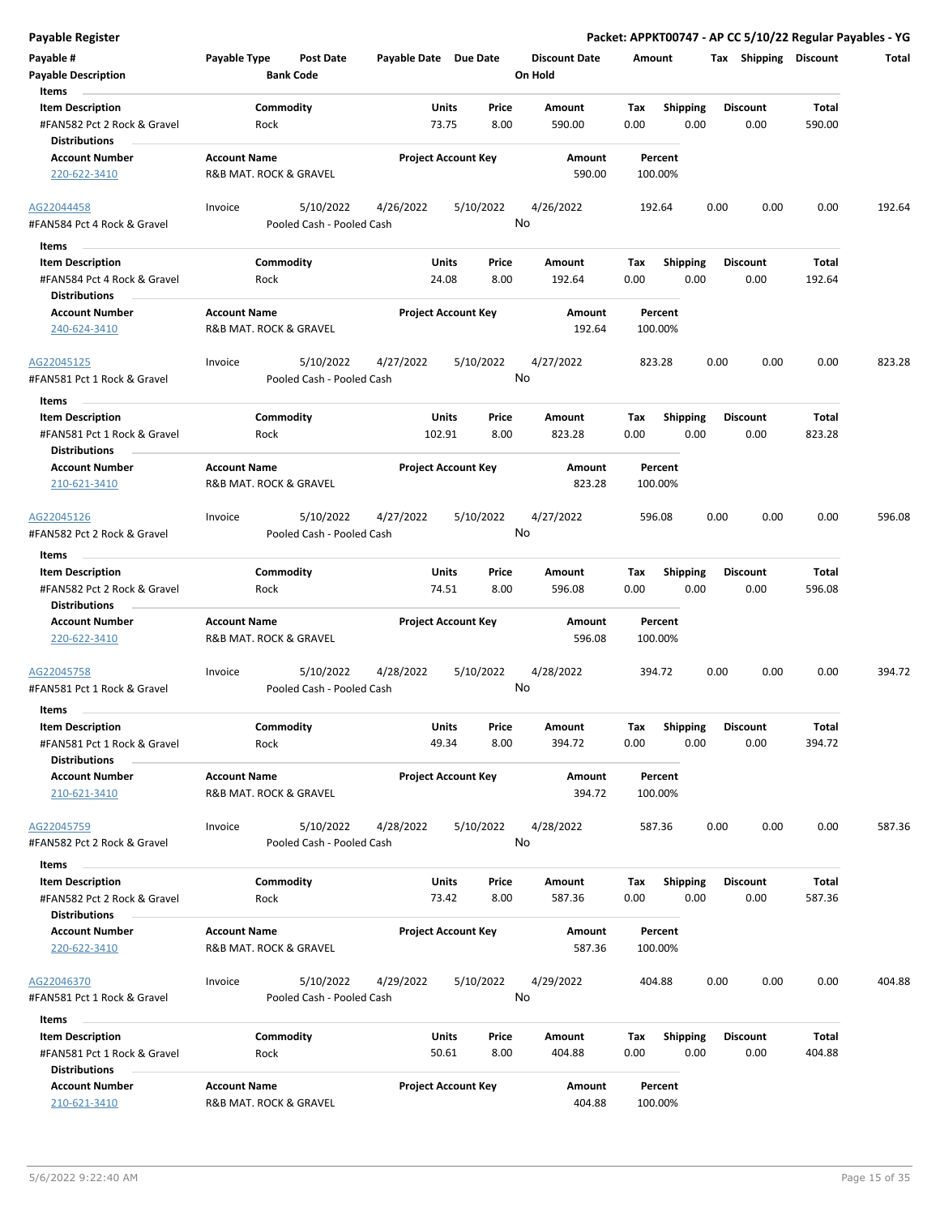**Payable Register** — **Packet: APPKT00747 - AP CC 5/10/22 Regular Payables - YG**

| Payable # | Payable Type | Post Date | Payable Date | Due Date | Discount Date | Amount | Tax | Shipping | Discount | Total |
|---|---|---|---|---|---|---|---|---|---|---|
| Payable Description | | Bank Code | | | On Hold | | | | | |

**Items**

| Item Description | Commodity | Units | Price | Amount | Tax | Shipping | Discount | Total |
|---|---|---|---|---|---|---|---|---|
| #FAN582 Pct 2 Rock & Gravel | Rock | 73.75 | 8.00 | 590.00 | 0.00 | 0.00 | 0.00 | 590.00 |

**Distributions**

| Account Number | Account Name | Project Account Key | Amount | Percent |
|---|---|---|---|---|
| 220-622-3410 | R&B MAT. ROCK & GRAVEL | | 590.00 | 100.00% |

| Payable # | Payable Type | Post Date | Payable Date | Due Date | Discount Date | Amount | Tax | Shipping | Discount | Total |
|---|---|---|---|---|---|---|---|---|---|---|
| AG22044458 | Invoice | 5/10/2022 | 4/26/2022 | 5/10/2022 | 4/26/2022 | 192.64 | 0.00 | 0.00 | 0.00 | 192.64 |
| #FAN584 Pct 4 Rock & Gravel | | Pooled Cash - Pooled Cash | | | No | | | | | |

**Items**

| Item Description | Commodity | Units | Price | Amount | Tax | Shipping | Discount | Total |
|---|---|---|---|---|---|---|---|---|
| #FAN584 Pct 4 Rock & Gravel | Rock | 24.08 | 8.00 | 192.64 | 0.00 | 0.00 | 0.00 | 192.64 |

**Distributions**

| Account Number | Account Name | Project Account Key | Amount | Percent |
|---|---|---|---|---|
| 240-624-3410 | R&B MAT. ROCK & GRAVEL | | 192.64 | 100.00% |

| Payable # | Payable Type | Post Date | Payable Date | Due Date | Discount Date | Amount | Tax | Shipping | Discount | Total |
|---|---|---|---|---|---|---|---|---|---|---|
| AG22045125 | Invoice | 5/10/2022 | 4/27/2022 | 5/10/2022 | 4/27/2022 | 823.28 | 0.00 | 0.00 | 0.00 | 823.28 |
| #FAN581 Pct 1 Rock & Gravel | | Pooled Cash - Pooled Cash | | | No | | | | | |

**Items**

| Item Description | Commodity | Units | Price | Amount | Tax | Shipping | Discount | Total |
|---|---|---|---|---|---|---|---|---|
| #FAN581 Pct 1 Rock & Gravel | Rock | 102.91 | 8.00 | 823.28 | 0.00 | 0.00 | 0.00 | 823.28 |

**Distributions**

| Account Number | Account Name | Project Account Key | Amount | Percent |
|---|---|---|---|---|
| 210-621-3410 | R&B MAT. ROCK & GRAVEL | | 823.28 | 100.00% |

| Payable # | Payable Type | Post Date | Payable Date | Due Date | Discount Date | Amount | Tax | Shipping | Discount | Total |
|---|---|---|---|---|---|---|---|---|---|---|
| AG22045126 | Invoice | 5/10/2022 | 4/27/2022 | 5/10/2022 | 4/27/2022 | 596.08 | 0.00 | 0.00 | 0.00 | 596.08 |
| #FAN582 Pct 2 Rock & Gravel | | Pooled Cash - Pooled Cash | | | No | | | | | |

**Items**

| Item Description | Commodity | Units | Price | Amount | Tax | Shipping | Discount | Total |
|---|---|---|---|---|---|---|---|---|
| #FAN582 Pct 2 Rock & Gravel | Rock | 74.51 | 8.00 | 596.08 | 0.00 | 0.00 | 0.00 | 596.08 |

**Distributions**

| Account Number | Account Name | Project Account Key | Amount | Percent |
|---|---|---|---|---|
| 220-622-3410 | R&B MAT. ROCK & GRAVEL | | 596.08 | 100.00% |

| Payable # | Payable Type | Post Date | Payable Date | Due Date | Discount Date | Amount | Tax | Shipping | Discount | Total |
|---|---|---|---|---|---|---|---|---|---|---|
| AG22045758 | Invoice | 5/10/2022 | 4/28/2022 | 5/10/2022 | 4/28/2022 | 394.72 | 0.00 | 0.00 | 0.00 | 394.72 |
| #FAN581 Pct 1 Rock & Gravel | | Pooled Cash - Pooled Cash | | | No | | | | | |

**Items**

| Item Description | Commodity | Units | Price | Amount | Tax | Shipping | Discount | Total |
|---|---|---|---|---|---|---|---|---|
| #FAN581 Pct 1 Rock & Gravel | Rock | 49.34 | 8.00 | 394.72 | 0.00 | 0.00 | 0.00 | 394.72 |

**Distributions**

| Account Number | Account Name | Project Account Key | Amount | Percent |
|---|---|---|---|---|
| 210-621-3410 | R&B MAT. ROCK & GRAVEL | | 394.72 | 100.00% |

| Payable # | Payable Type | Post Date | Payable Date | Due Date | Discount Date | Amount | Tax | Shipping | Discount | Total |
|---|---|---|---|---|---|---|---|---|---|---|
| AG22045759 | Invoice | 5/10/2022 | 4/28/2022 | 5/10/2022 | 4/28/2022 | 587.36 | 0.00 | 0.00 | 0.00 | 587.36 |
| #FAN582 Pct 2 Rock & Gravel | | Pooled Cash - Pooled Cash | | | No | | | | | |

**Items**

| Item Description | Commodity | Units | Price | Amount | Tax | Shipping | Discount | Total |
|---|---|---|---|---|---|---|---|---|
| #FAN582 Pct 2 Rock & Gravel | Rock | 73.42 | 8.00 | 587.36 | 0.00 | 0.00 | 0.00 | 587.36 |

**Distributions**

| Account Number | Account Name | Project Account Key | Amount | Percent |
|---|---|---|---|---|
| 220-622-3410 | R&B MAT. ROCK & GRAVEL | | 587.36 | 100.00% |

| Payable # | Payable Type | Post Date | Payable Date | Due Date | Discount Date | Amount | Tax | Shipping | Discount | Total |
|---|---|---|---|---|---|---|---|---|---|---|
| AG22046370 | Invoice | 5/10/2022 | 4/29/2022 | 5/10/2022 | 4/29/2022 | 404.88 | 0.00 | 0.00 | 0.00 | 404.88 |
| #FAN581 Pct 1 Rock & Gravel | | Pooled Cash - Pooled Cash | | | No | | | | | |

**Items**

| Item Description | Commodity | Units | Price | Amount | Tax | Shipping | Discount | Total |
|---|---|---|---|---|---|---|---|---|
| #FAN581 Pct 1 Rock & Gravel | Rock | 50.61 | 8.00 | 404.88 | 0.00 | 0.00 | 0.00 | 404.88 |

**Distributions**

| Account Number | Account Name | Project Account Key | Amount | Percent |
|---|---|---|---|---|
| 210-621-3410 | R&B MAT. ROCK & GRAVEL | | 404.88 | 100.00% |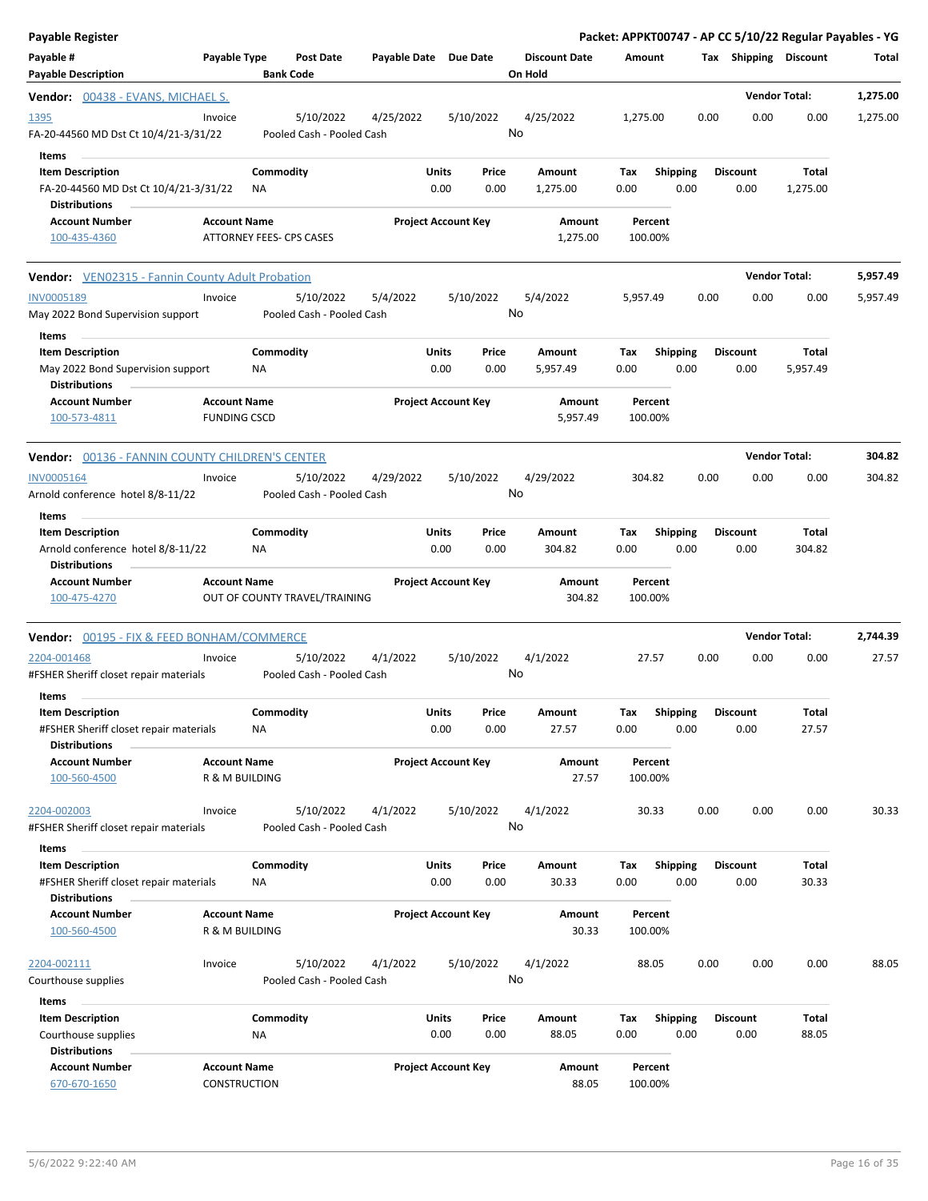**Payable Register** — **Packet: APPKT00747 - AP CC 5/10/22 Regular Payables - YG**

| Payable # | Payable Type | Post Date | Payable Date | Due Date | Discount Date | Amount | Tax | Shipping | Discount | Total |
|---|---|---|---|---|---|---|---|---|---|---|
| **Payable Description** | | **Bank Code** | | | **On Hold** | | | | | |

**Vendor:** 00438 - EVANS, MICHAEL S. — **Vendor Total:** 1,275.00

| Payable # | Payable Type | Post Date | Payable Date | Due Date | Discount Date | Amount | Tax | Shipping | Discount | Total |
|---|---|---|---|---|---|---|---|---|---|---|
| 1395 | Invoice | 5/10/2022 | 4/25/2022 | 5/10/2022 | 4/25/2022 | 1,275.00 | 0.00 | 0.00 | 0.00 | 1,275.00 |
| FA-20-44560 MD Dst Ct 10/4/21-3/31/22 | | Pooled Cash - Pooled Cash | | | No | | | | | |

**Items**

| Item Description | Commodity | Units | Price | Amount | Tax | Shipping | Discount | Total |
|---|---|---|---|---|---|---|---|---|
| FA-20-44560 MD Dst Ct 10/4/21-3/31/22 | NA | 0.00 | 0.00 | 1,275.00 | 0.00 | 0.00 | 0.00 | 1,275.00 |

**Distributions**

| Account Number | Account Name | Project Account Key | Amount | Percent |
|---|---|---|---|---|
| 100-435-4360 | ATTORNEY FEES- CPS CASES | | 1,275.00 | 100.00% |

**Vendor:** VEN02315 - Fannin County Adult Probation — **Vendor Total:** 5,957.49

| Payable # | Payable Type | Post Date | Payable Date | Due Date | Discount Date | Amount | Tax | Shipping | Discount | Total |
|---|---|---|---|---|---|---|---|---|---|---|
| INV0005189 | Invoice | 5/10/2022 | 5/4/2022 | 5/10/2022 | 5/4/2022 | 5,957.49 | 0.00 | 0.00 | 0.00 | 5,957.49 |
| May 2022 Bond Supervision support | | Pooled Cash - Pooled Cash | | | No | | | | | |

**Items**

| Item Description | Commodity | Units | Price | Amount | Tax | Shipping | Discount | Total |
|---|---|---|---|---|---|---|---|---|
| May 2022 Bond Supervision support | NA | 0.00 | 0.00 | 5,957.49 | 0.00 | 0.00 | 0.00 | 5,957.49 |

**Distributions**

| Account Number | Account Name | Project Account Key | Amount | Percent |
|---|---|---|---|---|
| 100-573-4811 | FUNDING CSCD | | 5,957.49 | 100.00% |

**Vendor:** 00136 - FANNIN COUNTY CHILDREN'S CENTER — **Vendor Total:** 304.82

| Payable # | Payable Type | Post Date | Payable Date | Due Date | Discount Date | Amount | Tax | Shipping | Discount | Total |
|---|---|---|---|---|---|---|---|---|---|---|
| INV0005164 | Invoice | 5/10/2022 | 4/29/2022 | 5/10/2022 | 4/29/2022 | 304.82 | 0.00 | 0.00 | 0.00 | 304.82 |
| Arnold conference hotel 8/8-11/22 | | Pooled Cash - Pooled Cash | | | No | | | | | |

**Items**

| Item Description | Commodity | Units | Price | Amount | Tax | Shipping | Discount | Total |
|---|---|---|---|---|---|---|---|---|
| Arnold conference hotel 8/8-11/22 | NA | 0.00 | 0.00 | 304.82 | 0.00 | 0.00 | 0.00 | 304.82 |

**Distributions**

| Account Number | Account Name | Project Account Key | Amount | Percent |
|---|---|---|---|---|
| 100-475-4270 | OUT OF COUNTY TRAVEL/TRAINING | | 304.82 | 100.00% |

**Vendor:** 00195 - FIX & FEED BONHAM/COMMERCE — **Vendor Total:** 2,744.39

| Payable # | Payable Type | Post Date | Payable Date | Due Date | Discount Date | Amount | Tax | Shipping | Discount | Total |
|---|---|---|---|---|---|---|---|---|---|---|
| 2204-001468 | Invoice | 5/10/2022 | 4/1/2022 | 5/10/2022 | 4/1/2022 | 27.57 | 0.00 | 0.00 | 0.00 | 27.57 |
| #FSHER Sheriff closet repair materials | | Pooled Cash - Pooled Cash | | | No | | | | | |

**Items**

| Item Description | Commodity | Units | Price | Amount | Tax | Shipping | Discount | Total |
|---|---|---|---|---|---|---|---|---|
| #FSHER Sheriff closet repair materials | NA | 0.00 | 0.00 | 27.57 | 0.00 | 0.00 | 0.00 | 27.57 |

**Distributions**

| Account Number | Account Name | Project Account Key | Amount | Percent |
|---|---|---|---|---|
| 100-560-4500 | R & M BUILDING | | 27.57 | 100.00% |

| Payable # | Payable Type | Post Date | Payable Date | Due Date | Discount Date | Amount | Tax | Shipping | Discount | Total |
|---|---|---|---|---|---|---|---|---|---|---|
| 2204-002003 | Invoice | 5/10/2022 | 4/1/2022 | 5/10/2022 | 4/1/2022 | 30.33 | 0.00 | 0.00 | 0.00 | 30.33 |
| #FSHER Sheriff closet repair materials | | Pooled Cash - Pooled Cash | | | No | | | | | |

**Items**

| Item Description | Commodity | Units | Price | Amount | Tax | Shipping | Discount | Total |
|---|---|---|---|---|---|---|---|---|
| #FSHER Sheriff closet repair materials | NA | 0.00 | 0.00 | 30.33 | 0.00 | 0.00 | 0.00 | 30.33 |

**Distributions**

| Account Number | Account Name | Project Account Key | Amount | Percent |
|---|---|---|---|---|
| 100-560-4500 | R & M BUILDING | | 30.33 | 100.00% |

| Payable # | Payable Type | Post Date | Payable Date | Due Date | Discount Date | Amount | Tax | Shipping | Discount | Total |
|---|---|---|---|---|---|---|---|---|---|---|
| 2204-002111 | Invoice | 5/10/2022 | 4/1/2022 | 5/10/2022 | 4/1/2022 | 88.05 | 0.00 | 0.00 | 0.00 | 88.05 |
| Courthouse supplies | | Pooled Cash - Pooled Cash | | | No | | | | | |

**Items**

| Item Description | Commodity | Units | Price | Amount | Tax | Shipping | Discount | Total |
|---|---|---|---|---|---|---|---|---|
| Courthouse supplies | NA | 0.00 | 0.00 | 88.05 | 0.00 | 0.00 | 0.00 | 88.05 |

**Distributions**

| Account Number | Account Name | Project Account Key | Amount | Percent |
|---|---|---|---|---|
| 670-670-1650 | CONSTRUCTION | | 88.05 | 100.00% |

5/6/2022 9:22:40 AM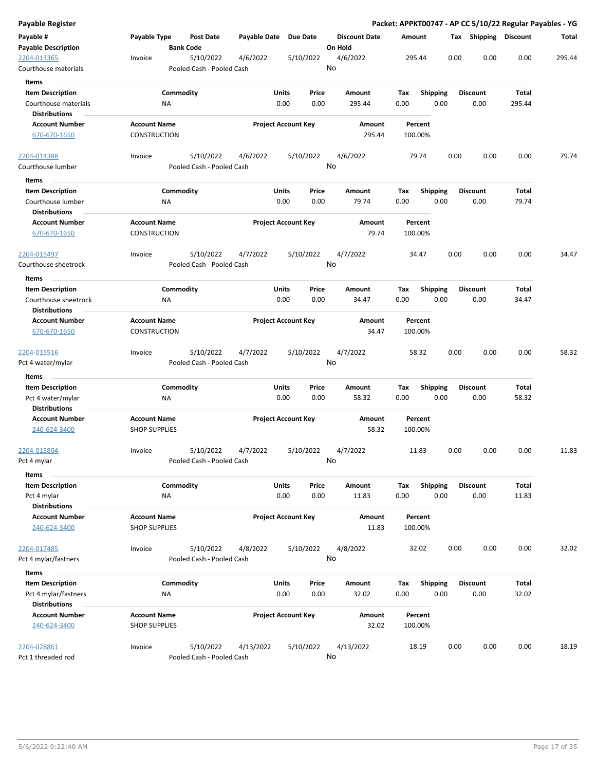# Payable Register

**Packet: APPKT00747 - AP CC 5/10/22 Regular Payables - YG**

| Payable # | Payable Type | Post Date | Payable Date | Due Date | Discount Date | Amount | Tax | Shipping | Discount | Total |
|---|---|---|---|---|---|---|---|---|---|---|
| **Payable Description** | | **Bank Code** | | | **On Hold** | | | | | |
| 2204-013365 | Invoice | 5/10/2022 | 4/6/2022 | 5/10/2022 | 4/6/2022 | 295.44 | 0.00 | 0.00 | 0.00 | 295.44 |
| Courthouse materials | | Pooled Cash - Pooled Cash | | | No | | | | | |

**Items**

| Item Description | Commodity | Units | Price | Amount | Tax | Shipping | Discount | Total |
|---|---|---|---|---|---|---|---|---|
| Courthouse materials | NA | 0.00 | 0.00 | 295.44 | 0.00 | 0.00 | 0.00 | 295.44 |

**Distributions**

| Account Number | Account Name | Project Account Key | Amount | Percent |
|---|---|---|---|---|
| 670-670-1650 | CONSTRUCTION | | 295.44 | 100.00% |

| Payable # | Payable Type | Post Date | Payable Date | Due Date | Discount Date | Amount | Tax | Shipping | Discount | Total |
|---|---|---|---|---|---|---|---|---|---|---|
| 2204-014388 | Invoice | 5/10/2022 | 4/6/2022 | 5/10/2022 | 4/6/2022 | 79.74 | 0.00 | 0.00 | 0.00 | 79.74 |
| Courthouse lumber | | Pooled Cash - Pooled Cash | | | No | | | | | |

**Items**

| Item Description | Commodity | Units | Price | Amount | Tax | Shipping | Discount | Total |
|---|---|---|---|---|---|---|---|---|
| Courthouse lumber | NA | 0.00 | 0.00 | 79.74 | 0.00 | 0.00 | 0.00 | 79.74 |

**Distributions**

| Account Number | Account Name | Project Account Key | Amount | Percent |
|---|---|---|---|---|
| 670-670-1650 | CONSTRUCTION | | 79.74 | 100.00% |

| Payable # | Payable Type | Post Date | Payable Date | Due Date | Discount Date | Amount | Tax | Shipping | Discount | Total |
|---|---|---|---|---|---|---|---|---|---|---|
| 2204-015497 | Invoice | 5/10/2022 | 4/7/2022 | 5/10/2022 | 4/7/2022 | 34.47 | 0.00 | 0.00 | 0.00 | 34.47 |
| Courthouse sheetrock | | Pooled Cash - Pooled Cash | | | No | | | | | |

**Items**

| Item Description | Commodity | Units | Price | Amount | Tax | Shipping | Discount | Total |
|---|---|---|---|---|---|---|---|---|
| Courthouse sheetrock | NA | 0.00 | 0.00 | 34.47 | 0.00 | 0.00 | 0.00 | 34.47 |

**Distributions**

| Account Number | Account Name | Project Account Key | Amount | Percent |
|---|---|---|---|---|
| 670-670-1650 | CONSTRUCTION | | 34.47 | 100.00% |

| Payable # | Payable Type | Post Date | Payable Date | Due Date | Discount Date | Amount | Tax | Shipping | Discount | Total |
|---|---|---|---|---|---|---|---|---|---|---|
| 2204-015516 | Invoice | 5/10/2022 | 4/7/2022 | 5/10/2022 | 4/7/2022 | 58.32 | 0.00 | 0.00 | 0.00 | 58.32 |
| Pct 4 water/mylar | | Pooled Cash - Pooled Cash | | | No | | | | | |

**Items**

| Item Description | Commodity | Units | Price | Amount | Tax | Shipping | Discount | Total |
|---|---|---|---|---|---|---|---|---|
| Pct 4 water/mylar | NA | 0.00 | 0.00 | 58.32 | 0.00 | 0.00 | 0.00 | 58.32 |

**Distributions**

| Account Number | Account Name | Project Account Key | Amount | Percent |
|---|---|---|---|---|
| 240-624-3400 | SHOP SUPPLIES | | 58.32 | 100.00% |

| Payable # | Payable Type | Post Date | Payable Date | Due Date | Discount Date | Amount | Tax | Shipping | Discount | Total |
|---|---|---|---|---|---|---|---|---|---|---|
| 2204-015804 | Invoice | 5/10/2022 | 4/7/2022 | 5/10/2022 | 4/7/2022 | 11.83 | 0.00 | 0.00 | 0.00 | 11.83 |
| Pct 4 mylar | | Pooled Cash - Pooled Cash | | | No | | | | | |

**Items**

| Item Description | Commodity | Units | Price | Amount | Tax | Shipping | Discount | Total |
|---|---|---|---|---|---|---|---|---|
| Pct 4 mylar | NA | 0.00 | 0.00 | 11.83 | 0.00 | 0.00 | 0.00 | 11.83 |

**Distributions**

| Account Number | Account Name | Project Account Key | Amount | Percent |
|---|---|---|---|---|
| 240-624-3400 | SHOP SUPPLIES | | 11.83 | 100.00% |

| Payable # | Payable Type | Post Date | Payable Date | Due Date | Discount Date | Amount | Tax | Shipping | Discount | Total |
|---|---|---|---|---|---|---|---|---|---|---|
| 2204-017485 | Invoice | 5/10/2022 | 4/8/2022 | 5/10/2022 | 4/8/2022 | 32.02 | 0.00 | 0.00 | 0.00 | 32.02 |
| Pct 4 mylar/fastners | | Pooled Cash - Pooled Cash | | | No | | | | | |

**Items**

| Item Description | Commodity | Units | Price | Amount | Tax | Shipping | Discount | Total |
|---|---|---|---|---|---|---|---|---|
| Pct 4 mylar/fastners | NA | 0.00 | 0.00 | 32.02 | 0.00 | 0.00 | 0.00 | 32.02 |

**Distributions**

| Account Number | Account Name | Project Account Key | Amount | Percent |
|---|---|---|---|---|
| 240-624-3400 | SHOP SUPPLIES | | 32.02 | 100.00% |

| Payable # | Payable Type | Post Date | Payable Date | Due Date | Discount Date | Amount | Tax | Shipping | Discount | Total |
|---|---|---|---|---|---|---|---|---|---|---|
| 2204-028861 | Invoice | 5/10/2022 | 4/13/2022 | 5/10/2022 | 4/13/2022 | 18.19 | 0.00 | 0.00 | 0.00 | 18.19 |
| Pct 1 threaded rod | | Pooled Cash - Pooled Cash | | | No | | | | | |

5/6/2022 9:22:40 AM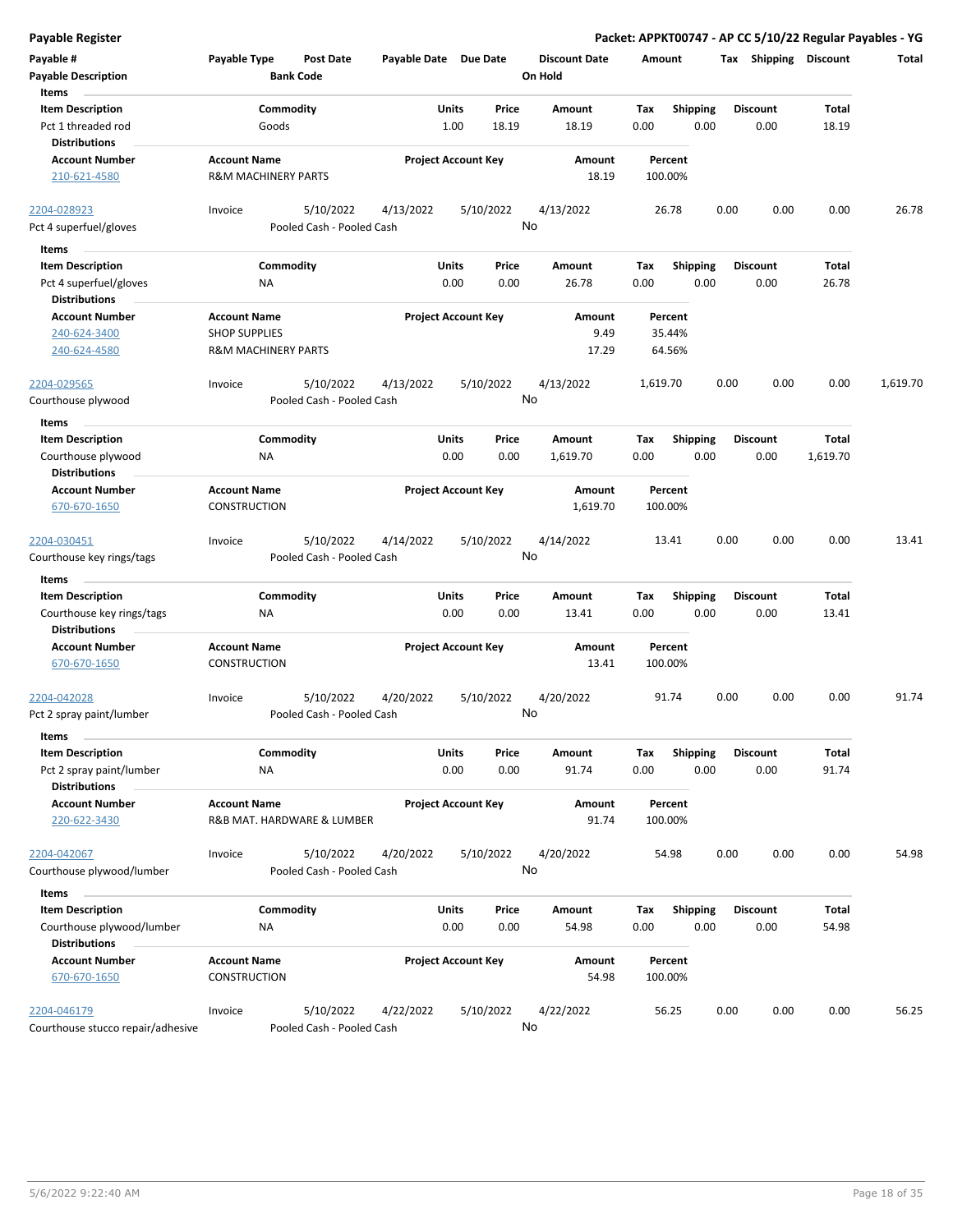## Payable Register

**Packet: APPKT00747 - AP CC 5/10/22 Regular Payables - YG**

| Payable # | Payable Type | Post Date | Payable Date | Due Date | Discount Date | Amount | Tax | Shipping | Discount | Total |
|---|---|---|---|---|---|---|---|---|---|---|
| **Payable Description** | | **Bank Code** | | | **On Hold** | | | | | |

**Items**

| Item Description | Commodity | Units | Price | Amount | Tax | Shipping | Discount | Total |
|---|---|---|---|---|---|---|---|---|
| Pct 1 threaded rod | Goods | 1.00 | 18.19 | 18.19 | 0.00 | 0.00 | 0.00 | 18.19 |

**Distributions**

| Account Number | Account Name | Project Account Key | Amount | Percent |
|---|---|---|---|---|
| 210-621-4580 | R&M MACHINERY PARTS | | 18.19 | 100.00% |

---

| Payable # | Payable Type | Post Date | Payable Date | Due Date | Discount Date | Amount | Tax | Shipping | Discount | Total |
|---|---|---|---|---|---|---|---|---|---|---|
| 2204-028923 | Invoice | 5/10/2022 | 4/13/2022 | 5/10/2022 | 4/13/2022 | 26.78 | 0.00 | 0.00 | 0.00 | 26.78 |
| Pct 4 superfuel/gloves | | Pooled Cash - Pooled Cash | | | No | | | | | |

**Items**

| Item Description | Commodity | Units | Price | Amount | Tax | Shipping | Discount | Total |
|---|---|---|---|---|---|---|---|---|
| Pct 4 superfuel/gloves | NA | 0.00 | 0.00 | 26.78 | 0.00 | 0.00 | 0.00 | 26.78 |

**Distributions**

| Account Number | Account Name | Project Account Key | Amount | Percent |
|---|---|---|---|---|
| 240-624-3400 | SHOP SUPPLIES | | 9.49 | 35.44% |
| 240-624-4580 | R&M MACHINERY PARTS | | 17.29 | 64.56% |

---

| Payable # | Payable Type | Post Date | Payable Date | Due Date | Discount Date | Amount | Tax | Shipping | Discount | Total |
|---|---|---|---|---|---|---|---|---|---|---|
| 2204-029565 | Invoice | 5/10/2022 | 4/13/2022 | 5/10/2022 | 4/13/2022 | 1,619.70 | 0.00 | 0.00 | 0.00 | 1,619.70 |
| Courthouse plywood | | Pooled Cash - Pooled Cash | | | No | | | | | |

**Items**

| Item Description | Commodity | Units | Price | Amount | Tax | Shipping | Discount | Total |
|---|---|---|---|---|---|---|---|---|
| Courthouse plywood | NA | 0.00 | 0.00 | 1,619.70 | 0.00 | 0.00 | 0.00 | 1,619.70 |

**Distributions**

| Account Number | Account Name | Project Account Key | Amount | Percent |
|---|---|---|---|---|
| 670-670-1650 | CONSTRUCTION | | 1,619.70 | 100.00% |

---

| Payable # | Payable Type | Post Date | Payable Date | Due Date | Discount Date | Amount | Tax | Shipping | Discount | Total |
|---|---|---|---|---|---|---|---|---|---|---|
| 2204-030451 | Invoice | 5/10/2022 | 4/14/2022 | 5/10/2022 | 4/14/2022 | 13.41 | 0.00 | 0.00 | 0.00 | 13.41 |
| Courthouse key rings/tags | | Pooled Cash - Pooled Cash | | | No | | | | | |

**Items**

| Item Description | Commodity | Units | Price | Amount | Tax | Shipping | Discount | Total |
|---|---|---|---|---|---|---|---|---|
| Courthouse key rings/tags | NA | 0.00 | 0.00 | 13.41 | 0.00 | 0.00 | 0.00 | 13.41 |

**Distributions**

| Account Number | Account Name | Project Account Key | Amount | Percent |
|---|---|---|---|---|
| 670-670-1650 | CONSTRUCTION | | 13.41 | 100.00% |

---

| Payable # | Payable Type | Post Date | Payable Date | Due Date | Discount Date | Amount | Tax | Shipping | Discount | Total |
|---|---|---|---|---|---|---|---|---|---|---|
| 2204-042028 | Invoice | 5/10/2022 | 4/20/2022 | 5/10/2022 | 4/20/2022 | 91.74 | 0.00 | 0.00 | 0.00 | 91.74 |
| Pct 2 spray paint/lumber | | Pooled Cash - Pooled Cash | | | No | | | | | |

**Items**

| Item Description | Commodity | Units | Price | Amount | Tax | Shipping | Discount | Total |
|---|---|---|---|---|---|---|---|---|
| Pct 2 spray paint/lumber | NA | 0.00 | 0.00 | 91.74 | 0.00 | 0.00 | 0.00 | 91.74 |

**Distributions**

| Account Number | Account Name | Project Account Key | Amount | Percent |
|---|---|---|---|---|
| 220-622-3430 | R&B MAT. HARDWARE & LUMBER | | 91.74 | 100.00% |

---

| Payable # | Payable Type | Post Date | Payable Date | Due Date | Discount Date | Amount | Tax | Shipping | Discount | Total |
|---|---|---|---|---|---|---|---|---|---|---|
| 2204-042067 | Invoice | 5/10/2022 | 4/20/2022 | 5/10/2022 | 4/20/2022 | 54.98 | 0.00 | 0.00 | 0.00 | 54.98 |
| Courthouse plywood/lumber | | Pooled Cash - Pooled Cash | | | No | | | | | |

**Items**

| Item Description | Commodity | Units | Price | Amount | Tax | Shipping | Discount | Total |
|---|---|---|---|---|---|---|---|---|
| Courthouse plywood/lumber | NA | 0.00 | 0.00 | 54.98 | 0.00 | 0.00 | 0.00 | 54.98 |

**Distributions**

| Account Number | Account Name | Project Account Key | Amount | Percent |
|---|---|---|---|---|
| 670-670-1650 | CONSTRUCTION | | 54.98 | 100.00% |

---

| Payable # | Payable Type | Post Date | Payable Date | Due Date | Discount Date | Amount | Tax | Shipping | Discount | Total |
|---|---|---|---|---|---|---|---|---|---|---|
| 2204-046179 | Invoice | 5/10/2022 | 4/22/2022 | 5/10/2022 | 4/22/2022 | 56.25 | 0.00 | 0.00 | 0.00 | 56.25 |
| Courthouse stucco repair/adhesive | | Pooled Cash - Pooled Cash | | | No | | | | | |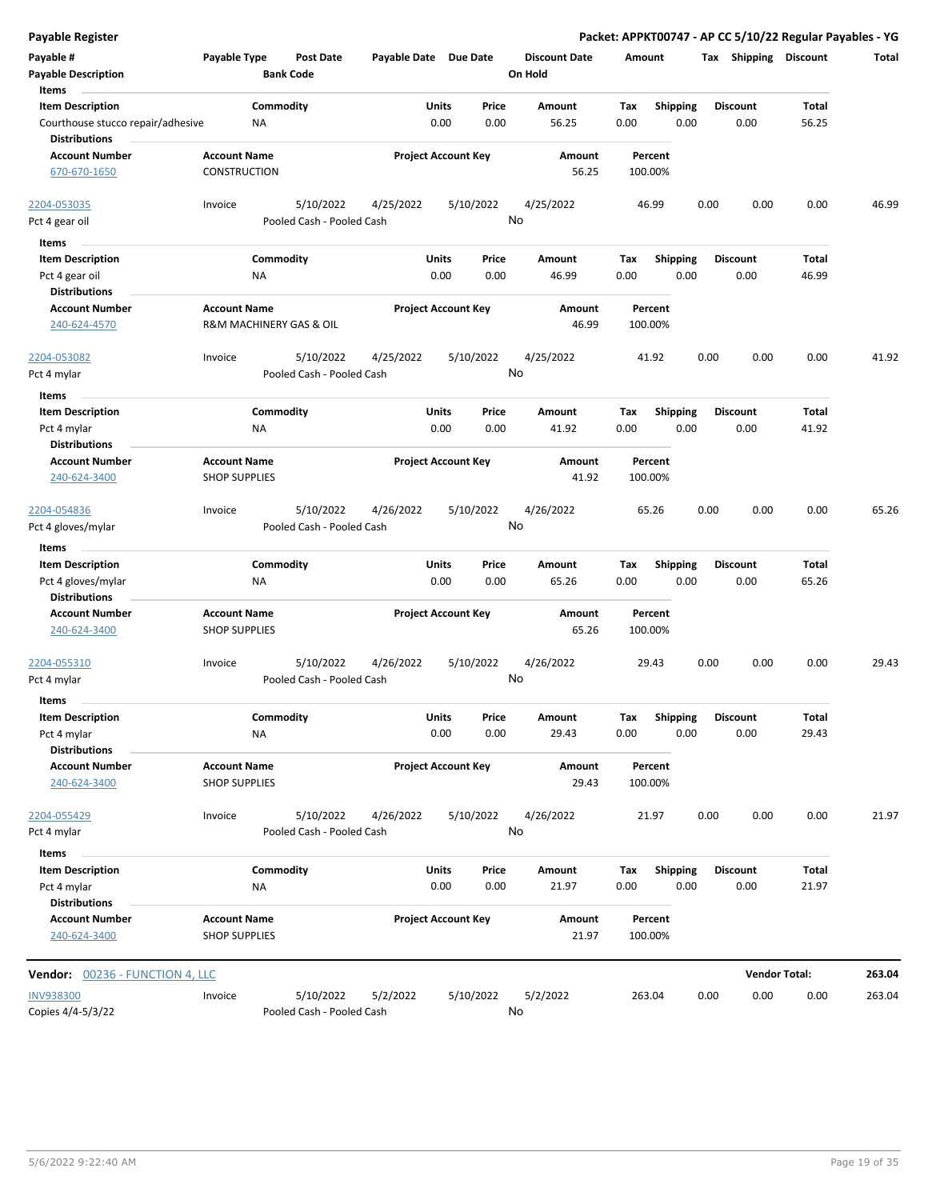**Payable Register** — **Packet: APPKT00747 - AP CC 5/10/22 Regular Payables - YG**

| Payable # | Payable Type | Post Date | Payable Date | Due Date | Discount Date | Amount | Tax | Shipping | Discount | Total |
|---|---|---|---|---|---|---|---|---|---|---|
| **Payable Description** | | **Bank Code** | | | **On Hold** | | | | | |

**Items**

| Item Description | Commodity | Units | Price | Amount | Tax | Shipping | Discount | Total |
|---|---|---|---|---|---|---|---|---|
| Courthouse stucco repair/adhesive | NA | 0.00 | 0.00 | 56.25 | 0.00 | 0.00 | 0.00 | 56.25 |

**Distributions**

| Account Number | Account Name | Project Account Key | Amount | Percent |
|---|---|---|---|---|
| 670-670-1650 | CONSTRUCTION | | 56.25 | 100.00% |

| Payable # | Payable Type | Post Date | Payable Date | Due Date | Discount Date | Amount | Tax | Shipping | Discount | Total |
|---|---|---|---|---|---|---|---|---|---|---|
| 2204-053035 | Invoice | 5/10/2022 | 4/25/2022 | 5/10/2022 | 4/25/2022 | 46.99 | 0.00 | 0.00 | 0.00 | 46.99 |
| Pct 4 gear oil | | Pooled Cash - Pooled Cash | | | No | | | | | |

**Items**

| Item Description | Commodity | Units | Price | Amount | Tax | Shipping | Discount | Total |
|---|---|---|---|---|---|---|---|---|
| Pct 4 gear oil | NA | 0.00 | 0.00 | 46.99 | 0.00 | 0.00 | 0.00 | 46.99 |

**Distributions**

| Account Number | Account Name | Project Account Key | Amount | Percent |
|---|---|---|---|---|
| 240-624-4570 | R&M MACHINERY GAS & OIL | | 46.99 | 100.00% |

| Payable # | Payable Type | Post Date | Payable Date | Due Date | Discount Date | Amount | Tax | Shipping | Discount | Total |
|---|---|---|---|---|---|---|---|---|---|---|
| 2204-053082 | Invoice | 5/10/2022 | 4/25/2022 | 5/10/2022 | 4/25/2022 | 41.92 | 0.00 | 0.00 | 0.00 | 41.92 |
| Pct 4 mylar | | Pooled Cash - Pooled Cash | | | No | | | | | |

**Items**

| Item Description | Commodity | Units | Price | Amount | Tax | Shipping | Discount | Total |
|---|---|---|---|---|---|---|---|---|
| Pct 4 mylar | NA | 0.00 | 0.00 | 41.92 | 0.00 | 0.00 | 0.00 | 41.92 |

**Distributions**

| Account Number | Account Name | Project Account Key | Amount | Percent |
|---|---|---|---|---|
| 240-624-3400 | SHOP SUPPLIES | | 41.92 | 100.00% |

| Payable # | Payable Type | Post Date | Payable Date | Due Date | Discount Date | Amount | Tax | Shipping | Discount | Total |
|---|---|---|---|---|---|---|---|---|---|---|
| 2204-054836 | Invoice | 5/10/2022 | 4/26/2022 | 5/10/2022 | 4/26/2022 | 65.26 | 0.00 | 0.00 | 0.00 | 65.26 |
| Pct 4 gloves/mylar | | Pooled Cash - Pooled Cash | | | No | | | | | |

**Items**

| Item Description | Commodity | Units | Price | Amount | Tax | Shipping | Discount | Total |
|---|---|---|---|---|---|---|---|---|
| Pct 4 gloves/mylar | NA | 0.00 | 0.00 | 65.26 | 0.00 | 0.00 | 0.00 | 65.26 |

**Distributions**

| Account Number | Account Name | Project Account Key | Amount | Percent |
|---|---|---|---|---|
| 240-624-3400 | SHOP SUPPLIES | | 65.26 | 100.00% |

| Payable # | Payable Type | Post Date | Payable Date | Due Date | Discount Date | Amount | Tax | Shipping | Discount | Total |
|---|---|---|---|---|---|---|---|---|---|---|
| 2204-055310 | Invoice | 5/10/2022 | 4/26/2022 | 5/10/2022 | 4/26/2022 | 29.43 | 0.00 | 0.00 | 0.00 | 29.43 |
| Pct 4 mylar | | Pooled Cash - Pooled Cash | | | No | | | | | |

**Items**

| Item Description | Commodity | Units | Price | Amount | Tax | Shipping | Discount | Total |
|---|---|---|---|---|---|---|---|---|
| Pct 4 mylar | NA | 0.00 | 0.00 | 29.43 | 0.00 | 0.00 | 0.00 | 29.43 |

**Distributions**

| Account Number | Account Name | Project Account Key | Amount | Percent |
|---|---|---|---|---|
| 240-624-3400 | SHOP SUPPLIES | | 29.43 | 100.00% |

| Payable # | Payable Type | Post Date | Payable Date | Due Date | Discount Date | Amount | Tax | Shipping | Discount | Total |
|---|---|---|---|---|---|---|---|---|---|---|
| 2204-055429 | Invoice | 5/10/2022 | 4/26/2022 | 5/10/2022 | 4/26/2022 | 21.97 | 0.00 | 0.00 | 0.00 | 21.97 |
| Pct 4 mylar | | Pooled Cash - Pooled Cash | | | No | | | | | |

**Items**

| Item Description | Commodity | Units | Price | Amount | Tax | Shipping | Discount | Total |
|---|---|---|---|---|---|---|---|---|
| Pct 4 mylar | NA | 0.00 | 0.00 | 21.97 | 0.00 | 0.00 | 0.00 | 21.97 |

**Distributions**

| Account Number | Account Name | Project Account Key | Amount | Percent |
|---|---|---|---|---|
| 240-624-3400 | SHOP SUPPLIES | | 21.97 | 100.00% |

**Vendor:** 00236 - FUNCTION 4, LLC — **Vendor Total: 263.04**

| Payable # | Payable Type | Post Date | Payable Date | Due Date | Discount Date | Amount | Tax | Shipping | Discount | Total |
|---|---|---|---|---|---|---|---|---|---|---|
| INV938300 | Invoice | 5/10/2022 | 5/2/2022 | 5/10/2022 | 5/2/2022 | 263.04 | 0.00 | 0.00 | 0.00 | 263.04 |
| Copies 4/4-5/3/22 | | Pooled Cash - Pooled Cash | | | No | | | | | |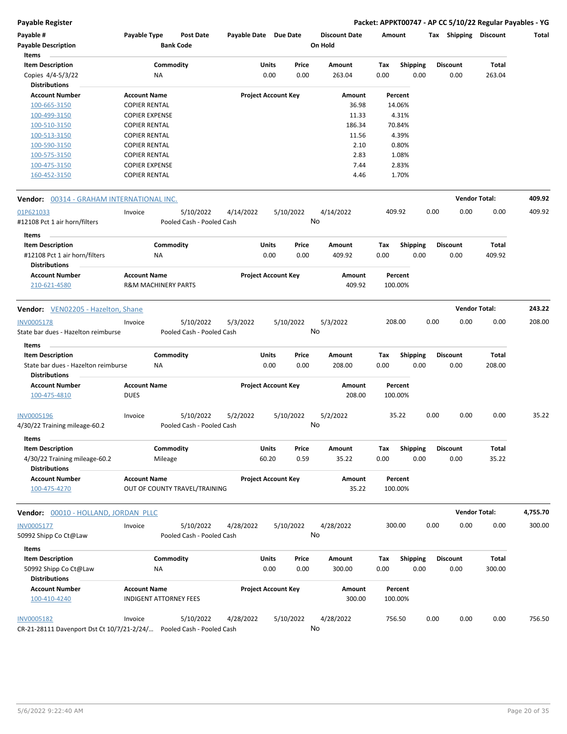Packet: APPKT00747 - AP CC 5/10/22 Regular Payables - YG

| Payable # | Payable Type | Post Date | Payable Date | Due Date | Discount Date | Amount | Tax | Shipping | Discount | Total |
|---|---|---|---|---|---|---|---|---|---|---|
| Payable Description | | Bank Code | | | On Hold | | | | | |

**Items**

| Item Description | Commodity | Units | Price | Amount | Tax | Shipping | Discount | Total |
|---|---|---|---|---|---|---|---|---|
| Copies 4/4-5/3/22 | NA | 0.00 | 0.00 | 263.04 | 0.00 | 0.00 | 0.00 | 263.04 |

**Distributions**

| Account Number | Account Name | Project Account Key | Amount | Percent |
|---|---|---|---|---|
| 100-665-3150 | COPIER RENTAL | | 36.98 | 14.06% |
| 100-499-3150 | COPIER EXPENSE | | 11.33 | 4.31% |
| 100-510-3150 | COPIER RENTAL | | 186.34 | 70.84% |
| 100-513-3150 | COPIER RENTAL | | 11.56 | 4.39% |
| 100-590-3150 | COPIER RENTAL | | 2.10 | 0.80% |
| 100-575-3150 | COPIER RENTAL | | 2.83 | 1.08% |
| 100-475-3150 | COPIER EXPENSE | | 7.44 | 2.83% |
| 160-452-3150 | COPIER RENTAL | | 4.46 | 1.70% |

**Vendor: 00314 - GRAHAM INTERNATIONAL INC.** — Vendor Total: 409.92

| Payable # | Payable Type | Post Date | Payable Date | Due Date | Discount Date | Amount | Tax | Shipping | Discount | Total |
|---|---|---|---|---|---|---|---|---|---|---|
| 01P621033 | Invoice | 5/10/2022 | 4/14/2022 | 5/10/2022 | 4/14/2022 | 409.92 | 0.00 | 0.00 | 0.00 | 409.92 |
| #12108 Pct 1 air horn/filters | | Pooled Cash - Pooled Cash | | | No | | | | | |

**Items**

| Item Description | Commodity | Units | Price | Amount | Tax | Shipping | Discount | Total |
|---|---|---|---|---|---|---|---|---|
| #12108 Pct 1 air horn/filters | NA | 0.00 | 0.00 | 409.92 | 0.00 | 0.00 | 0.00 | 409.92 |

**Distributions**

| Account Number | Account Name | Project Account Key | Amount | Percent |
|---|---|---|---|---|
| 210-621-4580 | R&M MACHINERY PARTS | | 409.92 | 100.00% |

**Vendor: VEN02205 - Hazelton, Shane** — Vendor Total: 243.22

| Payable # | Payable Type | Post Date | Payable Date | Due Date | Discount Date | Amount | Tax | Shipping | Discount | Total |
|---|---|---|---|---|---|---|---|---|---|---|
| INV0005178 | Invoice | 5/10/2022 | 5/3/2022 | 5/10/2022 | 5/3/2022 | 208.00 | 0.00 | 0.00 | 0.00 | 208.00 |
| State bar dues - Hazelton reimburse | | Pooled Cash - Pooled Cash | | | No | | | | | |

**Items**

| Item Description | Commodity | Units | Price | Amount | Tax | Shipping | Discount | Total |
|---|---|---|---|---|---|---|---|---|
| State bar dues - Hazelton reimburse | NA | 0.00 | 0.00 | 208.00 | 0.00 | 0.00 | 0.00 | 208.00 |

**Distributions**

| Account Number | Account Name | Project Account Key | Amount | Percent |
|---|---|---|---|---|
| 100-475-4810 | DUES | | 208.00 | 100.00% |

| Payable # | Payable Type | Post Date | Payable Date | Due Date | Discount Date | Amount | Tax | Shipping | Discount | Total |
|---|---|---|---|---|---|---|---|---|---|---|
| INV0005196 | Invoice | 5/10/2022 | 5/2/2022 | 5/10/2022 | 5/2/2022 | 35.22 | 0.00 | 0.00 | 0.00 | 35.22 |
| 4/30/22 Training mileage-60.2 | | Pooled Cash - Pooled Cash | | | No | | | | | |

**Items**

| Item Description | Commodity | Units | Price | Amount | Tax | Shipping | Discount | Total |
|---|---|---|---|---|---|---|---|---|
| 4/30/22 Training mileage-60.2 | Mileage | 60.20 | 0.59 | 35.22 | 0.00 | 0.00 | 0.00 | 35.22 |

**Distributions**

| Account Number | Account Name | Project Account Key | Amount | Percent |
|---|---|---|---|---|
| 100-475-4270 | OUT OF COUNTY TRAVEL/TRAINING | | 35.22 | 100.00% |

**Vendor: 00010 - HOLLAND, JORDAN PLLC** — Vendor Total: 4,755.70

| Payable # | Payable Type | Post Date | Payable Date | Due Date | Discount Date | Amount | Tax | Shipping | Discount | Total |
|---|---|---|---|---|---|---|---|---|---|---|
| INV0005177 | Invoice | 5/10/2022 | 4/28/2022 | 5/10/2022 | 4/28/2022 | 300.00 | 0.00 | 0.00 | 0.00 | 300.00 |
| 50992 Shipp Co Ct@Law | | Pooled Cash - Pooled Cash | | | No | | | | | |

**Items**

| Item Description | Commodity | Units | Price | Amount | Tax | Shipping | Discount | Total |
|---|---|---|---|---|---|---|---|---|
| 50992 Shipp Co Ct@Law | NA | 0.00 | 0.00 | 300.00 | 0.00 | 0.00 | 0.00 | 300.00 |

**Distributions**

| Account Number | Account Name | Project Account Key | Amount | Percent |
|---|---|---|---|---|
| 100-410-4240 | INDIGENT ATTORNEY FEES | | 300.00 | 100.00% |

| Payable # | Payable Type | Post Date | Payable Date | Due Date | Discount Date | Amount | Tax | Shipping | Discount | Total |
|---|---|---|---|---|---|---|---|---|---|---|
| INV0005182 | Invoice | 5/10/2022 | 4/28/2022 | 5/10/2022 | 4/28/2022 | 756.50 | 0.00 | 0.00 | 0.00 | 756.50 |
| CR-21-28111 Davenport Dst Ct 10/7/21-2/24/... | | Pooled Cash - Pooled Cash | | | No | | | | | |

5/6/2022 9:22:40 AM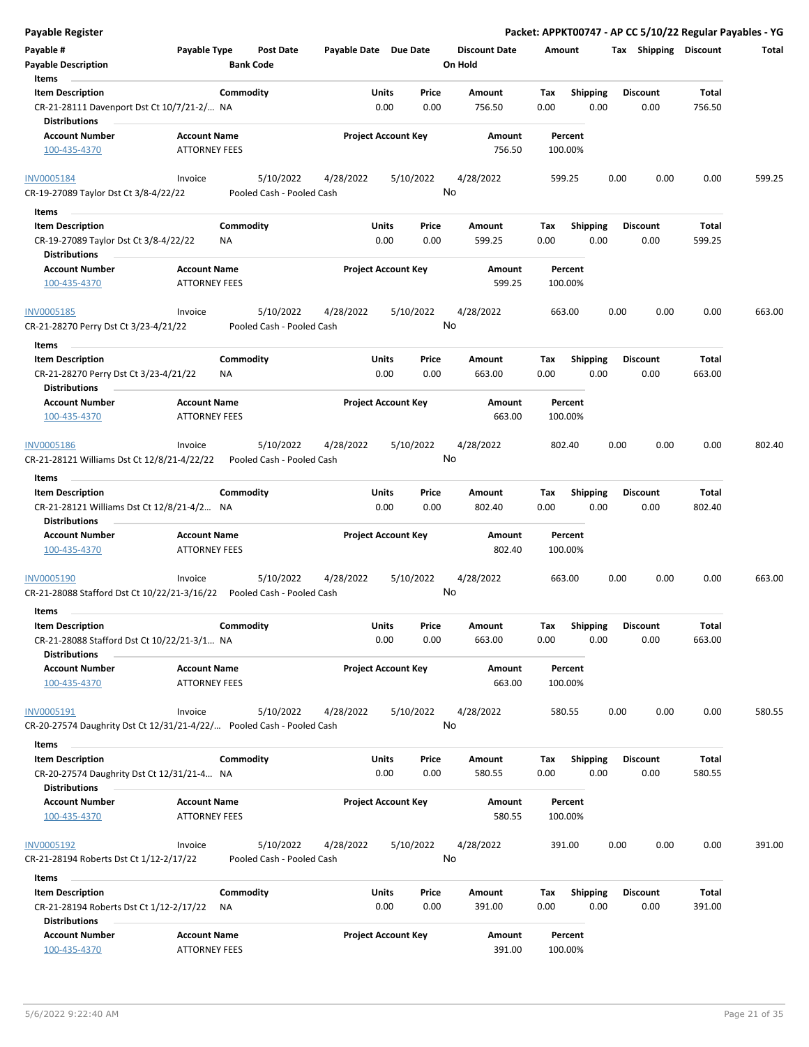# Payable Register

**Packet: APPKT00747 - AP CC 5/10/22 Regular Payables - YG**

| Payable # | Payable Type | Post Date | Payable Date | Due Date | Discount Date | Amount | Tax | Shipping | Discount | Total |
|---|---|---|---|---|---|---|---|---|---|---|
| Payable Description | | Bank Code | | | On Hold | | | | | |

**Items**

| Item Description | Commodity | Units | Price | Amount | Tax | Shipping | Discount | Total |
|---|---|---|---|---|---|---|---|---|
| CR-21-28111 Davenport Dst Ct 10/7/21-2/... | NA | 0.00 | 0.00 | 756.50 | 0.00 | 0.00 | 0.00 | 756.50 |

**Distributions**

| Account Number | Account Name | Project Account Key | Amount | Percent |
|---|---|---|---|---|
| 100-435-4370 | ATTORNEY FEES | | 756.50 | 100.00% |

| Payable # | Payable Type | Post Date | Payable Date | Due Date | Discount Date | Amount | Tax | Shipping | Discount | Total |
|---|---|---|---|---|---|---|---|---|---|---|
| INV0005184 | Invoice | 5/10/2022 | 4/28/2022 | 5/10/2022 | 4/28/2022 | 599.25 | 0.00 | 0.00 | 0.00 | 599.25 |
| CR-19-27089 Taylor Dst Ct 3/8-4/22/22 | | Pooled Cash - Pooled Cash | | | No | | | | | |

**Items**

| Item Description | Commodity | Units | Price | Amount | Tax | Shipping | Discount | Total |
|---|---|---|---|---|---|---|---|---|
| CR-19-27089 Taylor Dst Ct 3/8-4/22/22 | NA | 0.00 | 0.00 | 599.25 | 0.00 | 0.00 | 0.00 | 599.25 |

**Distributions**

| Account Number | Account Name | Project Account Key | Amount | Percent |
|---|---|---|---|---|
| 100-435-4370 | ATTORNEY FEES | | 599.25 | 100.00% |

| Payable # | Payable Type | Post Date | Payable Date | Due Date | Discount Date | Amount | Tax | Shipping | Discount | Total |
|---|---|---|---|---|---|---|---|---|---|---|
| INV0005185 | Invoice | 5/10/2022 | 4/28/2022 | 5/10/2022 | 4/28/2022 | 663.00 | 0.00 | 0.00 | 0.00 | 663.00 |
| CR-21-28270 Perry Dst Ct 3/23-4/21/22 | | Pooled Cash - Pooled Cash | | | No | | | | | |

**Items**

| Item Description | Commodity | Units | Price | Amount | Tax | Shipping | Discount | Total |
|---|---|---|---|---|---|---|---|---|
| CR-21-28270 Perry Dst Ct 3/23-4/21/22 | NA | 0.00 | 0.00 | 663.00 | 0.00 | 0.00 | 0.00 | 663.00 |

**Distributions**

| Account Number | Account Name | Project Account Key | Amount | Percent |
|---|---|---|---|---|
| 100-435-4370 | ATTORNEY FEES | | 663.00 | 100.00% |

| Payable # | Payable Type | Post Date | Payable Date | Due Date | Discount Date | Amount | Tax | Shipping | Discount | Total |
|---|---|---|---|---|---|---|---|---|---|---|
| INV0005186 | Invoice | 5/10/2022 | 4/28/2022 | 5/10/2022 | 4/28/2022 | 802.40 | 0.00 | 0.00 | 0.00 | 802.40 |
| CR-21-28121 Williams Dst Ct 12/8/21-4/22/22 | | Pooled Cash - Pooled Cash | | | No | | | | | |

**Items**

| Item Description | Commodity | Units | Price | Amount | Tax | Shipping | Discount | Total |
|---|---|---|---|---|---|---|---|---|
| CR-21-28121 Williams Dst Ct 12/8/21-4/2... | NA | 0.00 | 0.00 | 802.40 | 0.00 | 0.00 | 0.00 | 802.40 |

**Distributions**

| Account Number | Account Name | Project Account Key | Amount | Percent |
|---|---|---|---|---|
| 100-435-4370 | ATTORNEY FEES | | 802.40 | 100.00% |

| Payable # | Payable Type | Post Date | Payable Date | Due Date | Discount Date | Amount | Tax | Shipping | Discount | Total |
|---|---|---|---|---|---|---|---|---|---|---|
| INV0005190 | Invoice | 5/10/2022 | 4/28/2022 | 5/10/2022 | 4/28/2022 | 663.00 | 0.00 | 0.00 | 0.00 | 663.00 |
| CR-21-28088 Stafford Dst Ct 10/22/21-3/16/22 | | Pooled Cash - Pooled Cash | | | No | | | | | |

**Items**

| Item Description | Commodity | Units | Price | Amount | Tax | Shipping | Discount | Total |
|---|---|---|---|---|---|---|---|---|
| CR-21-28088 Stafford Dst Ct 10/22/21-3/1... | NA | 0.00 | 0.00 | 663.00 | 0.00 | 0.00 | 0.00 | 663.00 |

**Distributions**

| Account Number | Account Name | Project Account Key | Amount | Percent |
|---|---|---|---|---|
| 100-435-4370 | ATTORNEY FEES | | 663.00 | 100.00% |

| Payable # | Payable Type | Post Date | Payable Date | Due Date | Discount Date | Amount | Tax | Shipping | Discount | Total |
|---|---|---|---|---|---|---|---|---|---|---|
| INV0005191 | Invoice | 5/10/2022 | 4/28/2022 | 5/10/2022 | 4/28/2022 | 580.55 | 0.00 | 0.00 | 0.00 | 580.55 |
| CR-20-27574 Daughrity Dst Ct 12/31/21-4/22/... | | Pooled Cash - Pooled Cash | | | No | | | | | |

**Items**

| Item Description | Commodity | Units | Price | Amount | Tax | Shipping | Discount | Total |
|---|---|---|---|---|---|---|---|---|
| CR-20-27574 Daughrity Dst Ct 12/31/21-4... | NA | 0.00 | 0.00 | 580.55 | 0.00 | 0.00 | 0.00 | 580.55 |

**Distributions**

| Account Number | Account Name | Project Account Key | Amount | Percent |
|---|---|---|---|---|
| 100-435-4370 | ATTORNEY FEES | | 580.55 | 100.00% |

| Payable # | Payable Type | Post Date | Payable Date | Due Date | Discount Date | Amount | Tax | Shipping | Discount | Total |
|---|---|---|---|---|---|---|---|---|---|---|
| INV0005192 | Invoice | 5/10/2022 | 4/28/2022 | 5/10/2022 | 4/28/2022 | 391.00 | 0.00 | 0.00 | 0.00 | 391.00 |
| CR-21-28194 Roberts Dst Ct 1/12-2/17/22 | | Pooled Cash - Pooled Cash | | | No | | | | | |

**Items**

| Item Description | Commodity | Units | Price | Amount | Tax | Shipping | Discount | Total |
|---|---|---|---|---|---|---|---|---|
| CR-21-28194 Roberts Dst Ct 1/12-2/17/22 | NA | 0.00 | 0.00 | 391.00 | 0.00 | 0.00 | 0.00 | 391.00 |

**Distributions**

| Account Number | Account Name | Project Account Key | Amount | Percent |
|---|---|---|---|---|
| 100-435-4370 | ATTORNEY FEES | | 391.00 | 100.00% |

5/6/2022 9:22:40 AM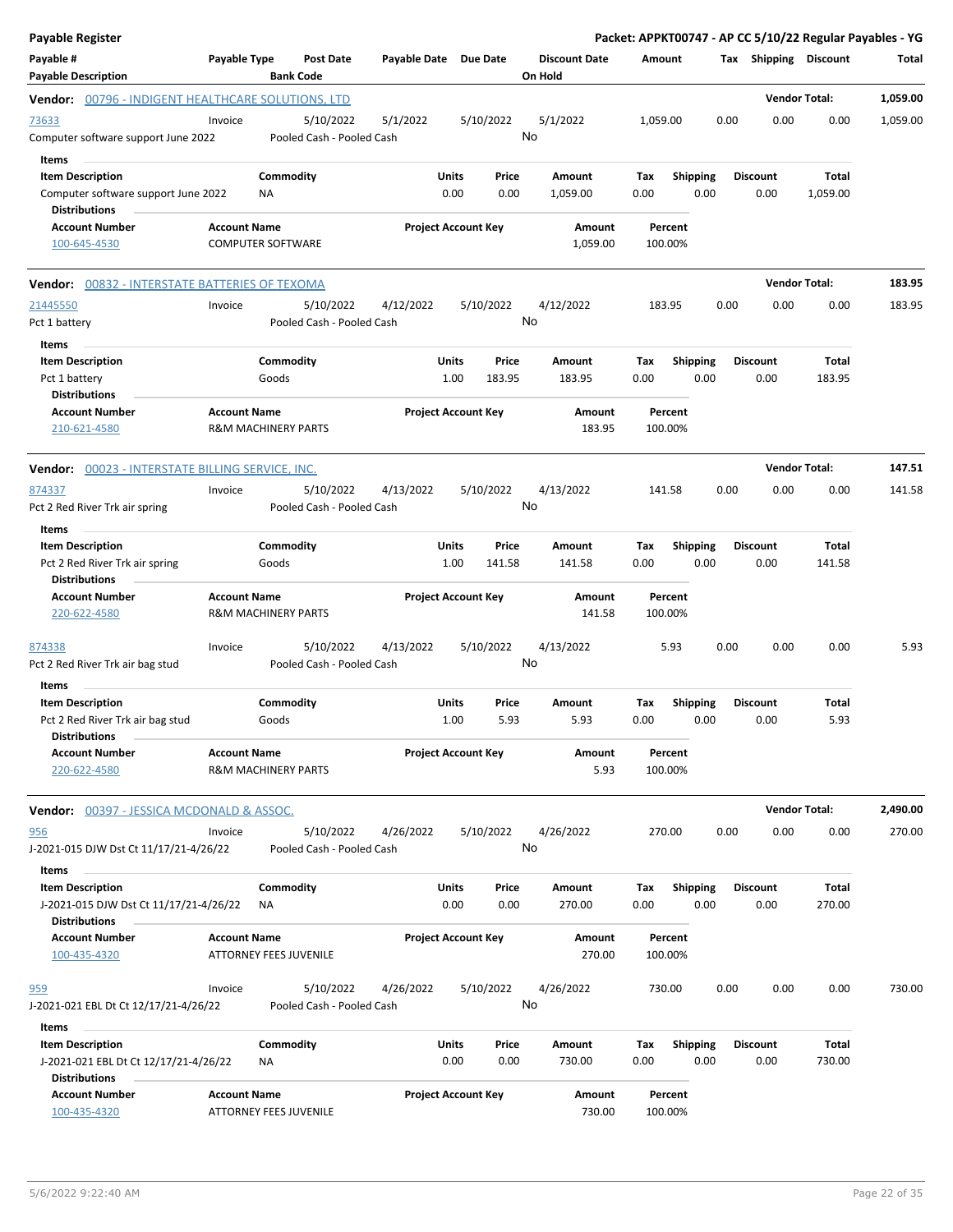# Payable Register

**Packet: APPKT00747 - AP CC 5/10/22 Regular Payables - YG**

| Payable # / Payable Description | Payable Type | Post Date / Bank Code | Payable Date | Due Date | Discount Date / On Hold | Amount | Tax | Shipping | Discount | Total |
|---|---|---|---|---|---|---|---|---|---|---|

## Vendor: 00796 - INDIGENT HEALTHCARE SOLUTIONS, LTD — Vendor Total: 1,059.00

| Payable # | Payable Type | Post Date | Payable Date | Due Date | Discount Date | Amount | Tax | Shipping | Discount | Total |
|---|---|---|---|---|---|---|---|---|---|---|
| 73633 | Invoice | 5/10/2022 | 5/1/2022 | 5/10/2022 | 5/1/2022 | 1,059.00 | 0.00 | 0.00 | 0.00 | 1,059.00 |

Computer software support June 2022 — Pooled Cash - Pooled Cash — On Hold: No

**Items**

| Item Description | Commodity | Units | Price | Amount | Tax | Shipping | Discount | Total |
|---|---|---|---|---|---|---|---|---|
| Computer software support June 2022 | NA | 0.00 | 0.00 | 1,059.00 | 0.00 | 0.00 | 0.00 | 1,059.00 |

**Distributions**

| Account Number | Account Name | Project Account Key | Amount | Percent |
|---|---|---|---|---|
| 100-645-4530 | COMPUTER SOFTWARE | | 1,059.00 | 100.00% |

## Vendor: 00832 - INTERSTATE BATTERIES OF TEXOMA — Vendor Total: 183.95

| Payable # | Payable Type | Post Date | Payable Date | Due Date | Discount Date | Amount | Tax | Shipping | Discount | Total |
|---|---|---|---|---|---|---|---|---|---|---|
| 21445550 | Invoice | 5/10/2022 | 4/12/2022 | 5/10/2022 | 4/12/2022 | 183.95 | 0.00 | 0.00 | 0.00 | 183.95 |

Pct 1 battery — Pooled Cash - Pooled Cash — On Hold: No

**Items**

| Item Description | Commodity | Units | Price | Amount | Tax | Shipping | Discount | Total |
|---|---|---|---|---|---|---|---|---|
| Pct 1 battery | Goods | 1.00 | 183.95 | 183.95 | 0.00 | 0.00 | 0.00 | 183.95 |

**Distributions**

| Account Number | Account Name | Project Account Key | Amount | Percent |
|---|---|---|---|---|
| 210-621-4580 | R&M MACHINERY PARTS | | 183.95 | 100.00% |

## Vendor: 00023 - INTERSTATE BILLING SERVICE, INC. — Vendor Total: 147.51

| Payable # | Payable Type | Post Date | Payable Date | Due Date | Discount Date | Amount | Tax | Shipping | Discount | Total |
|---|---|---|---|---|---|---|---|---|---|---|
| 874337 | Invoice | 5/10/2022 | 4/13/2022 | 5/10/2022 | 4/13/2022 | 141.58 | 0.00 | 0.00 | 0.00 | 141.58 |

Pct 2 Red River Trk air spring — Pooled Cash - Pooled Cash — On Hold: No

**Items**

| Item Description | Commodity | Units | Price | Amount | Tax | Shipping | Discount | Total |
|---|---|---|---|---|---|---|---|---|
| Pct 2 Red River Trk air spring | Goods | 1.00 | 141.58 | 141.58 | 0.00 | 0.00 | 0.00 | 141.58 |

**Distributions**

| Account Number | Account Name | Project Account Key | Amount | Percent |
|---|---|---|---|---|
| 220-622-4580 | R&M MACHINERY PARTS | | 141.58 | 100.00% |

| Payable # | Payable Type | Post Date | Payable Date | Due Date | Discount Date | Amount | Tax | Shipping | Discount | Total |
|---|---|---|---|---|---|---|---|---|---|---|
| 874338 | Invoice | 5/10/2022 | 4/13/2022 | 5/10/2022 | 4/13/2022 | 5.93 | 0.00 | 0.00 | 0.00 | 5.93 |

Pct 2 Red River Trk air bag stud — Pooled Cash - Pooled Cash — On Hold: No

**Items**

| Item Description | Commodity | Units | Price | Amount | Tax | Shipping | Discount | Total |
|---|---|---|---|---|---|---|---|---|
| Pct 2 Red River Trk air bag stud | Goods | 1.00 | 5.93 | 5.93 | 0.00 | 0.00 | 0.00 | 5.93 |

**Distributions**

| Account Number | Account Name | Project Account Key | Amount | Percent |
|---|---|---|---|---|
| 220-622-4580 | R&M MACHINERY PARTS | | 5.93 | 100.00% |

## Vendor: 00397 - JESSICA MCDONALD & ASSOC. — Vendor Total: 2,490.00

| Payable # | Payable Type | Post Date | Payable Date | Due Date | Discount Date | Amount | Tax | Shipping | Discount | Total |
|---|---|---|---|---|---|---|---|---|---|---|
| 956 | Invoice | 5/10/2022 | 4/26/2022 | 5/10/2022 | 4/26/2022 | 270.00 | 0.00 | 0.00 | 0.00 | 270.00 |

J-2021-015 DJW Dst Ct 11/17/21-4/26/22 — Pooled Cash - Pooled Cash — On Hold: No

**Items**

| Item Description | Commodity | Units | Price | Amount | Tax | Shipping | Discount | Total |
|---|---|---|---|---|---|---|---|---|
| J-2021-015 DJW Dst Ct 11/17/21-4/26/22 | NA | 0.00 | 0.00 | 270.00 | 0.00 | 0.00 | 0.00 | 270.00 |

**Distributions**

| Account Number | Account Name | Project Account Key | Amount | Percent |
|---|---|---|---|---|
| 100-435-4320 | ATTORNEY FEES JUVENILE | | 270.00 | 100.00% |

| Payable # | Payable Type | Post Date | Payable Date | Due Date | Discount Date | Amount | Tax | Shipping | Discount | Total |
|---|---|---|---|---|---|---|---|---|---|---|
| 959 | Invoice | 5/10/2022 | 4/26/2022 | 5/10/2022 | 4/26/2022 | 730.00 | 0.00 | 0.00 | 0.00 | 730.00 |

J-2021-021 EBL Dt Ct 12/17/21-4/26/22 — Pooled Cash - Pooled Cash — On Hold: No

**Items**

| Item Description | Commodity | Units | Price | Amount | Tax | Shipping | Discount | Total |
|---|---|---|---|---|---|---|---|---|
| J-2021-021 EBL Dt Ct 12/17/21-4/26/22 | NA | 0.00 | 0.00 | 730.00 | 0.00 | 0.00 | 0.00 | 730.00 |

**Distributions**

| Account Number | Account Name | Project Account Key | Amount | Percent |
|---|---|---|---|---|
| 100-435-4320 | ATTORNEY FEES JUVENILE | | 730.00 | 100.00% |

5/6/2022 9:22:40 AM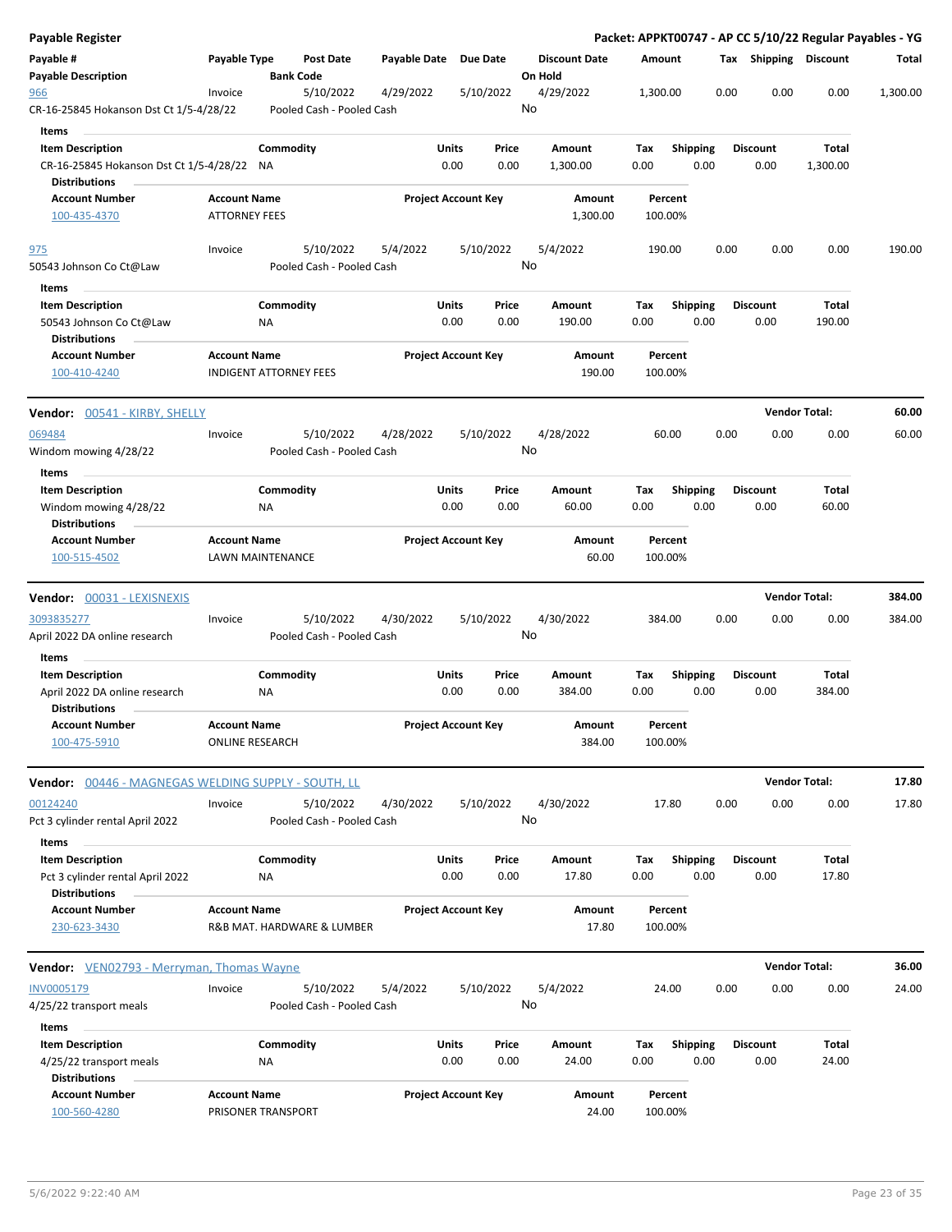**Payable Register** — **Packet: APPKT00747 - AP CC 5/10/22 Regular Payables - YG**

| Payable # | Payable Type | Post Date | Payable Date | Due Date | Discount Date | Amount | Tax | Shipping | Discount | Total |
|---|---|---|---|---|---|---|---|---|---|---|
| **Payable Description** | | **Bank Code** | | | **On Hold** | | | | | |
| 966 | Invoice | 5/10/2022 | 4/29/2022 | 5/10/2022 | 4/29/2022 | 1,300.00 | 0.00 | 0.00 | 0.00 | 1,300.00 |
| CR-16-25845 Hokanson Dst Ct 1/5-4/28/22 | | Pooled Cash - Pooled Cash | | | No | | | | | |

**Items**

| Item Description | Commodity | Units | Price | Amount | Tax | Shipping | Discount | Total |
|---|---|---|---|---|---|---|---|---|
| CR-16-25845 Hokanson Dst Ct 1/5-4/28/22 | NA | 0.00 | 0.00 | 1,300.00 | 0.00 | 0.00 | 0.00 | 1,300.00 |

**Distributions**

| Account Number | Account Name | Project Account Key | Amount | Percent |
|---|---|---|---|---|
| 100-435-4370 | ATTORNEY FEES | | 1,300.00 | 100.00% |

| Payable # | Payable Type | Post Date | Payable Date | Due Date | Discount Date | Amount | Tax | Shipping | Discount | Total |
|---|---|---|---|---|---|---|---|---|---|---|
| 975 | Invoice | 5/10/2022 | 5/4/2022 | 5/10/2022 | 5/4/2022 | 190.00 | 0.00 | 0.00 | 0.00 | 190.00 |
| 50543 Johnson Co Ct@Law | | Pooled Cash - Pooled Cash | | | No | | | | | |

**Items**

| Item Description | Commodity | Units | Price | Amount | Tax | Shipping | Discount | Total |
|---|---|---|---|---|---|---|---|---|
| 50543 Johnson Co Ct@Law | NA | 0.00 | 0.00 | 190.00 | 0.00 | 0.00 | 0.00 | 190.00 |

**Distributions**

| Account Number | Account Name | Project Account Key | Amount | Percent |
|---|---|---|---|---|
| 100-410-4240 | INDIGENT ATTORNEY FEES | | 190.00 | 100.00% |

**Vendor: 00541 - KIRBY, SHELLY** — **Vendor Total: 60.00**

| Payable # | Payable Type | Post Date | Payable Date | Due Date | Discount Date | Amount | Tax | Shipping | Discount | Total |
|---|---|---|---|---|---|---|---|---|---|---|
| 069484 | Invoice | 5/10/2022 | 4/28/2022 | 5/10/2022 | 4/28/2022 | 60.00 | 0.00 | 0.00 | 0.00 | 60.00 |
| Windom mowing 4/28/22 | | Pooled Cash - Pooled Cash | | | No | | | | | |

**Items**

| Item Description | Commodity | Units | Price | Amount | Tax | Shipping | Discount | Total |
|---|---|---|---|---|---|---|---|---|
| Windom mowing 4/28/22 | NA | 0.00 | 0.00 | 60.00 | 0.00 | 0.00 | 0.00 | 60.00 |

**Distributions**

| Account Number | Account Name | Project Account Key | Amount | Percent |
|---|---|---|---|---|
| 100-515-4502 | LAWN MAINTENANCE | | 60.00 | 100.00% |

**Vendor: 00031 - LEXISNEXIS** — **Vendor Total: 384.00**

| Payable # | Payable Type | Post Date | Payable Date | Due Date | Discount Date | Amount | Tax | Shipping | Discount | Total |
|---|---|---|---|---|---|---|---|---|---|---|
| 3093835277 | Invoice | 5/10/2022 | 4/30/2022 | 5/10/2022 | 4/30/2022 | 384.00 | 0.00 | 0.00 | 0.00 | 384.00 |
| April 2022 DA online research | | Pooled Cash - Pooled Cash | | | No | | | | | |

**Items**

| Item Description | Commodity | Units | Price | Amount | Tax | Shipping | Discount | Total |
|---|---|---|---|---|---|---|---|---|
| April 2022 DA online research | NA | 0.00 | 0.00 | 384.00 | 0.00 | 0.00 | 0.00 | 384.00 |

**Distributions**

| Account Number | Account Name | Project Account Key | Amount | Percent |
|---|---|---|---|---|
| 100-475-5910 | ONLINE RESEARCH | | 384.00 | 100.00% |

**Vendor: 00446 - MAGNEGAS WELDING SUPPLY - SOUTH, LL** — **Vendor Total: 17.80**

| Payable # | Payable Type | Post Date | Payable Date | Due Date | Discount Date | Amount | Tax | Shipping | Discount | Total |
|---|---|---|---|---|---|---|---|---|---|---|
| 00124240 | Invoice | 5/10/2022 | 4/30/2022 | 5/10/2022 | 4/30/2022 | 17.80 | 0.00 | 0.00 | 0.00 | 17.80 |
| Pct 3 cylinder rental April 2022 | | Pooled Cash - Pooled Cash | | | No | | | | | |

**Items**

| Item Description | Commodity | Units | Price | Amount | Tax | Shipping | Discount | Total |
|---|---|---|---|---|---|---|---|---|
| Pct 3 cylinder rental April 2022 | NA | 0.00 | 0.00 | 17.80 | 0.00 | 0.00 | 0.00 | 17.80 |

**Distributions**

| Account Number | Account Name | Project Account Key | Amount | Percent |
|---|---|---|---|---|
| 230-623-3430 | R&B MAT. HARDWARE & LUMBER | | 17.80 | 100.00% |

**Vendor: VEN02793 - Merryman, Thomas Wayne** — **Vendor Total: 36.00**

| Payable # | Payable Type | Post Date | Payable Date | Due Date | Discount Date | Amount | Tax | Shipping | Discount | Total |
|---|---|---|---|---|---|---|---|---|---|---|
| INV0005179 | Invoice | 5/10/2022 | 5/4/2022 | 5/10/2022 | 5/4/2022 | 24.00 | 0.00 | 0.00 | 0.00 | 24.00 |
| 4/25/22 transport meals | | Pooled Cash - Pooled Cash | | | No | | | | | |

**Items**

| Item Description | Commodity | Units | Price | Amount | Tax | Shipping | Discount | Total |
|---|---|---|---|---|---|---|---|---|
| 4/25/22 transport meals | NA | 0.00 | 0.00 | 24.00 | 0.00 | 0.00 | 0.00 | 24.00 |

**Distributions**

| Account Number | Account Name | Project Account Key | Amount | Percent |
|---|---|---|---|---|
| 100-560-4280 | PRISONER TRANSPORT | | 24.00 | 100.00% |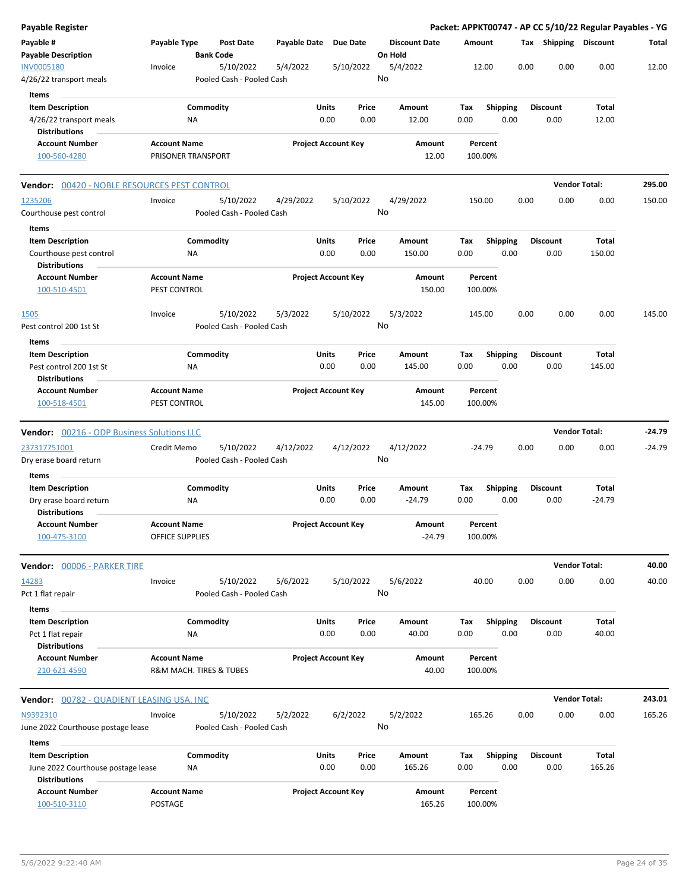**Payable Register** — **Packet: APPKT00747 - AP CC 5/10/22 Regular Payables - YG**

| Payable # / Payable Description | Payable Type | Post Date / Bank Code | Payable Date | Due Date | Discount Date / On Hold | Amount | Tax | Shipping | Discount | Total |
|---|---|---|---|---|---|---|---|---|---|---|
| INV0005180 / 4/26/22 transport meals | Invoice | 5/10/2022 / Pooled Cash - Pooled Cash | 5/4/2022 | 5/10/2022 | 5/4/2022 / No | 12.00 | 0.00 | 0.00 | 0.00 | 12.00 |

Items

| Item Description | Commodity | Units | Price | Amount | Tax | Shipping | Discount | Total |
|---|---|---|---|---|---|---|---|---|
| 4/26/22 transport meals | NA | 0.00 | 0.00 | 12.00 | 0.00 | 0.00 | 0.00 | 12.00 |

Distributions

| Account Number | Account Name | Project Account Key | Amount | Percent |
|---|---|---|---|---|
| 100-560-4280 | PRISONER TRANSPORT | | 12.00 | 100.00% |

**Vendor: 00420 - NOBLE RESOURCES PEST CONTROL** — **Vendor Total: 295.00**

| Payable # / Payable Description | Payable Type | Post Date / Bank Code | Payable Date | Due Date | Discount Date / On Hold | Amount | Tax | Shipping | Discount | Total |
|---|---|---|---|---|---|---|---|---|---|---|
| 1235206 / Courthouse pest control | Invoice | 5/10/2022 / Pooled Cash - Pooled Cash | 4/29/2022 | 5/10/2022 | 4/29/2022 / No | 150.00 | 0.00 | 0.00 | 0.00 | 150.00 |

Items

| Item Description | Commodity | Units | Price | Amount | Tax | Shipping | Discount | Total |
|---|---|---|---|---|---|---|---|---|
| Courthouse pest control | NA | 0.00 | 0.00 | 150.00 | 0.00 | 0.00 | 0.00 | 150.00 |

Distributions

| Account Number | Account Name | Project Account Key | Amount | Percent |
|---|---|---|---|---|
| 100-510-4501 | PEST CONTROL | | 150.00 | 100.00% |

| Payable # / Payable Description | Payable Type | Post Date / Bank Code | Payable Date | Due Date | Discount Date / On Hold | Amount | Tax | Shipping | Discount | Total |
|---|---|---|---|---|---|---|---|---|---|---|
| 1505 / Pest control 200 1st St | Invoice | 5/10/2022 / Pooled Cash - Pooled Cash | 5/3/2022 | 5/10/2022 | 5/3/2022 / No | 145.00 | 0.00 | 0.00 | 0.00 | 145.00 |

Items

| Item Description | Commodity | Units | Price | Amount | Tax | Shipping | Discount | Total |
|---|---|---|---|---|---|---|---|---|
| Pest control 200 1st St | NA | 0.00 | 0.00 | 145.00 | 0.00 | 0.00 | 0.00 | 145.00 |

Distributions

| Account Number | Account Name | Project Account Key | Amount | Percent |
|---|---|---|---|---|
| 100-518-4501 | PEST CONTROL | | 145.00 | 100.00% |

**Vendor: 00216 - ODP Business Solutions LLC** — **Vendor Total: -24.79**

| Payable # / Payable Description | Payable Type | Post Date / Bank Code | Payable Date | Due Date | Discount Date / On Hold | Amount | Tax | Shipping | Discount | Total |
|---|---|---|---|---|---|---|---|---|---|---|
| 237317751001 / Dry erase board return | Credit Memo | 5/10/2022 / Pooled Cash - Pooled Cash | 4/12/2022 | 4/12/2022 | 4/12/2022 / No | -24.79 | 0.00 | 0.00 | 0.00 | -24.79 |

Items

| Item Description | Commodity | Units | Price | Amount | Tax | Shipping | Discount | Total |
|---|---|---|---|---|---|---|---|---|
| Dry erase board return | NA | 0.00 | 0.00 | -24.79 | 0.00 | 0.00 | 0.00 | -24.79 |

Distributions

| Account Number | Account Name | Project Account Key | Amount | Percent |
|---|---|---|---|---|
| 100-475-3100 | OFFICE SUPPLIES | | -24.79 | 100.00% |

**Vendor: 00006 - PARKER TIRE** — **Vendor Total: 40.00**

| Payable # / Payable Description | Payable Type | Post Date / Bank Code | Payable Date | Due Date | Discount Date / On Hold | Amount | Tax | Shipping | Discount | Total |
|---|---|---|---|---|---|---|---|---|---|---|
| 14283 / Pct 1 flat repair | Invoice | 5/10/2022 / Pooled Cash - Pooled Cash | 5/6/2022 | 5/10/2022 | 5/6/2022 / No | 40.00 | 0.00 | 0.00 | 0.00 | 40.00 |

Items

| Item Description | Commodity | Units | Price | Amount | Tax | Shipping | Discount | Total |
|---|---|---|---|---|---|---|---|---|
| Pct 1 flat repair | NA | 0.00 | 0.00 | 40.00 | 0.00 | 0.00 | 0.00 | 40.00 |

Distributions

| Account Number | Account Name | Project Account Key | Amount | Percent |
|---|---|---|---|---|
| 210-621-4590 | R&M MACH. TIRES & TUBES | | 40.00 | 100.00% |

**Vendor: 00782 - QUADIENT LEASING USA, INC** — **Vendor Total: 243.01**

| Payable # / Payable Description | Payable Type | Post Date / Bank Code | Payable Date | Due Date | Discount Date / On Hold | Amount | Tax | Shipping | Discount | Total |
|---|---|---|---|---|---|---|---|---|---|---|
| N9392310 / June 2022 Courthouse postage lease | Invoice | 5/10/2022 / Pooled Cash - Pooled Cash | 5/2/2022 | 6/2/2022 | 5/2/2022 / No | 165.26 | 0.00 | 0.00 | 0.00 | 165.26 |

Items

| Item Description | Commodity | Units | Price | Amount | Tax | Shipping | Discount | Total |
|---|---|---|---|---|---|---|---|---|
| June 2022 Courthouse postage lease | NA | 0.00 | 0.00 | 165.26 | 0.00 | 0.00 | 0.00 | 165.26 |

Distributions

| Account Number | Account Name | Project Account Key | Amount | Percent |
|---|---|---|---|---|
| 100-510-3110 | POSTAGE | | 165.26 | 100.00% |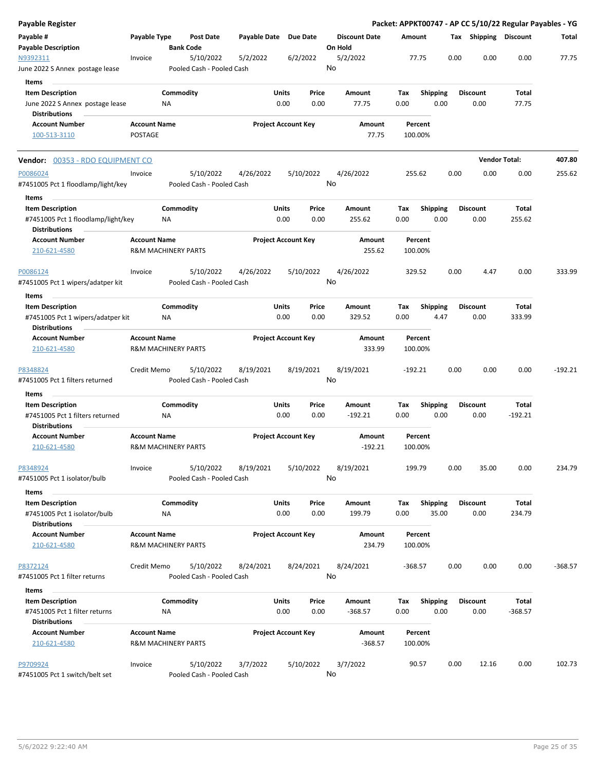**Payable Register** — **Packet: APPKT00747 - AP CC 5/10/22 Regular Payables - YG**

| Payable # / Payable Description | Payable Type | Post Date / Bank Code | Payable Date | Due Date | Discount Date / On Hold | Amount | Tax | Shipping | Discount | Total |
|---|---|---|---|---|---|---|---|---|---|---|
| N9392311 | Invoice | 5/10/2022 | 5/2/2022 | 6/2/2022 | 5/2/2022 | 77.75 | 0.00 | 0.00 | 0.00 | 77.75 |
| June 2022 S Annex postage lease | | Pooled Cash - Pooled Cash | | | No | | | | | |

**Items**

| Item Description | Commodity | Units | Price | Amount | Tax | Shipping | Discount | Total |
|---|---|---|---|---|---|---|---|---|
| June 2022 S Annex postage lease | NA | 0.00 | 0.00 | 77.75 | 0.00 | 0.00 | 0.00 | 77.75 |

**Distributions**

| Account Number | Account Name | Project Account Key | Amount | Percent |
|---|---|---|---|---|
| 100-513-3110 | POSTAGE | | 77.75 | 100.00% |

---

**Vendor:** 00353 - RDO EQUIPMENT CO — **Vendor Total:** 407.80

| Payable # / Payable Description | Payable Type | Post Date / Bank Code | Payable Date | Due Date | Discount Date / On Hold | Amount | Tax | Shipping | Discount | Total |
|---|---|---|---|---|---|---|---|---|---|---|
| P0086024 | Invoice | 5/10/2022 | 4/26/2022 | 5/10/2022 | 4/26/2022 | 255.62 | 0.00 | 0.00 | 0.00 | 255.62 |
| #7451005 Pct 1 floodlamp/light/key | | Pooled Cash - Pooled Cash | | | No | | | | | |

**Items**

| Item Description | Commodity | Units | Price | Amount | Tax | Shipping | Discount | Total |
|---|---|---|---|---|---|---|---|---|
| #7451005 Pct 1 floodlamp/light/key | NA | 0.00 | 0.00 | 255.62 | 0.00 | 0.00 | 0.00 | 255.62 |

**Distributions**

| Account Number | Account Name | Project Account Key | Amount | Percent |
|---|---|---|---|---|
| 210-621-4580 | R&M MACHINERY PARTS | | 255.62 | 100.00% |

| Payable # / Payable Description | Payable Type | Post Date / Bank Code | Payable Date | Due Date | Discount Date / On Hold | Amount | Tax | Shipping | Discount | Total |
|---|---|---|---|---|---|---|---|---|---|---|
| P0086124 | Invoice | 5/10/2022 | 4/26/2022 | 5/10/2022 | 4/26/2022 | 329.52 | 0.00 | 4.47 | 0.00 | 333.99 |
| #7451005 Pct 1 wipers/adatper kit | | Pooled Cash - Pooled Cash | | | No | | | | | |

**Items**

| Item Description | Commodity | Units | Price | Amount | Tax | Shipping | Discount | Total |
|---|---|---|---|---|---|---|---|---|
| #7451005 Pct 1 wipers/adatper kit | NA | 0.00 | 0.00 | 329.52 | 0.00 | 4.47 | 0.00 | 333.99 |

**Distributions**

| Account Number | Account Name | Project Account Key | Amount | Percent |
|---|---|---|---|---|
| 210-621-4580 | R&M MACHINERY PARTS | | 333.99 | 100.00% |

| Payable # / Payable Description | Payable Type | Post Date / Bank Code | Payable Date | Due Date | Discount Date / On Hold | Amount | Tax | Shipping | Discount | Total |
|---|---|---|---|---|---|---|---|---|---|---|
| P8348824 | Credit Memo | 5/10/2022 | 8/19/2021 | 8/19/2021 | 8/19/2021 | -192.21 | 0.00 | 0.00 | 0.00 | -192.21 |
| #7451005 Pct 1 filters returned | | Pooled Cash - Pooled Cash | | | No | | | | | |

**Items**

| Item Description | Commodity | Units | Price | Amount | Tax | Shipping | Discount | Total |
|---|---|---|---|---|---|---|---|---|
| #7451005 Pct 1 filters returned | NA | 0.00 | 0.00 | -192.21 | 0.00 | 0.00 | 0.00 | -192.21 |

**Distributions**

| Account Number | Account Name | Project Account Key | Amount | Percent |
|---|---|---|---|---|
| 210-621-4580 | R&M MACHINERY PARTS | | -192.21 | 100.00% |

| Payable # / Payable Description | Payable Type | Post Date / Bank Code | Payable Date | Due Date | Discount Date / On Hold | Amount | Tax | Shipping | Discount | Total |
|---|---|---|---|---|---|---|---|---|---|---|
| P8348924 | Invoice | 5/10/2022 | 8/19/2021 | 5/10/2022 | 8/19/2021 | 199.79 | 0.00 | 35.00 | 0.00 | 234.79 |
| #7451005 Pct 1 isolator/bulb | | Pooled Cash - Pooled Cash | | | No | | | | | |

**Items**

| Item Description | Commodity | Units | Price | Amount | Tax | Shipping | Discount | Total |
|---|---|---|---|---|---|---|---|---|
| #7451005 Pct 1 isolator/bulb | NA | 0.00 | 0.00 | 199.79 | 0.00 | 35.00 | 0.00 | 234.79 |

**Distributions**

| Account Number | Account Name | Project Account Key | Amount | Percent |
|---|---|---|---|---|
| 210-621-4580 | R&M MACHINERY PARTS | | 234.79 | 100.00% |

| Payable # / Payable Description | Payable Type | Post Date / Bank Code | Payable Date | Due Date | Discount Date / On Hold | Amount | Tax | Shipping | Discount | Total |
|---|---|---|---|---|---|---|---|---|---|---|
| P8372124 | Credit Memo | 5/10/2022 | 8/24/2021 | 8/24/2021 | 8/24/2021 | -368.57 | 0.00 | 0.00 | 0.00 | -368.57 |
| #7451005 Pct 1 filter returns | | Pooled Cash - Pooled Cash | | | No | | | | | |

**Items**

| Item Description | Commodity | Units | Price | Amount | Tax | Shipping | Discount | Total |
|---|---|---|---|---|---|---|---|---|
| #7451005 Pct 1 filter returns | NA | 0.00 | 0.00 | -368.57 | 0.00 | 0.00 | 0.00 | -368.57 |

**Distributions**

| Account Number | Account Name | Project Account Key | Amount | Percent |
|---|---|---|---|---|
| 210-621-4580 | R&M MACHINERY PARTS | | -368.57 | 100.00% |

| Payable # / Payable Description | Payable Type | Post Date / Bank Code | Payable Date | Due Date | Discount Date / On Hold | Amount | Tax | Shipping | Discount | Total |
|---|---|---|---|---|---|---|---|---|---|---|
| P9709924 | Invoice | 5/10/2022 | 3/7/2022 | 5/10/2022 | 3/7/2022 | 90.57 | 0.00 | 12.16 | 0.00 | 102.73 |
| #7451005 Pct 1 switch/belt set | | Pooled Cash - Pooled Cash | | | No | | | | | |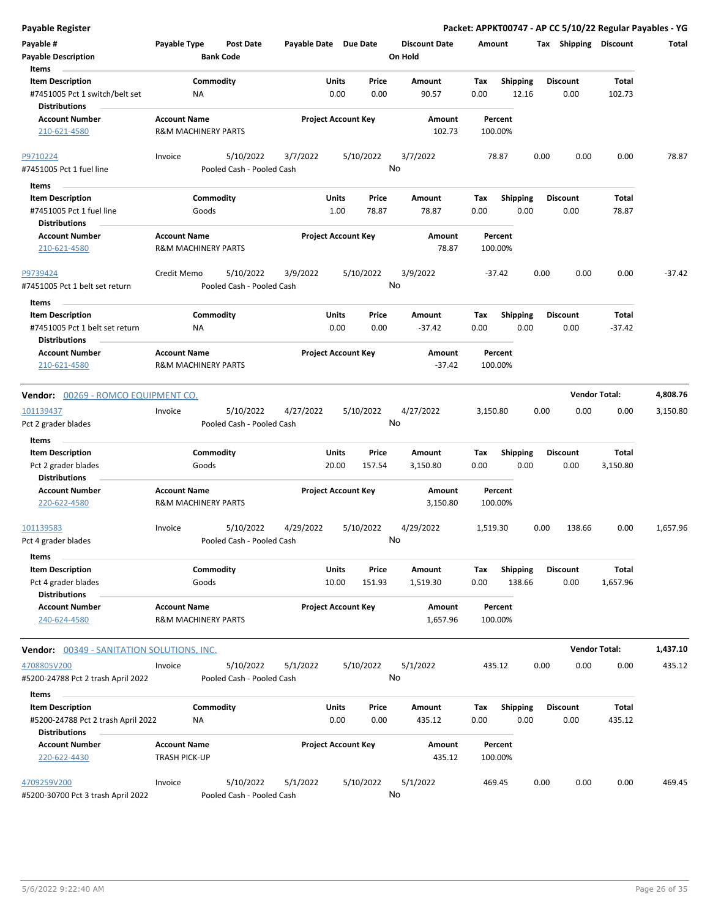**Payable Register** — **Packet: APPKT00747 - AP CC 5/10/22 Regular Payables - YG**

| Payable # / Payable Description | Payable Type | Post Date / Bank Code | Payable Date | Due Date | Discount Date / On Hold | Amount | Tax | Shipping | Discount | Total |
|---|---|---|---|---|---|---|---|---|---|---|

**Items**

| Item Description | Commodity | Units | Price | Amount | Tax | Shipping | Discount | Total |
|---|---|---|---|---|---|---|---|---|
| #7451005 Pct 1 switch/belt set | NA | 0.00 | 0.00 | 90.57 | 0.00 | 12.16 | 0.00 | 102.73 |

**Distributions**

| Account Number | Account Name | Project Account Key | Amount | Percent |
|---|---|---|---|---|
| 210-621-4580 | R&M MACHINERY PARTS | | 102.73 | 100.00% |

| Payable # | Payable Type | Post Date | Payable Date | Due Date | Discount Date | Amount | Tax | Shipping | Discount | Total |
|---|---|---|---|---|---|---|---|---|---|---|
| P9710224 | Invoice | 5/10/2022 | 3/7/2022 | 5/10/2022 | 3/7/2022 | 78.87 | 0.00 | 0.00 | 0.00 | 78.87 |
| #7451005 Pct 1 fuel line | | Pooled Cash - Pooled Cash | | | No | | | | | |

**Items**

| Item Description | Commodity | Units | Price | Amount | Tax | Shipping | Discount | Total |
|---|---|---|---|---|---|---|---|---|
| #7451005 Pct 1 fuel line | Goods | 1.00 | 78.87 | 78.87 | 0.00 | 0.00 | 0.00 | 78.87 |

**Distributions**

| Account Number | Account Name | Project Account Key | Amount | Percent |
|---|---|---|---|---|
| 210-621-4580 | R&M MACHINERY PARTS | | 78.87 | 100.00% |

| Payable # | Payable Type | Post Date | Payable Date | Due Date | Discount Date | Amount | Tax | Shipping | Discount | Total |
|---|---|---|---|---|---|---|---|---|---|---|
| P9739424 | Credit Memo | 5/10/2022 | 3/9/2022 | 5/10/2022 | 3/9/2022 | -37.42 | 0.00 | 0.00 | 0.00 | -37.42 |
| #7451005 Pct 1 belt set return | | Pooled Cash - Pooled Cash | | | No | | | | | |

**Items**

| Item Description | Commodity | Units | Price | Amount | Tax | Shipping | Discount | Total |
|---|---|---|---|---|---|---|---|---|
| #7451005 Pct 1 belt set return | NA | 0.00 | 0.00 | -37.42 | 0.00 | 0.00 | 0.00 | -37.42 |

**Distributions**

| Account Number | Account Name | Project Account Key | Amount | Percent |
|---|---|---|---|---|
| 210-621-4580 | R&M MACHINERY PARTS | | -37.42 | 100.00% |

## Vendor: 00269 - ROMCO EQUIPMENT CO. — Vendor Total: 4,808.76

| Payable # | Payable Type | Post Date | Payable Date | Due Date | Discount Date | Amount | Tax | Shipping | Discount | Total |
|---|---|---|---|---|---|---|---|---|---|---|
| 101139437 | Invoice | 5/10/2022 | 4/27/2022 | 5/10/2022 | 4/27/2022 | 3,150.80 | 0.00 | 0.00 | 0.00 | 3,150.80 |
| Pct 2 grader blades | | Pooled Cash - Pooled Cash | | | No | | | | | |

**Items**

| Item Description | Commodity | Units | Price | Amount | Tax | Shipping | Discount | Total |
|---|---|---|---|---|---|---|---|---|
| Pct 2 grader blades | Goods | 20.00 | 157.54 | 3,150.80 | 0.00 | 0.00 | 0.00 | 3,150.80 |

**Distributions**

| Account Number | Account Name | Project Account Key | Amount | Percent |
|---|---|---|---|---|
| 220-622-4580 | R&M MACHINERY PARTS | | 3,150.80 | 100.00% |

| Payable # | Payable Type | Post Date | Payable Date | Due Date | Discount Date | Amount | Tax | Shipping | Discount | Total |
|---|---|---|---|---|---|---|---|---|---|---|
| 101139583 | Invoice | 5/10/2022 | 4/29/2022 | 5/10/2022 | 4/29/2022 | 1,519.30 | 0.00 | 138.66 | 0.00 | 1,657.96 |
| Pct 4 grader blades | | Pooled Cash - Pooled Cash | | | No | | | | | |

**Items**

| Item Description | Commodity | Units | Price | Amount | Tax | Shipping | Discount | Total |
|---|---|---|---|---|---|---|---|---|
| Pct 4 grader blades | Goods | 10.00 | 151.93 | 1,519.30 | 0.00 | 138.66 | 0.00 | 1,657.96 |

**Distributions**

| Account Number | Account Name | Project Account Key | Amount | Percent |
|---|---|---|---|---|
| 240-624-4580 | R&M MACHINERY PARTS | | 1,657.96 | 100.00% |

## Vendor: 00349 - SANITATION SOLUTIONS, INC. — Vendor Total: 1,437.10

| Payable # | Payable Type | Post Date | Payable Date | Due Date | Discount Date | Amount | Tax | Shipping | Discount | Total |
|---|---|---|---|---|---|---|---|---|---|---|
| 4708805V200 | Invoice | 5/10/2022 | 5/1/2022 | 5/10/2022 | 5/1/2022 | 435.12 | 0.00 | 0.00 | 0.00 | 435.12 |
| #5200-24788 Pct 2 trash April 2022 | | Pooled Cash - Pooled Cash | | | No | | | | | |

**Items**

| Item Description | Commodity | Units | Price | Amount | Tax | Shipping | Discount | Total |
|---|---|---|---|---|---|---|---|---|
| #5200-24788 Pct 2 trash April 2022 | NA | 0.00 | 0.00 | 435.12 | 0.00 | 0.00 | 0.00 | 435.12 |

**Distributions**

| Account Number | Account Name | Project Account Key | Amount | Percent |
|---|---|---|---|---|
| 220-622-4430 | TRASH PICK-UP | | 435.12 | 100.00% |

| Payable # | Payable Type | Post Date | Payable Date | Due Date | Discount Date | Amount | Tax | Shipping | Discount | Total |
|---|---|---|---|---|---|---|---|---|---|---|
| 4709259V200 | Invoice | 5/10/2022 | 5/1/2022 | 5/10/2022 | 5/1/2022 | 469.45 | 0.00 | 0.00 | 0.00 | 469.45 |
| #5200-30700 Pct 3 trash April 2022 | | Pooled Cash - Pooled Cash | | | No | | | | | |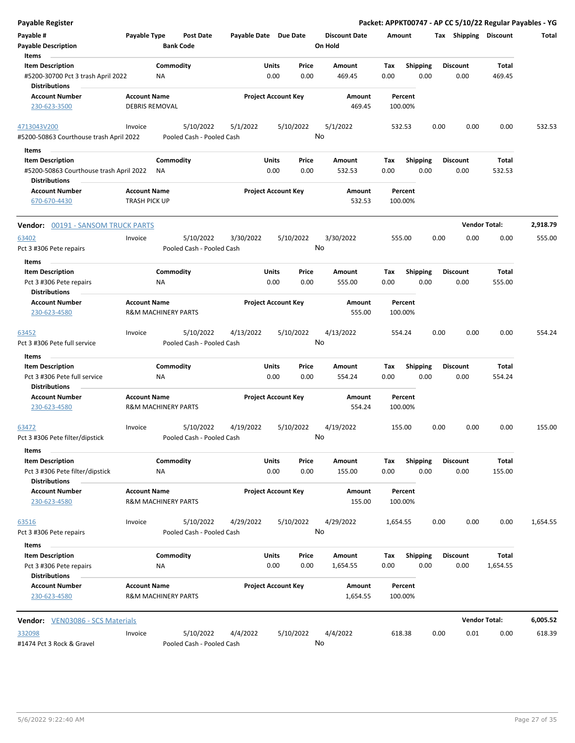**Payable Register** — **Packet: APPKT00747 - AP CC 5/10/22 Regular Payables - YG**

| Payable # | Payable Type | Post Date | Payable Date | Due Date | Discount Date | Amount | Tax | Shipping | Discount | Total |
|---|---|---|---|---|---|---|---|---|---|---|
| **Payable Description** | | **Bank Code** | | | **On Hold** | | | | | |

**Items**

| Item Description | Commodity | Units | Price | Amount | Tax | Shipping | Discount | Total |
|---|---|---|---|---|---|---|---|---|
| #5200-30700 Pct 3 trash April 2022 | NA | 0.00 | 0.00 | 469.45 | 0.00 | 0.00 | 0.00 | 469.45 |

**Distributions**

| Account Number | Account Name | Project Account Key | Amount | Percent |
|---|---|---|---|---|
| 230-623-3500 | DEBRIS REMOVAL | | 469.45 | 100.00% |

| Payable # | Payable Type | Post Date | Payable Date | Due Date | Discount Date | Amount | Tax | Shipping | Discount | Total |
|---|---|---|---|---|---|---|---|---|---|---|
| 4713043V200 | Invoice | 5/10/2022 | 5/1/2022 | 5/10/2022 | 5/1/2022 | 532.53 | 0.00 | 0.00 | 0.00 | 532.53 |
| #5200-50863 Courthouse trash April 2022 | | Pooled Cash - Pooled Cash | | | No | | | | | |

**Items**

| Item Description | Commodity | Units | Price | Amount | Tax | Shipping | Discount | Total |
|---|---|---|---|---|---|---|---|---|
| #5200-50863 Courthouse trash April 2022 | NA | 0.00 | 0.00 | 532.53 | 0.00 | 0.00 | 0.00 | 532.53 |

**Distributions**

| Account Number | Account Name | Project Account Key | Amount | Percent |
|---|---|---|---|---|
| 670-670-4430 | TRASH PICK UP | | 532.53 | 100.00% |

**Vendor:** 00191 - SANSOM TRUCK PARTS — **Vendor Total: 2,918.79**

| Payable # | Payable Type | Post Date | Payable Date | Due Date | Discount Date | Amount | Tax | Shipping | Discount | Total |
|---|---|---|---|---|---|---|---|---|---|---|
| 63402 | Invoice | 5/10/2022 | 3/30/2022 | 5/10/2022 | 3/30/2022 | 555.00 | 0.00 | 0.00 | 0.00 | 555.00 |
| Pct 3 #306 Pete repairs | | Pooled Cash - Pooled Cash | | | No | | | | | |

**Items**

| Item Description | Commodity | Units | Price | Amount | Tax | Shipping | Discount | Total |
|---|---|---|---|---|---|---|---|---|
| Pct 3 #306 Pete repairs | NA | 0.00 | 0.00 | 555.00 | 0.00 | 0.00 | 0.00 | 555.00 |

**Distributions**

| Account Number | Account Name | Project Account Key | Amount | Percent |
|---|---|---|---|---|
| 230-623-4580 | R&M MACHINERY PARTS | | 555.00 | 100.00% |

| Payable # | Payable Type | Post Date | Payable Date | Due Date | Discount Date | Amount | Tax | Shipping | Discount | Total |
|---|---|---|---|---|---|---|---|---|---|---|
| 63452 | Invoice | 5/10/2022 | 4/13/2022 | 5/10/2022 | 4/13/2022 | 554.24 | 0.00 | 0.00 | 0.00 | 554.24 |
| Pct 3 #306 Pete full service | | Pooled Cash - Pooled Cash | | | No | | | | | |

**Items**

| Item Description | Commodity | Units | Price | Amount | Tax | Shipping | Discount | Total |
|---|---|---|---|---|---|---|---|---|
| Pct 3 #306 Pete full service | NA | 0.00 | 0.00 | 554.24 | 0.00 | 0.00 | 0.00 | 554.24 |

**Distributions**

| Account Number | Account Name | Project Account Key | Amount | Percent |
|---|---|---|---|---|
| 230-623-4580 | R&M MACHINERY PARTS | | 554.24 | 100.00% |

| Payable # | Payable Type | Post Date | Payable Date | Due Date | Discount Date | Amount | Tax | Shipping | Discount | Total |
|---|---|---|---|---|---|---|---|---|---|---|
| 63472 | Invoice | 5/10/2022 | 4/19/2022 | 5/10/2022 | 4/19/2022 | 155.00 | 0.00 | 0.00 | 0.00 | 155.00 |
| Pct 3 #306 Pete filter/dipstick | | Pooled Cash - Pooled Cash | | | No | | | | | |

**Items**

| Item Description | Commodity | Units | Price | Amount | Tax | Shipping | Discount | Total |
|---|---|---|---|---|---|---|---|---|
| Pct 3 #306 Pete filter/dipstick | NA | 0.00 | 0.00 | 155.00 | 0.00 | 0.00 | 0.00 | 155.00 |

**Distributions**

| Account Number | Account Name | Project Account Key | Amount | Percent |
|---|---|---|---|---|
| 230-623-4580 | R&M MACHINERY PARTS | | 155.00 | 100.00% |

| Payable # | Payable Type | Post Date | Payable Date | Due Date | Discount Date | Amount | Tax | Shipping | Discount | Total |
|---|---|---|---|---|---|---|---|---|---|---|
| 63516 | Invoice | 5/10/2022 | 4/29/2022 | 5/10/2022 | 4/29/2022 | 1,654.55 | 0.00 | 0.00 | 0.00 | 1,654.55 |
| Pct 3 #306 Pete repairs | | Pooled Cash - Pooled Cash | | | No | | | | | |

**Items**

| Item Description | Commodity | Units | Price | Amount | Tax | Shipping | Discount | Total |
|---|---|---|---|---|---|---|---|---|
| Pct 3 #306 Pete repairs | NA | 0.00 | 0.00 | 1,654.55 | 0.00 | 0.00 | 0.00 | 1,654.55 |

**Distributions**

| Account Number | Account Name | Project Account Key | Amount | Percent |
|---|---|---|---|---|
| 230-623-4580 | R&M MACHINERY PARTS | | 1,654.55 | 100.00% |

**Vendor:** VEN03086 - SCS Materials — **Vendor Total: 6,005.52**

| Payable # | Payable Type | Post Date | Payable Date | Due Date | Discount Date | Amount | Tax | Shipping | Discount | Total |
|---|---|---|---|---|---|---|---|---|---|---|
| 332098 | Invoice | 5/10/2022 | 4/4/2022 | 5/10/2022 | 4/4/2022 | 618.38 | 0.00 | 0.01 | 0.00 | 618.39 |
| #1474 Pct 3 Rock & Gravel | | Pooled Cash - Pooled Cash | | | No | | | | | |

5/6/2022 9:22:40 AM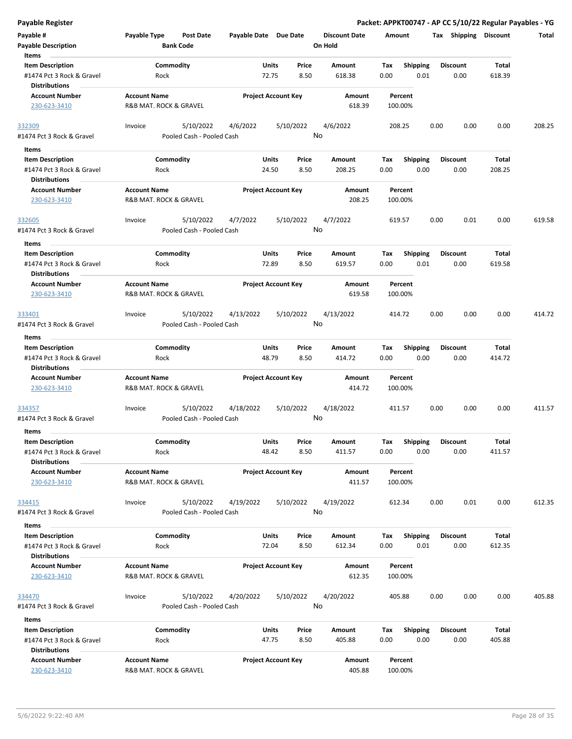## Payable Register

**Packet: APPKT00747 - AP CC 5/10/22 Regular Payables - YG**

| Payable # | Payable Type | Post Date | Payable Date | Due Date | Discount Date | Amount | Tax | Shipping | Discount | Total |
|---|---|---|---|---|---|---|---|---|---|---|
| Payable Description | | Bank Code | | | On Hold | | | | | |

**Items**

| Item Description | Commodity | Units | Price | Amount | Tax | Shipping | Discount | Total |
|---|---|---|---|---|---|---|---|---|
| #1474 Pct 3 Rock & Gravel | Rock | 72.75 | 8.50 | 618.38 | 0.00 | 0.01 | 0.00 | 618.39 |

**Distributions**

| Account Number | Account Name | Project Account Key | Amount | Percent |
|---|---|---|---|---|
| 230-623-3410 | R&B MAT. ROCK & GRAVEL | | 618.39 | 100.00% |

| Payable # | Payable Type | Post Date | Payable Date | Due Date | Discount Date | Amount | Tax | Shipping | Discount | Total |
|---|---|---|---|---|---|---|---|---|---|---|
| 332309 | Invoice | 5/10/2022 | 4/6/2022 | 5/10/2022 | 4/6/2022 | 208.25 | 0.00 | 0.00 | 0.00 | 208.25 |
| #1474 Pct 3 Rock & Gravel | | Pooled Cash - Pooled Cash | | | No | | | | | |

**Items**

| Item Description | Commodity | Units | Price | Amount | Tax | Shipping | Discount | Total |
|---|---|---|---|---|---|---|---|---|
| #1474 Pct 3 Rock & Gravel | Rock | 24.50 | 8.50 | 208.25 | 0.00 | 0.00 | 0.00 | 208.25 |

**Distributions**

| Account Number | Account Name | Project Account Key | Amount | Percent |
|---|---|---|---|---|
| 230-623-3410 | R&B MAT. ROCK & GRAVEL | | 208.25 | 100.00% |

| Payable # | Payable Type | Post Date | Payable Date | Due Date | Discount Date | Amount | Tax | Shipping | Discount | Total |
|---|---|---|---|---|---|---|---|---|---|---|
| 332605 | Invoice | 5/10/2022 | 4/7/2022 | 5/10/2022 | 4/7/2022 | 619.57 | 0.00 | 0.01 | 0.00 | 619.58 |
| #1474 Pct 3 Rock & Gravel | | Pooled Cash - Pooled Cash | | | No | | | | | |

**Items**

| Item Description | Commodity | Units | Price | Amount | Tax | Shipping | Discount | Total |
|---|---|---|---|---|---|---|---|---|
| #1474 Pct 3 Rock & Gravel | Rock | 72.89 | 8.50 | 619.57 | 0.00 | 0.01 | 0.00 | 619.58 |

**Distributions**

| Account Number | Account Name | Project Account Key | Amount | Percent |
|---|---|---|---|---|
| 230-623-3410 | R&B MAT. ROCK & GRAVEL | | 619.58 | 100.00% |

| Payable # | Payable Type | Post Date | Payable Date | Due Date | Discount Date | Amount | Tax | Shipping | Discount | Total |
|---|---|---|---|---|---|---|---|---|---|---|
| 333401 | Invoice | 5/10/2022 | 4/13/2022 | 5/10/2022 | 4/13/2022 | 414.72 | 0.00 | 0.00 | 0.00 | 414.72 |
| #1474 Pct 3 Rock & Gravel | | Pooled Cash - Pooled Cash | | | No | | | | | |

**Items**

| Item Description | Commodity | Units | Price | Amount | Tax | Shipping | Discount | Total |
|---|---|---|---|---|---|---|---|---|
| #1474 Pct 3 Rock & Gravel | Rock | 48.79 | 8.50 | 414.72 | 0.00 | 0.00 | 0.00 | 414.72 |

**Distributions**

| Account Number | Account Name | Project Account Key | Amount | Percent |
|---|---|---|---|---|
| 230-623-3410 | R&B MAT. ROCK & GRAVEL | | 414.72 | 100.00% |

| Payable # | Payable Type | Post Date | Payable Date | Due Date | Discount Date | Amount | Tax | Shipping | Discount | Total |
|---|---|---|---|---|---|---|---|---|---|---|
| 334357 | Invoice | 5/10/2022 | 4/18/2022 | 5/10/2022 | 4/18/2022 | 411.57 | 0.00 | 0.00 | 0.00 | 411.57 |
| #1474 Pct 3 Rock & Gravel | | Pooled Cash - Pooled Cash | | | No | | | | | |

**Items**

| Item Description | Commodity | Units | Price | Amount | Tax | Shipping | Discount | Total |
|---|---|---|---|---|---|---|---|---|
| #1474 Pct 3 Rock & Gravel | Rock | 48.42 | 8.50 | 411.57 | 0.00 | 0.00 | 0.00 | 411.57 |

**Distributions**

| Account Number | Account Name | Project Account Key | Amount | Percent |
|---|---|---|---|---|
| 230-623-3410 | R&B MAT. ROCK & GRAVEL | | 411.57 | 100.00% |

| Payable # | Payable Type | Post Date | Payable Date | Due Date | Discount Date | Amount | Tax | Shipping | Discount | Total |
|---|---|---|---|---|---|---|---|---|---|---|
| 334415 | Invoice | 5/10/2022 | 4/19/2022 | 5/10/2022 | 4/19/2022 | 612.34 | 0.00 | 0.01 | 0.00 | 612.35 |
| #1474 Pct 3 Rock & Gravel | | Pooled Cash - Pooled Cash | | | No | | | | | |

**Items**

| Item Description | Commodity | Units | Price | Amount | Tax | Shipping | Discount | Total |
|---|---|---|---|---|---|---|---|---|
| #1474 Pct 3 Rock & Gravel | Rock | 72.04 | 8.50 | 612.34 | 0.00 | 0.01 | 0.00 | 612.35 |

**Distributions**

| Account Number | Account Name | Project Account Key | Amount | Percent |
|---|---|---|---|---|
| 230-623-3410 | R&B MAT. ROCK & GRAVEL | | 612.35 | 100.00% |

| Payable # | Payable Type | Post Date | Payable Date | Due Date | Discount Date | Amount | Tax | Shipping | Discount | Total |
|---|---|---|---|---|---|---|---|---|---|---|
| 334470 | Invoice | 5/10/2022 | 4/20/2022 | 5/10/2022 | 4/20/2022 | 405.88 | 0.00 | 0.00 | 0.00 | 405.88 |
| #1474 Pct 3 Rock & Gravel | | Pooled Cash - Pooled Cash | | | No | | | | | |

**Items**

| Item Description | Commodity | Units | Price | Amount | Tax | Shipping | Discount | Total |
|---|---|---|---|---|---|---|---|---|
| #1474 Pct 3 Rock & Gravel | Rock | 47.75 | 8.50 | 405.88 | 0.00 | 0.00 | 0.00 | 405.88 |

**Distributions**

| Account Number | Account Name | Project Account Key | Amount | Percent |
|---|---|---|---|---|
| 230-623-3410 | R&B MAT. ROCK & GRAVEL | | 405.88 | 100.00% |

5/6/2022 9:22:40 AM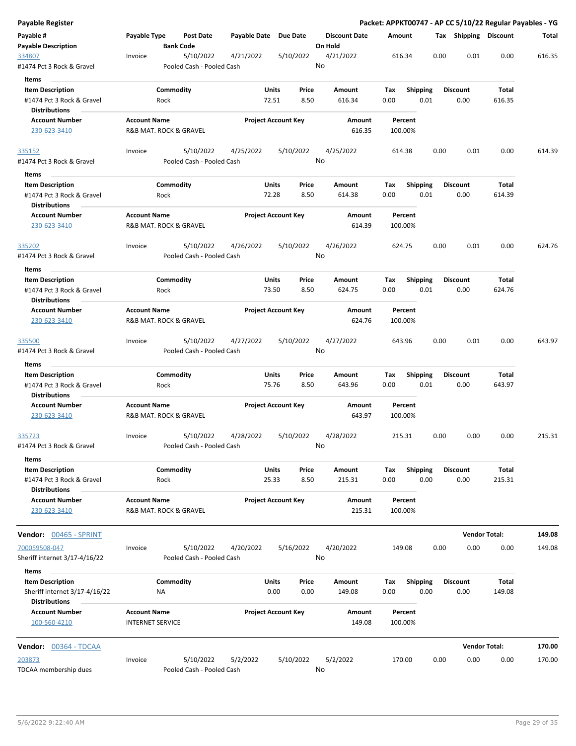**Payable Register** — **Packet: APPKT00747 - AP CC 5/10/22 Regular Payables - YG**

| Payable # / Payable Description | Payable Type | Post Date / Bank Code | Payable Date | Due Date | Discount Date / On Hold | Amount | Tax | Shipping | Discount | Total |
|---|---|---|---|---|---|---|---|---|---|---|
| 334807 / #1474 Pct 3 Rock & Gravel | Invoice | 5/10/2022 / Pooled Cash - Pooled Cash | 4/21/2022 | 5/10/2022 | 4/21/2022 / No | 616.34 | 0.00 | 0.01 | 0.00 | 616.35 |

Items

| Item Description | Commodity | Units | Price | Amount | Tax | Shipping | Discount | Total |
|---|---|---|---|---|---|---|---|---|
| #1474 Pct 3 Rock & Gravel | Rock | 72.51 | 8.50 | 616.34 | 0.00 | 0.01 | 0.00 | 616.35 |

Distributions

| Account Number | Account Name | Project Account Key | Amount | Percent |
|---|---|---|---|---|
| 230-623-3410 | R&B MAT. ROCK & GRAVEL | | 616.35 | 100.00% |

| Payable # / Payable Description | Payable Type | Post Date / Bank Code | Payable Date | Due Date | Discount Date / On Hold | Amount | Tax | Shipping | Discount | Total |
|---|---|---|---|---|---|---|---|---|---|---|
| 335152 / #1474 Pct 3 Rock & Gravel | Invoice | 5/10/2022 / Pooled Cash - Pooled Cash | 4/25/2022 | 5/10/2022 | 4/25/2022 / No | 614.38 | 0.00 | 0.01 | 0.00 | 614.39 |

Items

| Item Description | Commodity | Units | Price | Amount | Tax | Shipping | Discount | Total |
|---|---|---|---|---|---|---|---|---|
| #1474 Pct 3 Rock & Gravel | Rock | 72.28 | 8.50 | 614.38 | 0.00 | 0.01 | 0.00 | 614.39 |

Distributions

| Account Number | Account Name | Project Account Key | Amount | Percent |
|---|---|---|---|---|
| 230-623-3410 | R&B MAT. ROCK & GRAVEL | | 614.39 | 100.00% |

| Payable # / Payable Description | Payable Type | Post Date / Bank Code | Payable Date | Due Date | Discount Date / On Hold | Amount | Tax | Shipping | Discount | Total |
|---|---|---|---|---|---|---|---|---|---|---|
| 335202 / #1474 Pct 3 Rock & Gravel | Invoice | 5/10/2022 / Pooled Cash - Pooled Cash | 4/26/2022 | 5/10/2022 | 4/26/2022 / No | 624.75 | 0.00 | 0.01 | 0.00 | 624.76 |

Items

| Item Description | Commodity | Units | Price | Amount | Tax | Shipping | Discount | Total |
|---|---|---|---|---|---|---|---|---|
| #1474 Pct 3 Rock & Gravel | Rock | 73.50 | 8.50 | 624.75 | 0.00 | 0.01 | 0.00 | 624.76 |

Distributions

| Account Number | Account Name | Project Account Key | Amount | Percent |
|---|---|---|---|---|
| 230-623-3410 | R&B MAT. ROCK & GRAVEL | | 624.76 | 100.00% |

| Payable # / Payable Description | Payable Type | Post Date / Bank Code | Payable Date | Due Date | Discount Date / On Hold | Amount | Tax | Shipping | Discount | Total |
|---|---|---|---|---|---|---|---|---|---|---|
| 335500 / #1474 Pct 3 Rock & Gravel | Invoice | 5/10/2022 / Pooled Cash - Pooled Cash | 4/27/2022 | 5/10/2022 | 4/27/2022 / No | 643.96 | 0.00 | 0.01 | 0.00 | 643.97 |

Items

| Item Description | Commodity | Units | Price | Amount | Tax | Shipping | Discount | Total |
|---|---|---|---|---|---|---|---|---|
| #1474 Pct 3 Rock & Gravel | Rock | 75.76 | 8.50 | 643.96 | 0.00 | 0.01 | 0.00 | 643.97 |

Distributions

| Account Number | Account Name | Project Account Key | Amount | Percent |
|---|---|---|---|---|
| 230-623-3410 | R&B MAT. ROCK & GRAVEL | | 643.97 | 100.00% |

| Payable # / Payable Description | Payable Type | Post Date / Bank Code | Payable Date | Due Date | Discount Date / On Hold | Amount | Tax | Shipping | Discount | Total |
|---|---|---|---|---|---|---|---|---|---|---|
| 335723 / #1474 Pct 3 Rock & Gravel | Invoice | 5/10/2022 / Pooled Cash - Pooled Cash | 4/28/2022 | 5/10/2022 | 4/28/2022 / No | 215.31 | 0.00 | 0.00 | 0.00 | 215.31 |

Items

| Item Description | Commodity | Units | Price | Amount | Tax | Shipping | Discount | Total |
|---|---|---|---|---|---|---|---|---|
| #1474 Pct 3 Rock & Gravel | Rock | 25.33 | 8.50 | 215.31 | 0.00 | 0.00 | 0.00 | 215.31 |

Distributions

| Account Number | Account Name | Project Account Key | Amount | Percent |
|---|---|---|---|---|
| 230-623-3410 | R&B MAT. ROCK & GRAVEL | | 215.31 | 100.00% |

**Vendor: 00465 - SPRINT** — **Vendor Total: 149.08**

| Payable # / Payable Description | Payable Type | Post Date / Bank Code | Payable Date | Due Date | Discount Date / On Hold | Amount | Tax | Shipping | Discount | Total |
|---|---|---|---|---|---|---|---|---|---|---|
| 700059508-047 / Sheriff internet 3/17-4/16/22 | Invoice | 5/10/2022 / Pooled Cash - Pooled Cash | 4/20/2022 | 5/16/2022 | 4/20/2022 / No | 149.08 | 0.00 | 0.00 | 0.00 | 149.08 |

Items

| Item Description | Commodity | Units | Price | Amount | Tax | Shipping | Discount | Total |
|---|---|---|---|---|---|---|---|---|
| Sheriff internet 3/17-4/16/22 | NA | 0.00 | 0.00 | 149.08 | 0.00 | 0.00 | 0.00 | 149.08 |

Distributions

| Account Number | Account Name | Project Account Key | Amount | Percent |
|---|---|---|---|---|
| 100-560-4210 | INTERNET SERVICE | | 149.08 | 100.00% |

**Vendor: 00364 - TDCAA** — **Vendor Total: 170.00**

| Payable # / Payable Description | Payable Type | Post Date / Bank Code | Payable Date | Due Date | Discount Date / On Hold | Amount | Tax | Shipping | Discount | Total |
|---|---|---|---|---|---|---|---|---|---|---|
| 203873 / TDCAA membership dues | Invoice | 5/10/2022 / Pooled Cash - Pooled Cash | 5/2/2022 | 5/10/2022 | 5/2/2022 / No | 170.00 | 0.00 | 0.00 | 0.00 | 170.00 |

5/6/2022 9:22:40 AM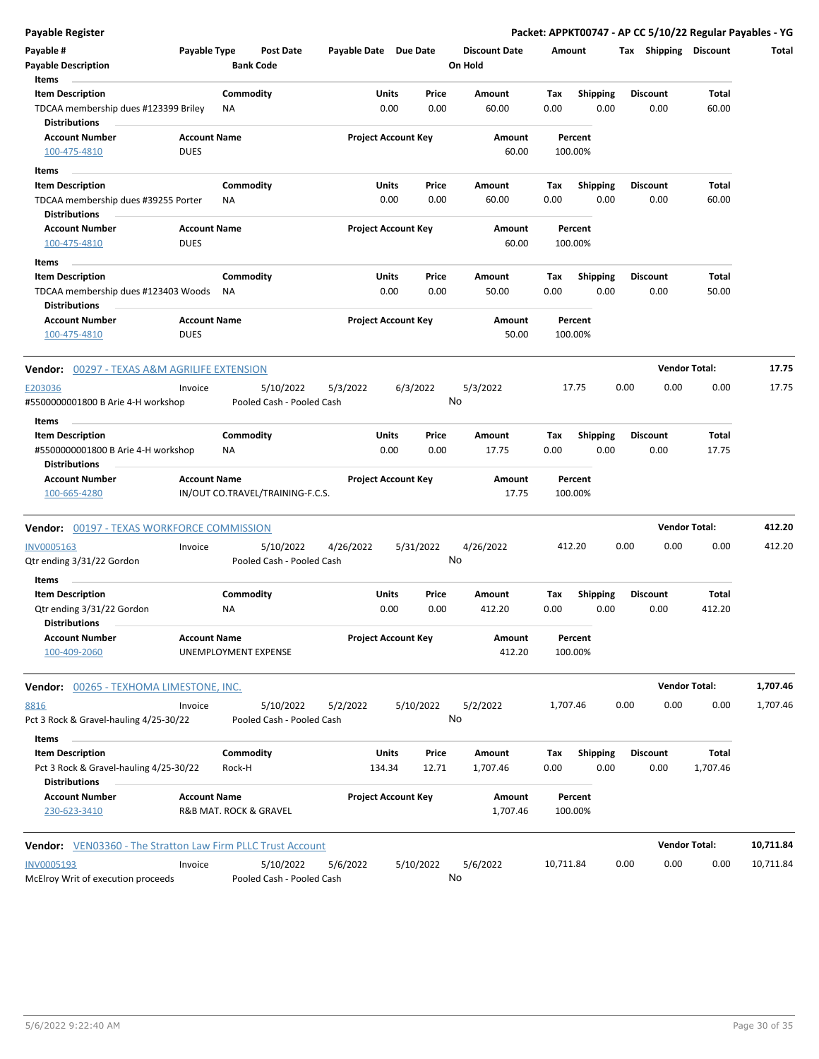**Payable Register** — **Packet: APPKT00747 - AP CC 5/10/22 Regular Payables - YG**

| Payable # | Payable Type | Post Date | Payable Date | Due Date | Discount Date | Amount | Tax | Shipping | Discount | Total |
|---|---|---|---|---|---|---|---|---|---|---|
| Payable Description | | Bank Code | | | On Hold | | | | | |

**Items**

| Item Description | Commodity | Units | Price | Amount | Tax | Shipping | Discount | Total |
|---|---|---|---|---|---|---|---|---|
| TDCAA membership dues #123399 Briley | NA | 0.00 | 0.00 | 60.00 | 0.00 | 0.00 | 0.00 | 60.00 |

**Distributions**

| Account Number | Account Name | Project Account Key | Amount | Percent |
|---|---|---|---|---|
| 100-475-4810 | DUES | | 60.00 | 100.00% |

**Items**

| Item Description | Commodity | Units | Price | Amount | Tax | Shipping | Discount | Total |
|---|---|---|---|---|---|---|---|---|
| TDCAA membership dues #39255 Porter | NA | 0.00 | 0.00 | 60.00 | 0.00 | 0.00 | 0.00 | 60.00 |

**Distributions**

| Account Number | Account Name | Project Account Key | Amount | Percent |
|---|---|---|---|---|
| 100-475-4810 | DUES | | 60.00 | 100.00% |

**Items**

| Item Description | Commodity | Units | Price | Amount | Tax | Shipping | Discount | Total |
|---|---|---|---|---|---|---|---|---|
| TDCAA membership dues #123403 Woods | NA | 0.00 | 0.00 | 50.00 | 0.00 | 0.00 | 0.00 | 50.00 |

**Distributions**

| Account Number | Account Name | Project Account Key | Amount | Percent |
|---|---|---|---|---|
| 100-475-4810 | DUES | | 50.00 | 100.00% |

---

**Vendor: 00297 - TEXAS A&M AGRILIFE EXTENSION** — **Vendor Total: 17.75**

| Payable # | Payable Type | Post Date | Payable Date | Due Date | Discount Date | Amount | Tax | Shipping | Discount | Total |
|---|---|---|---|---|---|---|---|---|---|---|
| E203036 | Invoice | 5/10/2022 | 5/3/2022 | 6/3/2022 | 5/3/2022 | 17.75 | 0.00 | 0.00 | 0.00 | 17.75 |
| #5500000001800 B Arie 4-H workshop | | Pooled Cash - Pooled Cash | | | No | | | | | |

**Items**

| Item Description | Commodity | Units | Price | Amount | Tax | Shipping | Discount | Total |
|---|---|---|---|---|---|---|---|---|
| #5500000001800 B Arie 4-H workshop | NA | 0.00 | 0.00 | 17.75 | 0.00 | 0.00 | 0.00 | 17.75 |

**Distributions**

| Account Number | Account Name | Project Account Key | Amount | Percent |
|---|---|---|---|---|
| 100-665-4280 | IN/OUT CO.TRAVEL/TRAINING-F.C.S. | | 17.75 | 100.00% |

---

**Vendor: 00197 - TEXAS WORKFORCE COMMISSION** — **Vendor Total: 412.20**

| Payable # | Payable Type | Post Date | Payable Date | Due Date | Discount Date | Amount | Tax | Shipping | Discount | Total |
|---|---|---|---|---|---|---|---|---|---|---|
| INV0005163 | Invoice | 5/10/2022 | 4/26/2022 | 5/31/2022 | 4/26/2022 | 412.20 | 0.00 | 0.00 | 0.00 | 412.20 |
| Qtr ending 3/31/22 Gordon | | Pooled Cash - Pooled Cash | | | No | | | | | |

**Items**

| Item Description | Commodity | Units | Price | Amount | Tax | Shipping | Discount | Total |
|---|---|---|---|---|---|---|---|---|
| Qtr ending 3/31/22 Gordon | NA | 0.00 | 0.00 | 412.20 | 0.00 | 0.00 | 0.00 | 412.20 |

**Distributions**

| Account Number | Account Name | Project Account Key | Amount | Percent |
|---|---|---|---|---|
| 100-409-2060 | UNEMPLOYMENT EXPENSE | | 412.20 | 100.00% |

---

**Vendor: 00265 - TEXHOMA LIMESTONE, INC.** — **Vendor Total: 1,707.46**

| Payable # | Payable Type | Post Date | Payable Date | Due Date | Discount Date | Amount | Tax | Shipping | Discount | Total |
|---|---|---|---|---|---|---|---|---|---|---|
| 8816 | Invoice | 5/10/2022 | 5/2/2022 | 5/10/2022 | 5/2/2022 | 1,707.46 | 0.00 | 0.00 | 0.00 | 1,707.46 |
| Pct 3 Rock & Gravel-hauling 4/25-30/22 | | Pooled Cash - Pooled Cash | | | No | | | | | |

**Items**

| Item Description | Commodity | Units | Price | Amount | Tax | Shipping | Discount | Total |
|---|---|---|---|---|---|---|---|---|
| Pct 3 Rock & Gravel-hauling 4/25-30/22 | Rock-H | 134.34 | 12.71 | 1,707.46 | 0.00 | 0.00 | 0.00 | 1,707.46 |

**Distributions**

| Account Number | Account Name | Project Account Key | Amount | Percent |
|---|---|---|---|---|
| 230-623-3410 | R&B MAT. ROCK & GRAVEL | | 1,707.46 | 100.00% |

---

**Vendor: VEN03360 - The Stratton Law Firm PLLC Trust Account** — **Vendor Total: 10,711.84**

| Payable # | Payable Type | Post Date | Payable Date | Due Date | Discount Date | Amount | Tax | Shipping | Discount | Total |
|---|---|---|---|---|---|---|---|---|---|---|
| INV0005193 | Invoice | 5/10/2022 | 5/6/2022 | 5/10/2022 | 5/6/2022 | 10,711.84 | 0.00 | 0.00 | 0.00 | 10,711.84 |
| McElroy Writ of execution proceeds | | Pooled Cash - Pooled Cash | | | No | | | | | |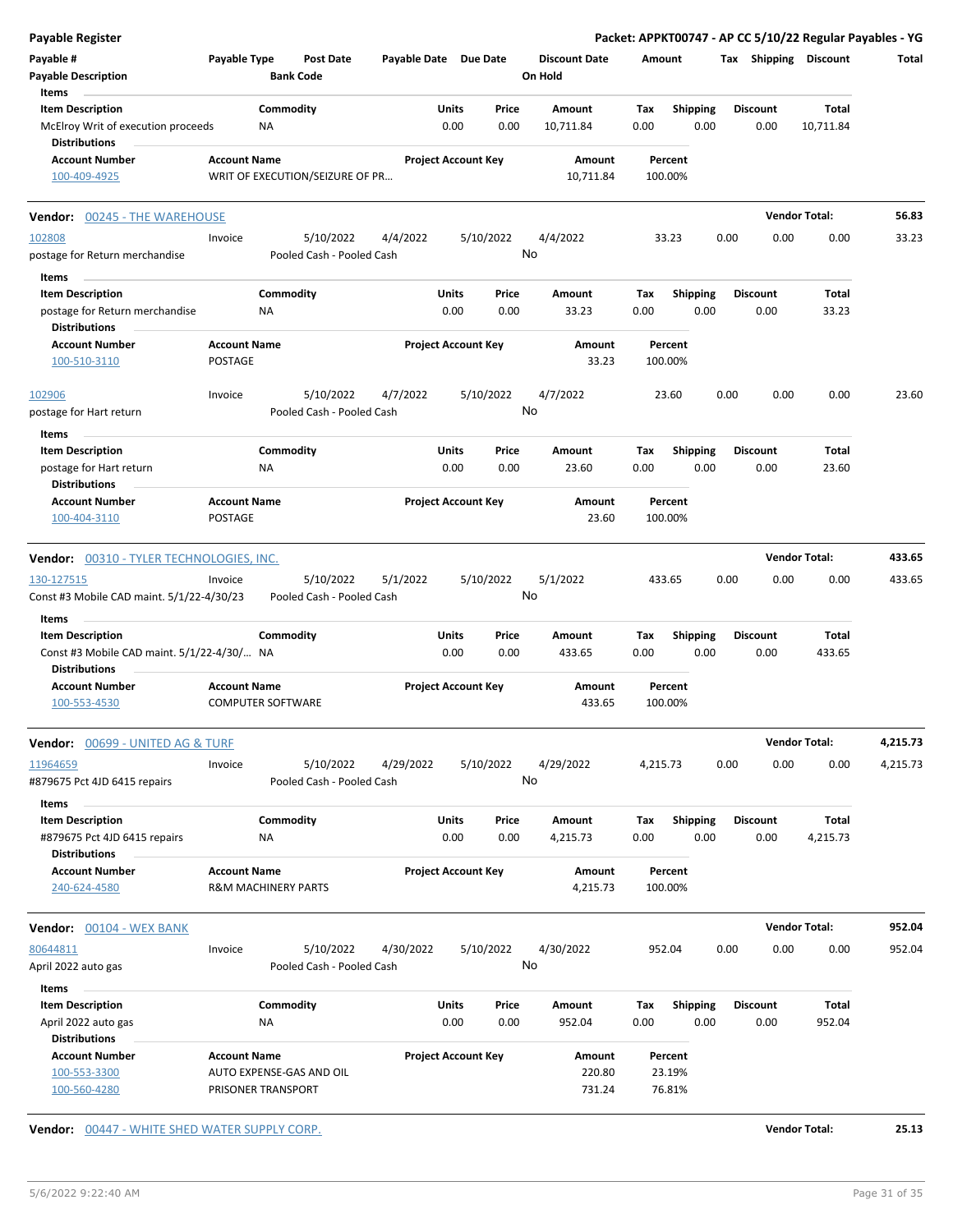**Payable Register** — **Packet: APPKT00747 - AP CC 5/10/22 Regular Payables - YG**

| Payable # | Payable Type | Post Date | Payable Date | Due Date | Discount Date | Amount | Tax | Shipping | Discount | Total |
|---|---|---|---|---|---|---|---|---|---|---|
| Payable Description | | Bank Code | | | On Hold | | | | | |

**Items**

| Item Description | Commodity | Units | Price | Amount | Tax | Shipping | Discount | Total |
|---|---|---|---|---|---|---|---|---|
| McElroy Writ of execution proceeds | NA | 0.00 | 0.00 | 10,711.84 | 0.00 | 0.00 | 0.00 | 10,711.84 |

**Distributions**

| Account Number | Account Name | Project Account Key | Amount | Percent |
|---|---|---|---|---|
| 100-409-4925 | WRIT OF EXECUTION/SEIZURE OF PR… | | 10,711.84 | 100.00% |

---

**Vendor: 00245 - THE WAREHOUSE** — **Vendor Total: 56.83**

| Payable # | Payable Type | Post Date | Payable Date | Due Date | Discount Date | Amount | Tax | Shipping | Discount | Total |
|---|---|---|---|---|---|---|---|---|---|---|
| 102808 | Invoice | 5/10/2022 | 4/4/2022 | 5/10/2022 | 4/4/2022 | 33.23 | 0.00 | 0.00 | 0.00 | 33.23 |
| postage for Return merchandise | | Pooled Cash - Pooled Cash | | | No | | | | | |

**Items**

| Item Description | Commodity | Units | Price | Amount | Tax | Shipping | Discount | Total |
|---|---|---|---|---|---|---|---|---|
| postage for Return merchandise | NA | 0.00 | 0.00 | 33.23 | 0.00 | 0.00 | 0.00 | 33.23 |

**Distributions**

| Account Number | Account Name | Project Account Key | Amount | Percent |
|---|---|---|---|---|
| 100-510-3110 | POSTAGE | | 33.23 | 100.00% |

| Payable # | Payable Type | Post Date | Payable Date | Due Date | Discount Date | Amount | Tax | Shipping | Discount | Total |
|---|---|---|---|---|---|---|---|---|---|---|
| 102906 | Invoice | 5/10/2022 | 4/7/2022 | 5/10/2022 | 4/7/2022 | 23.60 | 0.00 | 0.00 | 0.00 | 23.60 |
| postage for Hart return | | Pooled Cash - Pooled Cash | | | No | | | | | |

**Items**

| Item Description | Commodity | Units | Price | Amount | Tax | Shipping | Discount | Total |
|---|---|---|---|---|---|---|---|---|
| postage for Hart return | NA | 0.00 | 0.00 | 23.60 | 0.00 | 0.00 | 0.00 | 23.60 |

**Distributions**

| Account Number | Account Name | Project Account Key | Amount | Percent |
|---|---|---|---|---|
| 100-404-3110 | POSTAGE | | 23.60 | 100.00% |

---

**Vendor: 00310 - TYLER TECHNOLOGIES, INC.** — **Vendor Total: 433.65**

| Payable # | Payable Type | Post Date | Payable Date | Due Date | Discount Date | Amount | Tax | Shipping | Discount | Total |
|---|---|---|---|---|---|---|---|---|---|---|
| 130-127515 | Invoice | 5/10/2022 | 5/1/2022 | 5/10/2022 | 5/1/2022 | 433.65 | 0.00 | 0.00 | 0.00 | 433.65 |
| Const #3 Mobile CAD maint. 5/1/22-4/30/23 | | Pooled Cash - Pooled Cash | | | No | | | | | |

**Items**

| Item Description | Commodity | Units | Price | Amount | Tax | Shipping | Discount | Total |
|---|---|---|---|---|---|---|---|---|
| Const #3 Mobile CAD maint. 5/1/22-4/30/… | NA | 0.00 | 0.00 | 433.65 | 0.00 | 0.00 | 0.00 | 433.65 |

**Distributions**

| Account Number | Account Name | Project Account Key | Amount | Percent |
|---|---|---|---|---|
| 100-553-4530 | COMPUTER SOFTWARE | | 433.65 | 100.00% |

---

**Vendor: 00699 - UNITED AG & TURF** — **Vendor Total: 4,215.73**

| Payable # | Payable Type | Post Date | Payable Date | Due Date | Discount Date | Amount | Tax | Shipping | Discount | Total |
|---|---|---|---|---|---|---|---|---|---|---|
| 11964659 | Invoice | 5/10/2022 | 4/29/2022 | 5/10/2022 | 4/29/2022 | 4,215.73 | 0.00 | 0.00 | 0.00 | 4,215.73 |
| #879675 Pct 4JD 6415 repairs | | Pooled Cash - Pooled Cash | | | No | | | | | |

**Items**

| Item Description | Commodity | Units | Price | Amount | Tax | Shipping | Discount | Total |
|---|---|---|---|---|---|---|---|---|
| #879675 Pct 4JD 6415 repairs | NA | 0.00 | 0.00 | 4,215.73 | 0.00 | 0.00 | 0.00 | 4,215.73 |

**Distributions**

| Account Number | Account Name | Project Account Key | Amount | Percent |
|---|---|---|---|---|
| 240-624-4580 | R&M MACHINERY PARTS | | 4,215.73 | 100.00% |

---

**Vendor: 00104 - WEX BANK** — **Vendor Total: 952.04**

| Payable # | Payable Type | Post Date | Payable Date | Due Date | Discount Date | Amount | Tax | Shipping | Discount | Total |
|---|---|---|---|---|---|---|---|---|---|---|
| 80644811 | Invoice | 5/10/2022 | 4/30/2022 | 5/10/2022 | 4/30/2022 | 952.04 | 0.00 | 0.00 | 0.00 | 952.04 |
| April 2022 auto gas | | Pooled Cash - Pooled Cash | | | No | | | | | |

**Items**

| Item Description | Commodity | Units | Price | Amount | Tax | Shipping | Discount | Total |
|---|---|---|---|---|---|---|---|---|
| April 2022 auto gas | NA | 0.00 | 0.00 | 952.04 | 0.00 | 0.00 | 0.00 | 952.04 |

**Distributions**

| Account Number | Account Name | Project Account Key | Amount | Percent |
|---|---|---|---|---|
| 100-553-3300 | AUTO EXPENSE-GAS AND OIL | | 220.80 | 23.19% |
| 100-560-4280 | PRISONER TRANSPORT | | 731.24 | 76.81% |

---

**Vendor: 00447 - WHITE SHED WATER SUPPLY CORP.** — **Vendor Total: 25.13**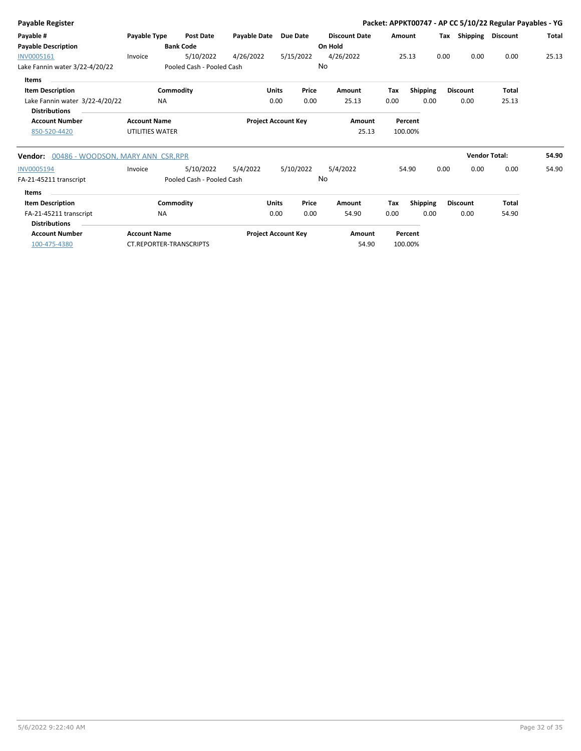**Payable Register** — Packet: APPKT00747 - AP CC 5/10/22 Regular Payables - YG

| Payable # / Payable Description | Payable Type | Post Date / Bank Code | Payable Date | Due Date | Discount Date / On Hold | Amount | Tax | Shipping | Discount | Total |
|---|---|---|---|---|---|---|---|---|---|---|
| INV0005161 | Invoice | 5/10/2022 | 4/26/2022 | 5/15/2022 | 4/26/2022 | 25.13 | 0.00 | 0.00 | 0.00 | 25.13 |
| Lake Fannin water 3/22-4/20/22 | | Pooled Cash - Pooled Cash | | | No | | | | | |

**Items**

| Item Description | Commodity | Units | Price | Amount | Tax | Shipping | Discount | Total |
|---|---|---|---|---|---|---|---|---|
| Lake Fannin water 3/22-4/20/22 | NA | 0.00 | 0.00 | 25.13 | 0.00 | 0.00 | 0.00 | 25.13 |

**Distributions**

| Account Number | Account Name | Project Account Key | Amount | Percent |
|---|---|---|---|---|
| 850-520-4420 | UTILITIES WATER | | 25.13 | 100.00% |

**Vendor: 00486 - WOODSON, MARY ANN CSR,RPR** — Vendor Total: **54.90**

| Payable # / Payable Description | Payable Type | Post Date / Bank Code | Payable Date | Due Date | Discount Date / On Hold | Amount | Tax | Shipping | Discount | Total |
|---|---|---|---|---|---|---|---|---|---|---|
| INV0005194 | Invoice | 5/10/2022 | 5/4/2022 | 5/10/2022 | 5/4/2022 | 54.90 | 0.00 | 0.00 | 0.00 | 54.90 |
| FA-21-45211 transcript | | Pooled Cash - Pooled Cash | | | No | | | | | |

**Items**

| Item Description | Commodity | Units | Price | Amount | Tax | Shipping | Discount | Total |
|---|---|---|---|---|---|---|---|---|
| FA-21-45211 transcript | NA | 0.00 | 0.00 | 54.90 | 0.00 | 0.00 | 0.00 | 54.90 |

**Distributions**

| Account Number | Account Name | Project Account Key | Amount | Percent |
|---|---|---|---|---|
| 100-475-4380 | CT.REPORTER-TRANSCRIPTS | | 54.90 | 100.00% |

5/6/2022 9:22:40 AM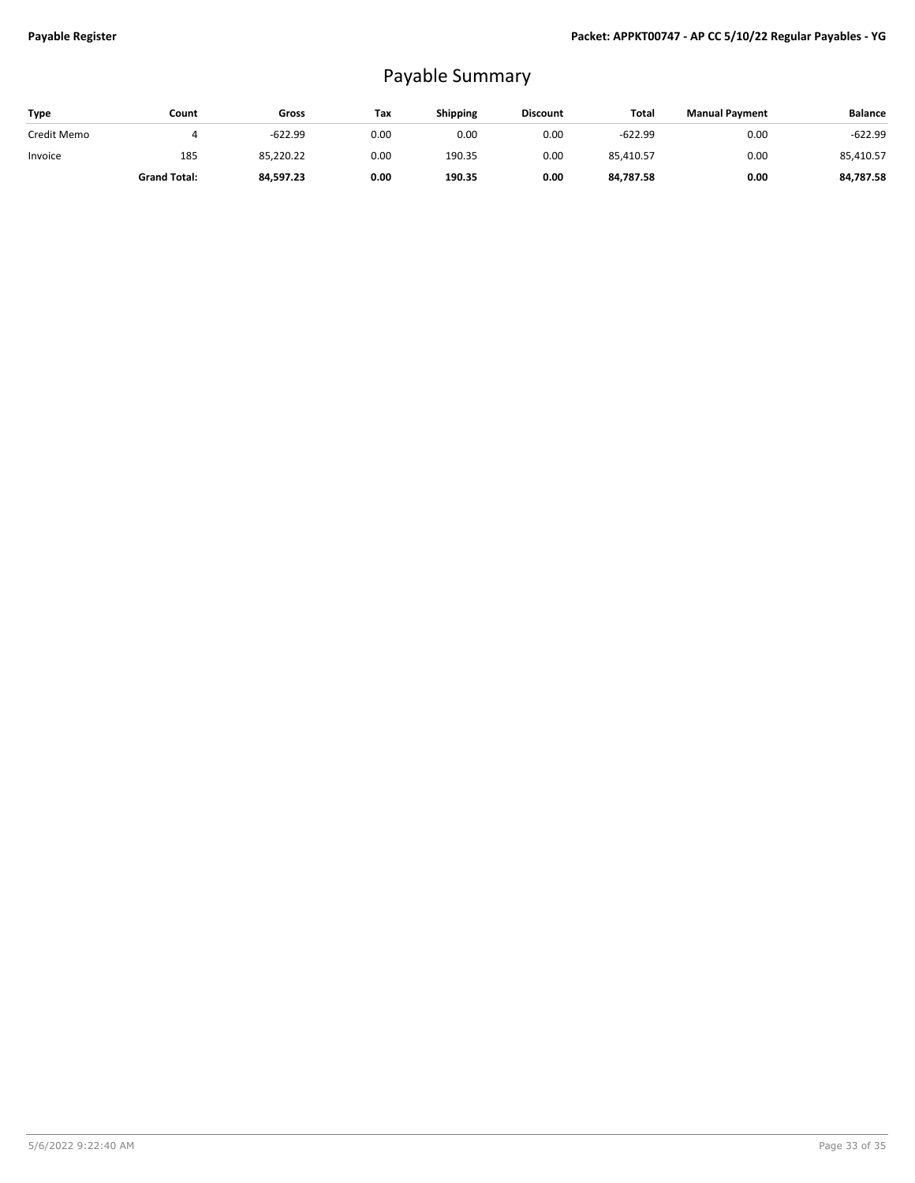# Payable Summary

| Type | Count | Gross | Tax | Shipping | Discount | Total | Manual Payment | Balance |
|---|---|---|---|---|---|---|---|---|
| Credit Memo | 4 | -622.99 | 0.00 | 0.00 | 0.00 | -622.99 | 0.00 | -622.99 |
| Invoice | 185 | 85,220.22 | 0.00 | 190.35 | 0.00 | 85,410.57 | 0.00 | 85,410.57 |
| | **Grand Total:** | **84,597.23** | **0.00** | **190.35** | **0.00** | **84,787.58** | **0.00** | **84,787.58** |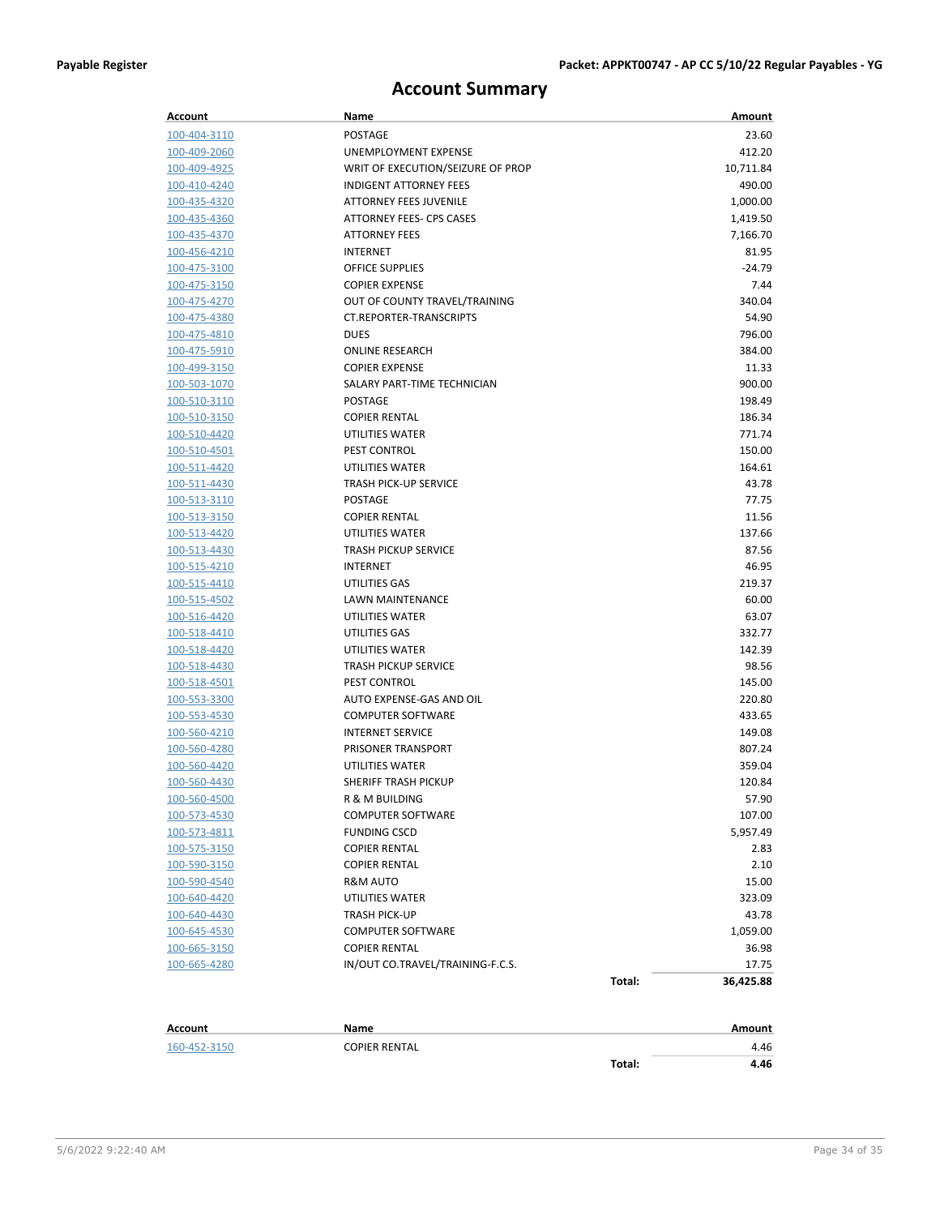# Account Summary

| Account | Name | | Amount |
|---|---|---|---|
| 100-404-3110 | POSTAGE | | 23.60 |
| 100-409-2060 | UNEMPLOYMENT EXPENSE | | 412.20 |
| 100-409-4925 | WRIT OF EXECUTION/SEIZURE OF PROP | | 10,711.84 |
| 100-410-4240 | INDIGENT ATTORNEY FEES | | 490.00 |
| 100-435-4320 | ATTORNEY FEES JUVENILE | | 1,000.00 |
| 100-435-4360 | ATTORNEY FEES- CPS CASES | | 1,419.50 |
| 100-435-4370 | ATTORNEY FEES | | 7,166.70 |
| 100-456-4210 | INTERNET | | 81.95 |
| 100-475-3100 | OFFICE SUPPLIES | | -24.79 |
| 100-475-3150 | COPIER EXPENSE | | 7.44 |
| 100-475-4270 | OUT OF COUNTY TRAVEL/TRAINING | | 340.04 |
| 100-475-4380 | CT.REPORTER-TRANSCRIPTS | | 54.90 |
| 100-475-4810 | DUES | | 796.00 |
| 100-475-5910 | ONLINE RESEARCH | | 384.00 |
| 100-499-3150 | COPIER EXPENSE | | 11.33 |
| 100-503-1070 | SALARY PART-TIME TECHNICIAN | | 900.00 |
| 100-510-3110 | POSTAGE | | 198.49 |
| 100-510-3150 | COPIER RENTAL | | 186.34 |
| 100-510-4420 | UTILITIES WATER | | 771.74 |
| 100-510-4501 | PEST CONTROL | | 150.00 |
| 100-511-4420 | UTILITIES WATER | | 164.61 |
| 100-511-4430 | TRASH PICK-UP SERVICE | | 43.78 |
| 100-513-3110 | POSTAGE | | 77.75 |
| 100-513-3150 | COPIER RENTAL | | 11.56 |
| 100-513-4420 | UTILITIES WATER | | 137.66 |
| 100-513-4430 | TRASH PICKUP SERVICE | | 87.56 |
| 100-515-4210 | INTERNET | | 46.95 |
| 100-515-4410 | UTILITIES GAS | | 219.37 |
| 100-515-4502 | LAWN MAINTENANCE | | 60.00 |
| 100-516-4420 | UTILITIES WATER | | 63.07 |
| 100-518-4410 | UTILITIES GAS | | 332.77 |
| 100-518-4420 | UTILITIES WATER | | 142.39 |
| 100-518-4430 | TRASH PICKUP SERVICE | | 98.56 |
| 100-518-4501 | PEST CONTROL | | 145.00 |
| 100-553-3300 | AUTO EXPENSE-GAS AND OIL | | 220.80 |
| 100-553-4530 | COMPUTER SOFTWARE | | 433.65 |
| 100-560-4210 | INTERNET SERVICE | | 149.08 |
| 100-560-4280 | PRISONER TRANSPORT | | 807.24 |
| 100-560-4420 | UTILITIES WATER | | 359.04 |
| 100-560-4430 | SHERIFF TRASH PICKUP | | 120.84 |
| 100-560-4500 | R & M BUILDING | | 57.90 |
| 100-573-4530 | COMPUTER SOFTWARE | | 107.00 |
| 100-573-4811 | FUNDING CSCD | | 5,957.49 |
| 100-575-3150 | COPIER RENTAL | | 2.83 |
| 100-590-3150 | COPIER RENTAL | | 2.10 |
| 100-590-4540 | R&M AUTO | | 15.00 |
| 100-640-4420 | UTILITIES WATER | | 323.09 |
| 100-640-4430 | TRASH PICK-UP | | 43.78 |
| 100-645-4530 | COMPUTER SOFTWARE | | 1,059.00 |
| 100-665-3150 | COPIER RENTAL | | 36.98 |
| 100-665-4280 | IN/OUT CO.TRAVEL/TRAINING-F.C.S. | | 17.75 |
| | | **Total:** | **36,425.88** |

| Account | Name | | Amount |
|---|---|---|---|
| 160-452-3150 | COPIER RENTAL | | 4.46 |
| | | **Total:** | **4.46** |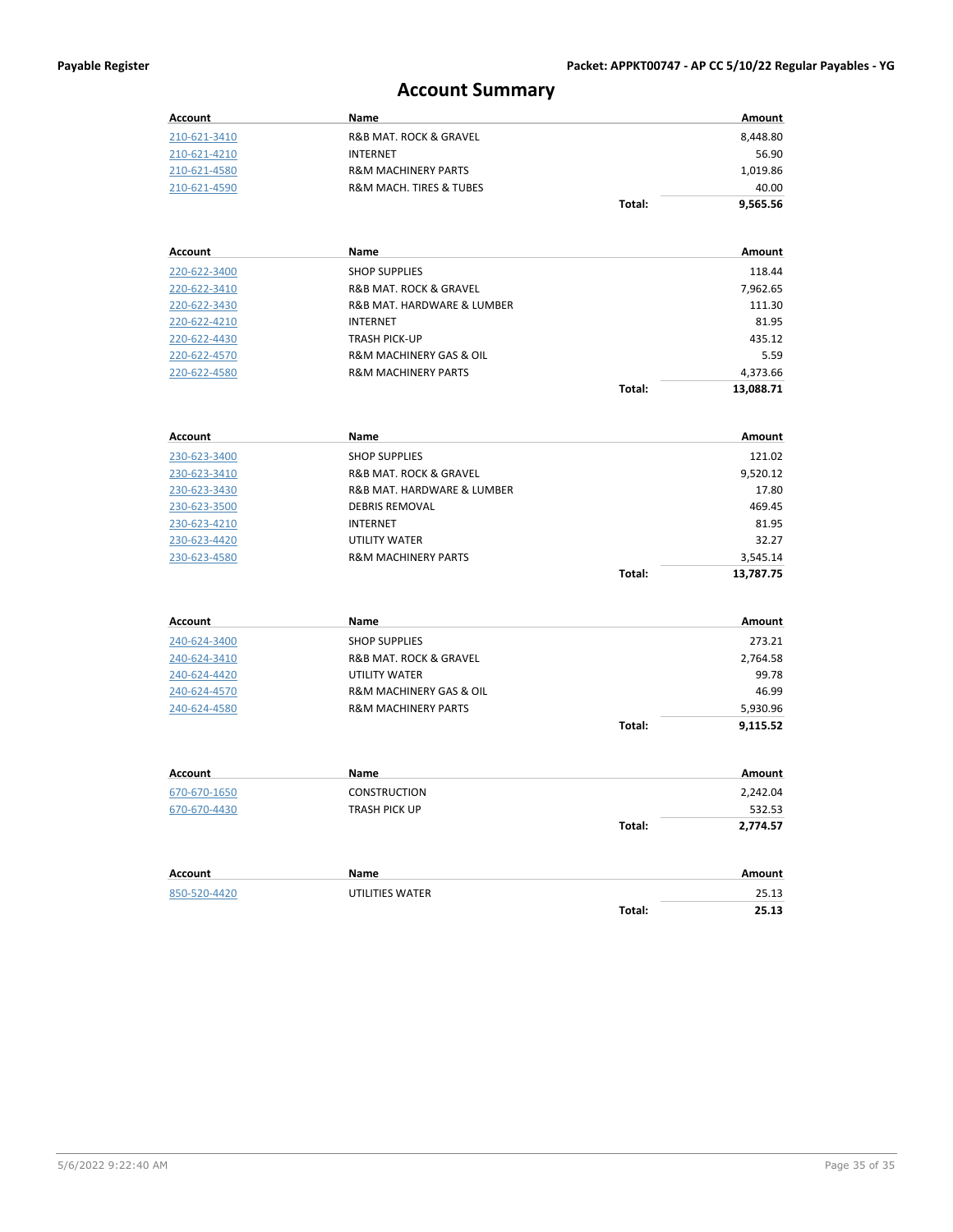# Account Summary

| Account | Name | | Amount |
|---|---|---|---|
| 210-621-3410 | R&B MAT. ROCK & GRAVEL | | 8,448.80 |
| 210-621-4210 | INTERNET | | 56.90 |
| 210-621-4580 | R&M MACHINERY PARTS | | 1,019.86 |
| 210-621-4590 | R&M MACH. TIRES & TUBES | | 40.00 |
| | | **Total:** | **9,565.56** |

| Account | Name | | Amount |
|---|---|---|---|
| 220-622-3400 | SHOP SUPPLIES | | 118.44 |
| 220-622-3410 | R&B MAT. ROCK & GRAVEL | | 7,962.65 |
| 220-622-3430 | R&B MAT. HARDWARE & LUMBER | | 111.30 |
| 220-622-4210 | INTERNET | | 81.95 |
| 220-622-4430 | TRASH PICK-UP | | 435.12 |
| 220-622-4570 | R&M MACHINERY GAS & OIL | | 5.59 |
| 220-622-4580 | R&M MACHINERY PARTS | | 4,373.66 |
| | | **Total:** | **13,088.71** |

| Account | Name | | Amount |
|---|---|---|---|
| 230-623-3400 | SHOP SUPPLIES | | 121.02 |
| 230-623-3410 | R&B MAT. ROCK & GRAVEL | | 9,520.12 |
| 230-623-3430 | R&B MAT. HARDWARE & LUMBER | | 17.80 |
| 230-623-3500 | DEBRIS REMOVAL | | 469.45 |
| 230-623-4210 | INTERNET | | 81.95 |
| 230-623-4420 | UTILITY WATER | | 32.27 |
| 230-623-4580 | R&M MACHINERY PARTS | | 3,545.14 |
| | | **Total:** | **13,787.75** |

| Account | Name | | Amount |
|---|---|---|---|
| 240-624-3400 | SHOP SUPPLIES | | 273.21 |
| 240-624-3410 | R&B MAT. ROCK & GRAVEL | | 2,764.58 |
| 240-624-4420 | UTILITY WATER | | 99.78 |
| 240-624-4570 | R&M MACHINERY GAS & OIL | | 46.99 |
| 240-624-4580 | R&M MACHINERY PARTS | | 5,930.96 |
| | | **Total:** | **9,115.52** |

| Account | Name | | Amount |
|---|---|---|---|
| 670-670-1650 | CONSTRUCTION | | 2,242.04 |
| 670-670-4430 | TRASH PICK UP | | 532.53 |
| | | **Total:** | **2,774.57** |

| Account | Name | | Amount |
|---|---|---|---|
| 850-520-4420 | UTILITIES WATER | | 25.13 |
| | | **Total:** | **25.13** |